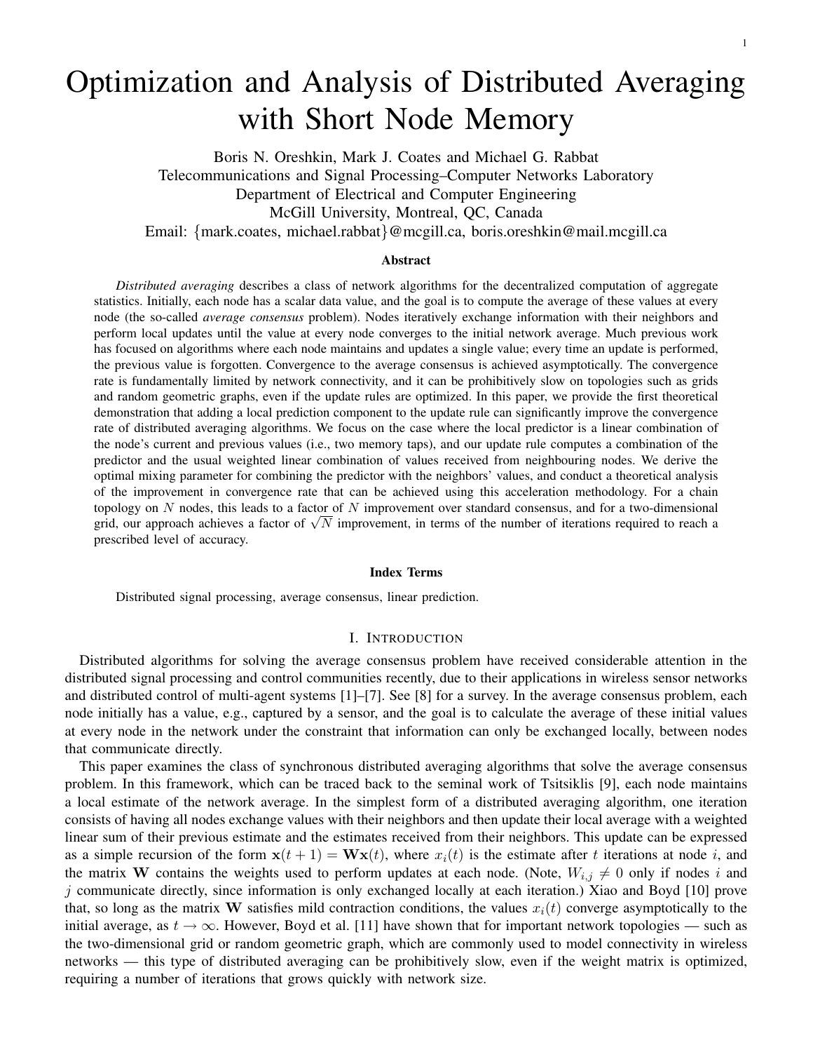# Optimization and Analysis of Distributed Averaging with Short Node Memory

Boris N. Oreshkin, Mark J. Coates and Michael G. Rabbat
Telecommunications and Signal Processing–Computer Networks Laboratory
Department of Electrical and Computer Engineering
McGill University, Montreal, QC, Canada
Email: {mark.coates, michael.rabbat}@mcgill.ca, boris.oreshkin@mail.mcgill.ca

## Abstract

*Distributed averaging* describes a class of network algorithms for the decentralized computation of aggregate statistics. Initially, each node has a scalar data value, and the goal is to compute the average of these values at every node (the so-called *average consensus* problem). Nodes iteratively exchange information with their neighbors and perform local updates until the value at every node converges to the initial network average. Much previous work has focused on algorithms where each node maintains and updates a single value; every time an update is performed, the previous value is forgotten. Convergence to the average consensus is achieved asymptotically. The convergence rate is fundamentally limited by network connectivity, and it can be prohibitively slow on topologies such as grids and random geometric graphs, even if the update rules are optimized. In this paper, we provide the first theoretical demonstration that adding a local prediction component to the update rule can significantly improve the convergence rate of distributed averaging algorithms. We focus on the case where the local predictor is a linear combination of the node's current and previous values (i.e., two memory taps), and our update rule computes a combination of the predictor and the usual weighted linear combination of values received from neighbouring nodes. We derive the optimal mixing parameter for combining the predictor with the neighbors' values, and conduct a theoretical analysis of the improvement in convergence rate that can be achieved using this acceleration methodology. For a chain topology on $N$ nodes, this leads to a factor of $N$ improvement over standard consensus, and for a two-dimensional grid, our approach achieves a factor of $\sqrt{N}$ improvement, in terms of the number of iterations required to reach a prescribed level of accuracy.

### Index Terms

Distributed signal processing, average consensus, linear prediction.

## I. Introduction

Distributed algorithms for solving the average consensus problem have received considerable attention in the distributed signal processing and control communities recently, due to their applications in wireless sensor networks and distributed control of multi-agent systems [1]–[7]. See [8] for a survey. In the average consensus problem, each node initially has a value, e.g., captured by a sensor, and the goal is to calculate the average of these initial values at every node in the network under the constraint that information can only be exchanged locally, between nodes that communicate directly.

This paper examines the class of synchronous distributed averaging algorithms that solve the average consensus problem. In this framework, which can be traced back to the seminal work of Tsitsiklis [9], each node maintains a local estimate of the network average. In the simplest form of a distributed averaging algorithm, one iteration consists of having all nodes exchange values with their neighbors and then update their local average with a weighted linear sum of their previous estimate and the estimates received from their neighbors. This update can be expressed as a simple recursion of the form $\mathbf{x}(t+1) = \mathbf{W}\mathbf{x}(t)$, where $x_i(t)$ is the estimate after $t$ iterations at node $i$, and the matrix $\mathbf{W}$ contains the weights used to perform updates at each node. (Note, $W_{i,j} \neq 0$ only if nodes $i$ and $j$ communicate directly, since information is only exchanged locally at each iteration.) Xiao and Boyd [10] prove that, so long as the matrix $\mathbf{W}$ satisfies mild contraction conditions, the values $x_i(t)$ converge asymptotically to the initial average, as $t \to \infty$. However, Boyd et al. [11] have shown that for important network topologies — such as the two-dimensional grid or random geometric graph, which are commonly used to model connectivity in wireless networks — this type of distributed averaging can be prohibitively slow, even if the weight matrix is optimized, requiring a number of iterations that grows quickly with network size.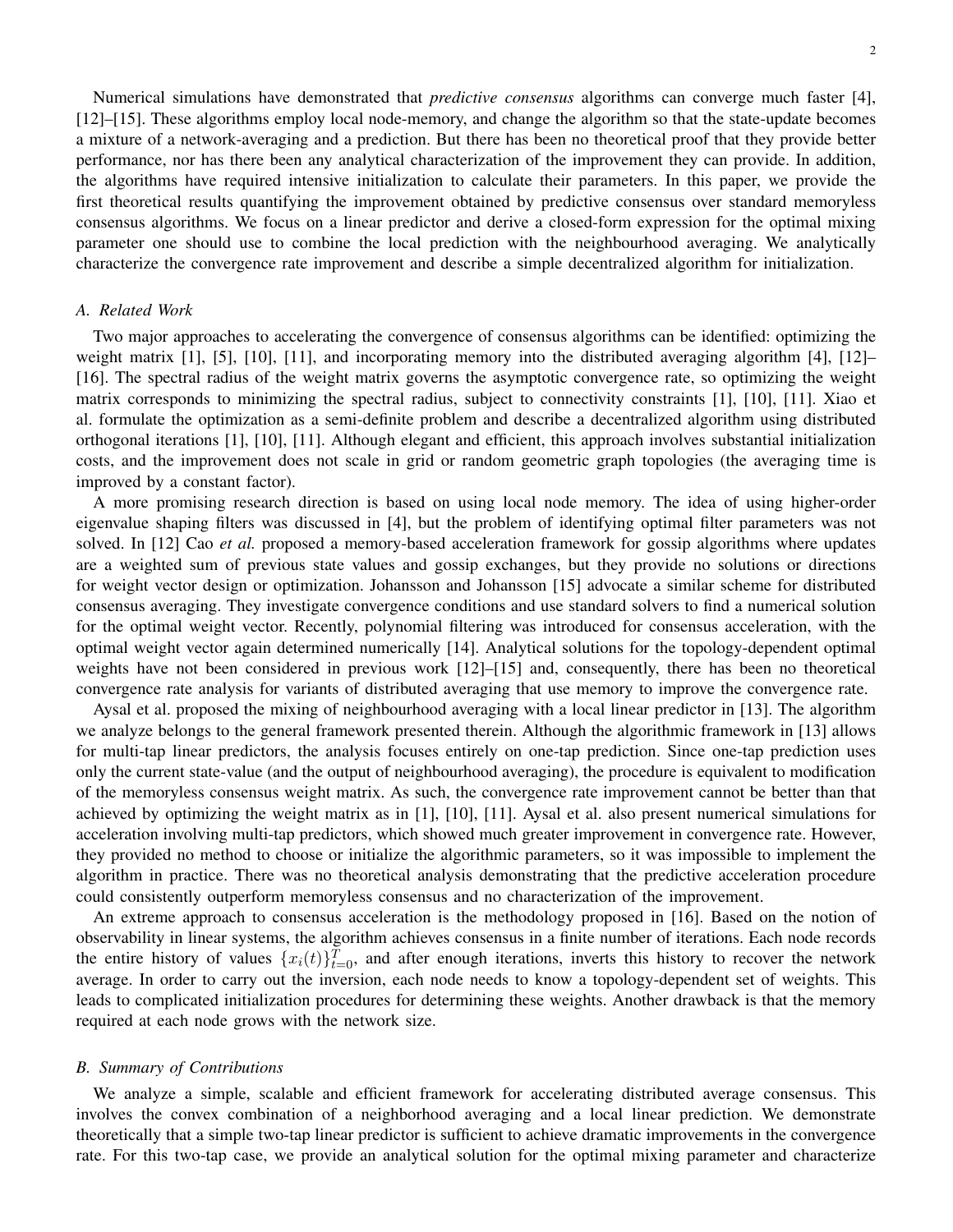Numerical simulations have demonstrated that *predictive consensus* algorithms can converge much faster [4], [12]–[15]. These algorithms employ local node-memory, and change the algorithm so that the state-update becomes a mixture of a network-averaging and a prediction. But there has been no theoretical proof that they provide better performance, nor has there been any analytical characterization of the improvement they can provide. In addition, the algorithms have required intensive initialization to calculate their parameters. In this paper, we provide the first theoretical results quantifying the improvement obtained by predictive consensus over standard memoryless consensus algorithms. We focus on a linear predictor and derive a closed-form expression for the optimal mixing parameter one should use to combine the local prediction with the neighbourhood averaging. We analytically characterize the convergence rate improvement and describe a simple decentralized algorithm for initialization.

### A. Related Work

Two major approaches to accelerating the convergence of consensus algorithms can be identified: optimizing the weight matrix [1], [5], [10], [11], and incorporating memory into the distributed averaging algorithm [4], [12]–[16]. The spectral radius of the weight matrix governs the asymptotic convergence rate, so optimizing the weight matrix corresponds to minimizing the spectral radius, subject to connectivity constraints [1], [10], [11]. Xiao et al. formulate the optimization as a semi-definite problem and describe a decentralized algorithm using distributed orthogonal iterations [1], [10], [11]. Although elegant and efficient, this approach involves substantial initialization costs, and the improvement does not scale in grid or random geometric graph topologies (the averaging time is improved by a constant factor).

A more promising research direction is based on using local node memory. The idea of using higher-order eigenvalue shaping filters was discussed in [4], but the problem of identifying optimal filter parameters was not solved. In [12] Cao *et al.* proposed a memory-based acceleration framework for gossip algorithms where updates are a weighted sum of previous state values and gossip exchanges, but they provide no solutions or directions for weight vector design or optimization. Johansson and Johansson [15] advocate a similar scheme for distributed consensus averaging. They investigate convergence conditions and use standard solvers to find a numerical solution for the optimal weight vector. Recently, polynomial filtering was introduced for consensus acceleration, with the optimal weight vector again determined numerically [14]. Analytical solutions for the topology-dependent optimal weights have not been considered in previous work [12]–[15] and, consequently, there has been no theoretical convergence rate analysis for variants of distributed averaging that use memory to improve the convergence rate.

Aysal et al. proposed the mixing of neighbourhood averaging with a local linear predictor in [13]. The algorithm we analyze belongs to the general framework presented therein. Although the algorithmic framework in [13] allows for multi-tap linear predictors, the analysis focuses entirely on one-tap prediction. Since one-tap prediction uses only the current state-value (and the output of neighbourhood averaging), the procedure is equivalent to modification of the memoryless consensus weight matrix. As such, the convergence rate improvement cannot be better than that achieved by optimizing the weight matrix as in [1], [10], [11]. Aysal et al. also present numerical simulations for acceleration involving multi-tap predictors, which showed much greater improvement in convergence rate. However, they provided no method to choose or initialize the algorithmic parameters, so it was impossible to implement the algorithm in practice. There was no theoretical analysis demonstrating that the predictive acceleration procedure could consistently outperform memoryless consensus and no characterization of the improvement.

An extreme approach to consensus acceleration is the methodology proposed in [16]. Based on the notion of observability in linear systems, the algorithm achieves consensus in a finite number of iterations. Each node records the entire history of values $\{x_i(t)\}_{t=0}^{T}$, and after enough iterations, inverts this history to recover the network average. In order to carry out the inversion, each node needs to know a topology-dependent set of weights. This leads to complicated initialization procedures for determining these weights. Another drawback is that the memory required at each node grows with the network size.

### B. Summary of Contributions

We analyze a simple, scalable and efficient framework for accelerating distributed average consensus. This involves the convex combination of a neighborhood averaging and a local linear prediction. We demonstrate theoretically that a simple two-tap linear predictor is sufficient to achieve dramatic improvements in the convergence rate. For this two-tap case, we provide an analytical solution for the optimal mixing parameter and characterize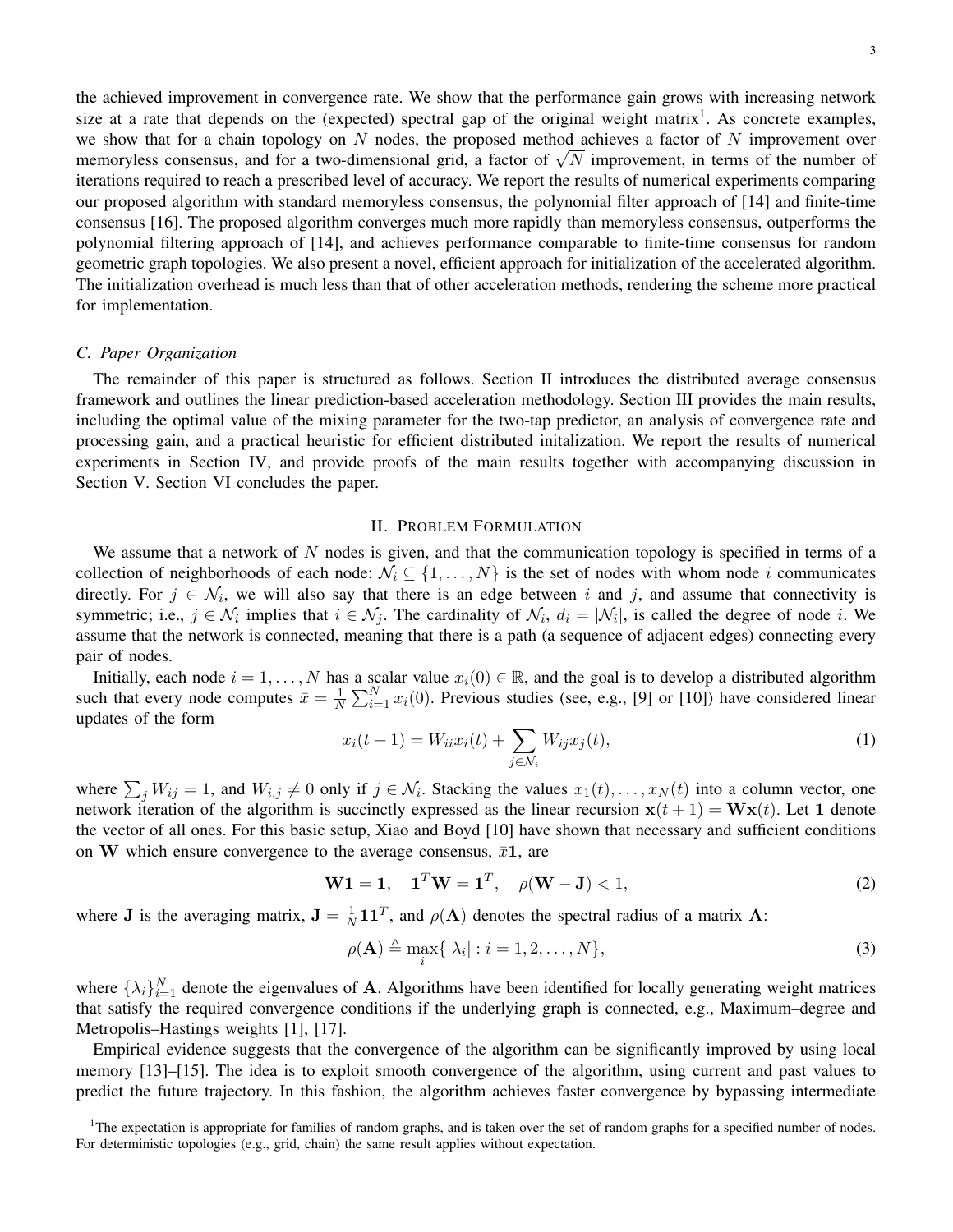the achieved improvement in convergence rate. We show that the performance gain grows with increasing network size at a rate that depends on the (expected) spectral gap of the original weight matrix[1]. As concrete examples, we show that for a chain topology on $N$ nodes, the proposed method achieves a factor of $N$ improvement over memoryless consensus, and for a two-dimensional grid, a factor of $\sqrt{N}$ improvement, in terms of the number of iterations required to reach a prescribed level of accuracy. We report the results of numerical experiments comparing our proposed algorithm with standard memoryless consensus, the polynomial filter approach of [14] and finite-time consensus [16]. The proposed algorithm converges much more rapidly than memoryless consensus, outperforms the polynomial filtering approach of [14], and achieves performance comparable to finite-time consensus for random geometric graph topologies. We also present a novel, efficient approach for initialization of the accelerated algorithm. The initialization overhead is much less than that of other acceleration methods, rendering the scheme more practical for implementation.

### C. Paper Organization

The remainder of this paper is structured as follows. Section II introduces the distributed average consensus framework and outlines the linear prediction-based acceleration methodology. Section III provides the main results, including the optimal value of the mixing parameter for the two-tap predictor, an analysis of convergence rate and processing gain, and a practical heuristic for efficient distributed initalization. We report the results of numerical experiments in Section IV, and provide proofs of the main results together with accompanying discussion in Section V. Section VI concludes the paper.

## II. Problem Formulation

We assume that a network of $N$ nodes is given, and that the communication topology is specified in terms of a collection of neighborhoods of each node: $\mathcal{N}_i \subseteq \{1, \ldots, N\}$ is the set of nodes with whom node $i$ communicates directly. For $j \in \mathcal{N}_i$, we will also say that there is an edge between $i$ and $j$, and assume that connectivity is symmetric; i.e., $j \in \mathcal{N}_i$ implies that $i \in \mathcal{N}_j$. The cardinality of $\mathcal{N}_i$, $d_i = |\mathcal{N}_i|$, is called the degree of node $i$. We assume that the network is connected, meaning that there is a path (a sequence of adjacent edges) connecting every pair of nodes.

Initially, each node $i = 1, \ldots, N$ has a scalar value $x_i(0) \in \mathbb{R}$, and the goal is to develop a distributed algorithm such that every node computes $\bar{x} = \frac{1}{N}\sum_{i=1}^{N} x_i(0)$. Previous studies (see, e.g., [9] or [10]) have considered linear updates of the form

$$x_i(t+1) = W_{ii}x_i(t) + \sum_{j \in \mathcal{N}_i} W_{ij}x_j(t), \tag{1}$$

where $\sum_j W_{ij} = 1$, and $W_{i,j} \neq 0$ only if $j \in \mathcal{N}_i$. Stacking the values $x_1(t), \ldots, x_N(t)$ into a column vector, one network iteration of the algorithm is succinctly expressed as the linear recursion $\mathbf{x}(t+1) = \mathbf{W}\mathbf{x}(t)$. Let $\mathbf{1}$ denote the vector of all ones. For this basic setup, Xiao and Boyd [10] have shown that necessary and sufficient conditions on $\mathbf{W}$ which ensure convergence to the average consensus, $\bar{x}\mathbf{1}$, are

$$\mathbf{W}\mathbf{1} = \mathbf{1}, \quad \mathbf{1}^T\mathbf{W} = \mathbf{1}^T, \quad \rho(\mathbf{W} - \mathbf{J}) < 1, \tag{2}$$

where $\mathbf{J}$ is the averaging matrix, $\mathbf{J} = \frac{1}{N}\mathbf{1}\mathbf{1}^T$, and $\rho(\mathbf{A})$ denotes the spectral radius of a matrix $\mathbf{A}$:

$$\rho(\mathbf{A}) \triangleq \max_i\{|\lambda_i| : i = 1, 2, \ldots, N\}, \tag{3}$$

where $\{\lambda_i\}_{i=1}^{N}$ denote the eigenvalues of $\mathbf{A}$. Algorithms have been identified for locally generating weight matrices that satisfy the required convergence conditions if the underlying graph is connected, e.g., Maximum–degree and Metropolis–Hastings weights [1], [17].

Empirical evidence suggests that the convergence of the algorithm can be significantly improved by using local memory [13]–[15]. The idea is to exploit smooth convergence of the algorithm, using current and past values to predict the future trajectory. In this fashion, the algorithm achieves faster convergence by bypassing intermediate

[1]The expectation is appropriate for families of random graphs, and is taken over the set of random graphs for a specified number of nodes. For deterministic topologies (e.g., grid, chain) the same result applies without expectation.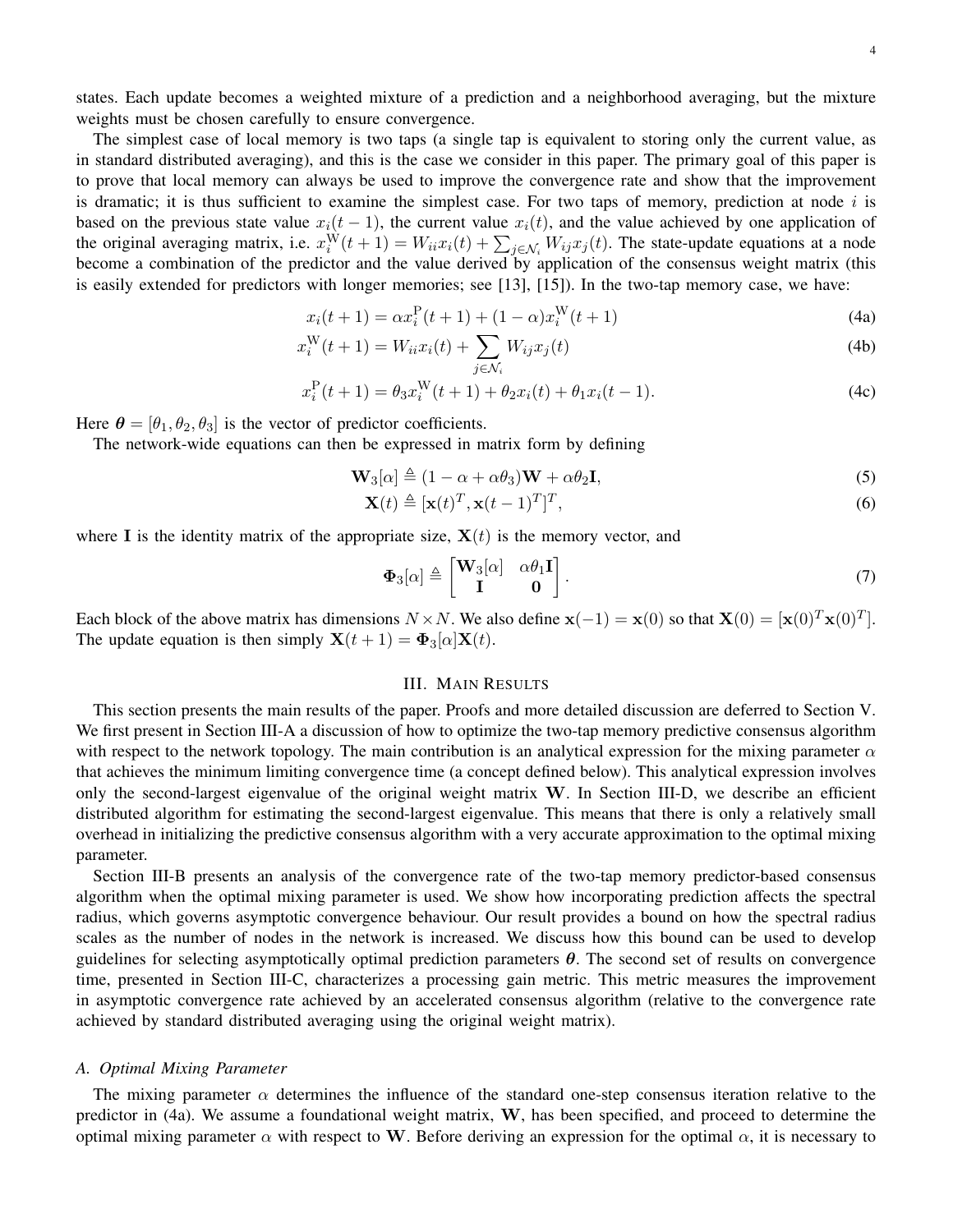states. Each update becomes a weighted mixture of a prediction and a neighborhood averaging, but the mixture weights must be chosen carefully to ensure convergence.

The simplest case of local memory is two taps (a single tap is equivalent to storing only the current value, as in standard distributed averaging), and this is the case we consider in this paper. The primary goal of this paper is to prove that local memory can always be used to improve the convergence rate and show that the improvement is dramatic; it is thus sufficient to examine the simplest case. For two taps of memory, prediction at node $i$ is based on the previous state value $x_i(t-1)$, the current value $x_i(t)$, and the value achieved by one application of the original averaging matrix, i.e. $x_i^{\mathrm{W}}(t+1) = W_{ii}x_i(t) + \sum_{j\in\mathcal{N}_i} W_{ij}x_j(t)$. The state-update equations at a node become a combination of the predictor and the value derived by application of the consensus weight matrix (this is easily extended for predictors with longer memories; see [13], [15]). In the two-tap memory case, we have:

$$x_i(t+1) = \alpha x_i^{\mathrm{P}}(t+1) + (1-\alpha)x_i^{\mathrm{W}}(t+1) \tag{4a}$$

$$x_i^{\mathrm{W}}(t+1) = W_{ii}x_i(t) + \sum_{j\in\mathcal{N}_i} W_{ij}x_j(t) \tag{4b}$$

$$x_i^{\mathrm{P}}(t+1) = \theta_3 x_i^{\mathrm{W}}(t+1) + \theta_2 x_i(t) + \theta_1 x_i(t-1). \tag{4c}$$

Here $\boldsymbol{\theta} = [\theta_1, \theta_2, \theta_3]$ is the vector of predictor coefficients.

The network-wide equations can then be expressed in matrix form by defining

$$\mathbf{W}_3[\alpha] \triangleq (1-\alpha+\alpha\theta_3)\mathbf{W} + \alpha\theta_2\mathbf{I}, \tag{5}$$

$$\mathbf{X}(t) \triangleq [\mathbf{x}(t)^T, \mathbf{x}(t-1)^T]^T, \tag{6}$$

where $\mathbf{I}$ is the identity matrix of the appropriate size, $\mathbf{X}(t)$ is the memory vector, and

$$\boldsymbol{\Phi}_3[\alpha] \triangleq \begin{bmatrix} \mathbf{W}_3[\alpha] & \alpha\theta_1\mathbf{I} \\ \mathbf{I} & \mathbf{0} \end{bmatrix}. \tag{7}$$

Each block of the above matrix has dimensions $N \times N$. We also define $\mathbf{x}(-1) = \mathbf{x}(0)$ so that $\mathbf{X}(0) = [\mathbf{x}(0)^T \mathbf{x}(0)^T]$. The update equation is then simply $\mathbf{X}(t+1) = \boldsymbol{\Phi}_3[\alpha]\mathbf{X}(t)$.

## III. Main Results

This section presents the main results of the paper. Proofs and more detailed discussion are deferred to Section V. We first present in Section III-A a discussion of how to optimize the two-tap memory predictive consensus algorithm with respect to the network topology. The main contribution is an analytical expression for the mixing parameter $\alpha$ that achieves the minimum limiting convergence time (a concept defined below). This analytical expression involves only the second-largest eigenvalue of the original weight matrix $\mathbf{W}$. In Section III-D, we describe an efficient distributed algorithm for estimating the second-largest eigenvalue. This means that there is only a relatively small overhead in initializing the predictive consensus algorithm with a very accurate approximation to the optimal mixing parameter.

Section III-B presents an analysis of the convergence rate of the two-tap memory predictor-based consensus algorithm when the optimal mixing parameter is used. We show how incorporating prediction affects the spectral radius, which governs asymptotic convergence behaviour. Our result provides a bound on how the spectral radius scales as the number of nodes in the network is increased. We discuss how this bound can be used to develop guidelines for selecting asymptotically optimal prediction parameters $\boldsymbol{\theta}$. The second set of results on convergence time, presented in Section III-C, characterizes a processing gain metric. This metric measures the improvement in asymptotic convergence rate achieved by an accelerated consensus algorithm (relative to the convergence rate achieved by standard distributed averaging using the original weight matrix).

### A. Optimal Mixing Parameter

The mixing parameter $\alpha$ determines the influence of the standard one-step consensus iteration relative to the predictor in (4a). We assume a foundational weight matrix, $\mathbf{W}$, has been specified, and proceed to determine the optimal mixing parameter $\alpha$ with respect to $\mathbf{W}$. Before deriving an expression for the optimal $\alpha$, it is necessary to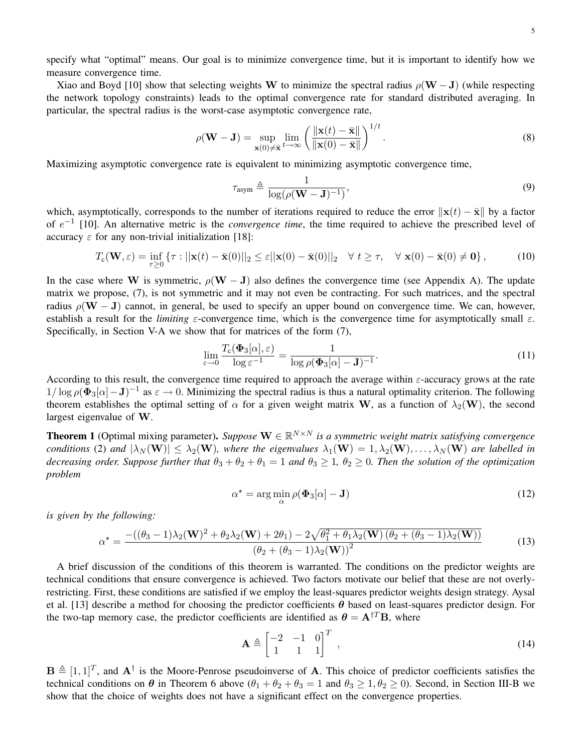specify what "optimal" means. Our goal is to minimize convergence time, but it is important to identify how we measure convergence time.

Xiao and Boyd [10] show that selecting weights $\mathbf{W}$ to minimize the spectral radius $\rho(\mathbf{W}-\mathbf{J})$ (while respecting the network topology constraints) leads to the optimal convergence rate for standard distributed averaging. In particular, the spectral radius is the worst-case asymptotic convergence rate,

$$\rho(\mathbf{W}-\mathbf{J}) = \sup_{\mathbf{x}(0)\neq\bar{\mathbf{x}}} \lim_{t\to\infty} \left( \frac{\|\mathbf{x}(t)-\bar{\mathbf{x}}\|}{\|\mathbf{x}(0)-\bar{\mathbf{x}}\|} \right)^{1/t}. \tag{8}$$

Maximizing asymptotic convergence rate is equivalent to minimizing asymptotic convergence time,

$$\tau_{\text{asym}} \triangleq \frac{1}{\log(\rho(\mathbf{W}-\mathbf{J})^{-1})}, \tag{9}$$

which, asymptotically, corresponds to the number of iterations required to reduce the error $\|\mathbf{x}(t)-\bar{\mathbf{x}}\|$ by a factor of $e^{-1}$ [10]. An alternative metric is the *convergence time*, the time required to achieve the prescribed level of accuracy $\varepsilon$ for any non-trivial initialization [18]:

$$T_{\text{c}}(\mathbf{W},\varepsilon) = \inf_{\tau\geq 0} \left\{ \tau : ||\mathbf{x}(t)-\bar{\mathbf{x}}(0)||_2 \leq \varepsilon ||\mathbf{x}(0)-\bar{\mathbf{x}}(0)||_2 \quad \forall\ t\geq\tau, \quad \forall\ \mathbf{x}(0)-\bar{\mathbf{x}}(0)\neq\mathbf{0} \right\}, \tag{10}$$

In the case where $\mathbf{W}$ is symmetric, $\rho(\mathbf{W}-\mathbf{J})$ also defines the convergence time (see Appendix A). The update matrix we propose, (7), is not symmetric and it may not even be contracting. For such matrices, and the spectral radius $\rho(\mathbf{W}-\mathbf{J})$ cannot, in general, be used to specify an upper bound on convergence time. We can, however, establish a result for the *limiting* $\varepsilon$-convergence time, which is the convergence time for asymptotically small $\varepsilon$. Specifically, in Section V-A we show that for matrices of the form (7),

$$\lim_{\varepsilon\to 0} \frac{T_{\text{c}}(\mathbf{\Phi}_3[\alpha],\varepsilon)}{\log \varepsilon^{-1}} = \frac{1}{\log \rho(\mathbf{\Phi}_3[\alpha]-\mathbf{J})^{-1}}. \tag{11}$$

According to this result, the convergence time required to approach the average within $\varepsilon$-accuracy grows at the rate $1/\log \rho(\mathbf{\Phi}_3[\alpha]-\mathbf{J})^{-1}$ as $\varepsilon \to 0$. Minimizing the spectral radius is thus a natural optimality criterion. The following theorem establishes the optimal setting of $\alpha$ for a given weight matrix $\mathbf{W}$, as a function of $\lambda_2(\mathbf{W})$, the second largest eigenvalue of $\mathbf{W}$.

**Theorem 1** (Optimal mixing parameter). *Suppose $\mathbf{W}\in\mathbb{R}^{N\times N}$ is a symmetric weight matrix satisfying convergence conditions* (2) *and $|\lambda_N(\mathbf{W})| \leq \lambda_2(\mathbf{W})$, where the eigenvalues $\lambda_1(\mathbf{W}) = 1, \lambda_2(\mathbf{W}), \ldots, \lambda_N(\mathbf{W})$ are labelled in decreasing order. Suppose further that $\theta_3+\theta_2+\theta_1 = 1$ and $\theta_3 \geq 1$, $\theta_2 \geq 0$. Then the solution of the optimization problem*

$$\alpha^\star = \arg\min_{\alpha} \rho(\mathbf{\Phi}_3[\alpha]-\mathbf{J}) \tag{12}$$

*is given by the following:*

$$\alpha^\star = \frac{-((\theta_3-1)\lambda_2(\mathbf{W})^2+\theta_2\lambda_2(\mathbf{W})+2\theta_1) - 2\sqrt{\theta_1^2+\theta_1\lambda_2(\mathbf{W})\left(\theta_2+(\theta_3-1)\lambda_2(\mathbf{W})\right)}}{\left(\theta_2+(\theta_3-1)\lambda_2(\mathbf{W})\right)^2} \tag{13}$$

A brief discussion of the conditions of this theorem is warranted. The conditions on the predictor weights are technical conditions that ensure convergence is achieved. Two factors motivate our belief that these are not overly-restricting. First, these conditions are satisfied if we employ the least-squares predictor weights design strategy. Aysal et al. [13] describe a method for choosing the predictor coefficients $\boldsymbol{\theta}$ based on least-squares predictor design. For the two-tap memory case, the predictor coefficients are identified as $\boldsymbol{\theta} = \mathbf{A}^{\dagger T}\mathbf{B}$, where

$$\mathbf{A} \triangleq \begin{bmatrix} -2 & -1 & 0 \\ 1 & 1 & 1 \end{bmatrix}^T, \tag{14}$$

$\mathbf{B} \triangleq [1, 1]^T$, and $\mathbf{A}^\dagger$ is the Moore-Penrose pseudoinverse of $\mathbf{A}$. This choice of predictor coefficients satisfies the technical conditions on $\boldsymbol{\theta}$ in Theorem 6 above ($\theta_1+\theta_2+\theta_3 = 1$ and $\theta_3 \geq 1, \theta_2 \geq 0$). Second, in Section III-B we show that the choice of weights does not have a significant effect on the convergence properties.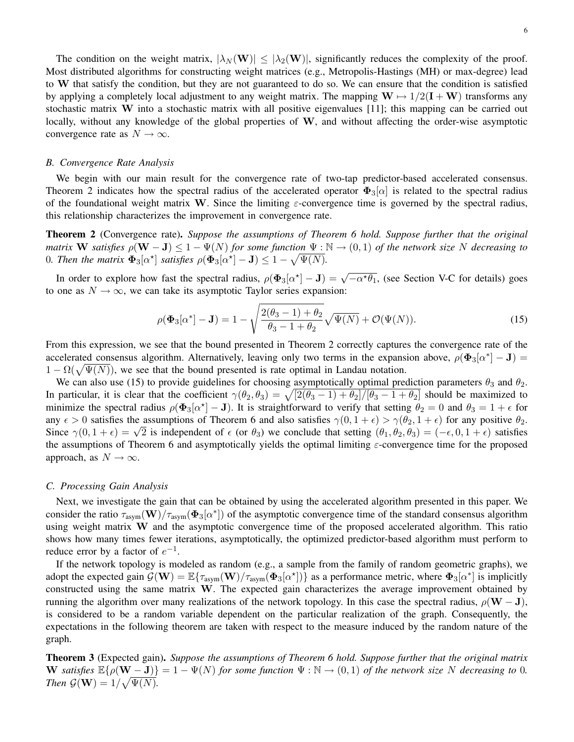The condition on the weight matrix, $|\lambda_N(\mathbf{W})| \leq |\lambda_2(\mathbf{W})|$, significantly reduces the complexity of the proof. Most distributed algorithms for constructing weight matrices (e.g., Metropolis-Hastings (MH) or max-degree) lead to $\mathbf{W}$ that satisfy the condition, but they are not guaranteed to do so. We can ensure that the condition is satisfied by applying a completely local adjustment to any weight matrix. The mapping $\mathbf{W} \mapsto 1/2(\mathbf{I} + \mathbf{W})$ transforms any stochastic matrix $\mathbf{W}$ into a stochastic matrix with all positive eigenvalues [11]; this mapping can be carried out locally, without any knowledge of the global properties of $\mathbf{W}$, and without affecting the order-wise asymptotic convergence rate as $N \to \infty$.

### B. Convergence Rate Analysis

We begin with our main result for the convergence rate of two-tap predictor-based accelerated consensus. Theorem 2 indicates how the spectral radius of the accelerated operator $\mathbf{\Phi}_3[\alpha]$ is related to the spectral radius of the foundational weight matrix $\mathbf{W}$. Since the limiting $\varepsilon$-convergence time is governed by the spectral radius, this relationship characterizes the improvement in convergence rate.

**Theorem 2** (Convergence rate)**.** *Suppose the assumptions of Theorem 6 hold. Suppose further that the original matrix $\mathbf{W}$ satisfies $\rho(\mathbf{W} - \mathbf{J}) \leq 1 - \Psi(N)$ for some function $\Psi : \mathbb{N} \to (0, 1)$ of the network size $N$ decreasing to 0. Then the matrix $\mathbf{\Phi}_3[\alpha^\star]$ satisfies $\rho(\mathbf{\Phi}_3[\alpha^\star] - \mathbf{J}) \leq 1 - \sqrt{\Psi(N)}$.*

In order to explore how fast the spectral radius, $\rho(\mathbf{\Phi}_3[\alpha^\star] - \mathbf{J}) = \sqrt{-\alpha^\star \theta_1}$, (see Section V-C for details) goes to one as $N \to \infty$, we can take its asymptotic Taylor series expansion:

$$\rho(\mathbf{\Phi}_3[\alpha^*] - \mathbf{J}) = 1 - \sqrt{\frac{2(\theta_3 - 1) + \theta_2}{\theta_3 - 1 + \theta_2}}\sqrt{\Psi(N)} + \mathcal{O}(\Psi(N)). \tag{15}$$

From this expression, we see that the bound presented in Theorem 2 correctly captures the convergence rate of the accelerated consensus algorithm. Alternatively, leaving only two terms in the expansion above, $\rho(\mathbf{\Phi}_3[\alpha^*] - \mathbf{J}) = 1 - \Omega(\sqrt{\Psi(N)})$, we see that the bound presented is rate optimal in Landau notation.

We can also use (15) to provide guidelines for choosing asymptotically optimal prediction parameters $\theta_3$ and $\theta_2$. In particular, it is clear that the coefficient $\gamma(\theta_2, \theta_3) = \sqrt{[2(\theta_3 - 1) + \theta_2]/[\theta_3 - 1 + \theta_2]}$ should be maximized to minimize the spectral radius $\rho(\mathbf{\Phi}_3[\alpha^*] - \mathbf{J})$. It is straightforward to verify that setting $\theta_2 = 0$ and $\theta_3 = 1 + \epsilon$ for any $\epsilon > 0$ satisfies the assumptions of Theorem 6 and also satisfies $\gamma(0, 1 + \epsilon) > \gamma(\theta_2, 1 + \epsilon)$ for any positive $\theta_2$. Since $\gamma(0, 1 + \epsilon) = \sqrt{2}$ is independent of $\epsilon$ (or $\theta_3$) we conclude that setting $(\theta_1, \theta_2, \theta_3) = (-\epsilon, 0, 1 + \epsilon)$ satisfies the assumptions of Theorem 6 and asymptotically yields the optimal limiting $\varepsilon$-convergence time for the proposed approach, as $N \to \infty$.

### C. Processing Gain Analysis

Next, we investigate the gain that can be obtained by using the accelerated algorithm presented in this paper. We consider the ratio $\tau_{\text{asym}}(\mathbf{W})/\tau_{\text{asym}}(\mathbf{\Phi}_3[\alpha^*])$ of the asymptotic convergence time of the standard consensus algorithm using weight matrix $\mathbf{W}$ and the asymptotic convergence time of the proposed accelerated algorithm. This ratio shows how many times fewer iterations, asymptotically, the optimized predictor-based algorithm must perform to reduce error by a factor of $e^{-1}$.

If the network topology is modeled as random (e.g., a sample from the family of random geometric graphs), we adopt the expected gain $\mathcal{G}(\mathbf{W}) = \mathbb{E}\{\tau_{\text{asym}}(\mathbf{W})/\tau_{\text{asym}}(\mathbf{\Phi}_3[\alpha^\star])\}$ as a performance metric, where $\mathbf{\Phi}_3[\alpha^*]$ is implicitly constructed using the same matrix $\mathbf{W}$. The expected gain characterizes the average improvement obtained by running the algorithm over many realizations of the network topology. In this case the spectral radius, $\rho(\mathbf{W} - \mathbf{J})$, is considered to be a random variable dependent on the particular realization of the graph. Consequently, the expectations in the following theorem are taken with respect to the measure induced by the random nature of the graph.

**Theorem 3** (Expected gain)**.** *Suppose the assumptions of Theorem 6 hold. Suppose further that the original matrix $\mathbf{W}$ satisfies $\mathbb{E}\{\rho(\mathbf{W} - \mathbf{J})\} = 1 - \Psi(N)$ for some function $\Psi : \mathbb{N} \to (0, 1)$ of the network size $N$ decreasing to 0. Then $\mathcal{G}(\mathbf{W}) = 1/\sqrt{\Psi(N)}$.*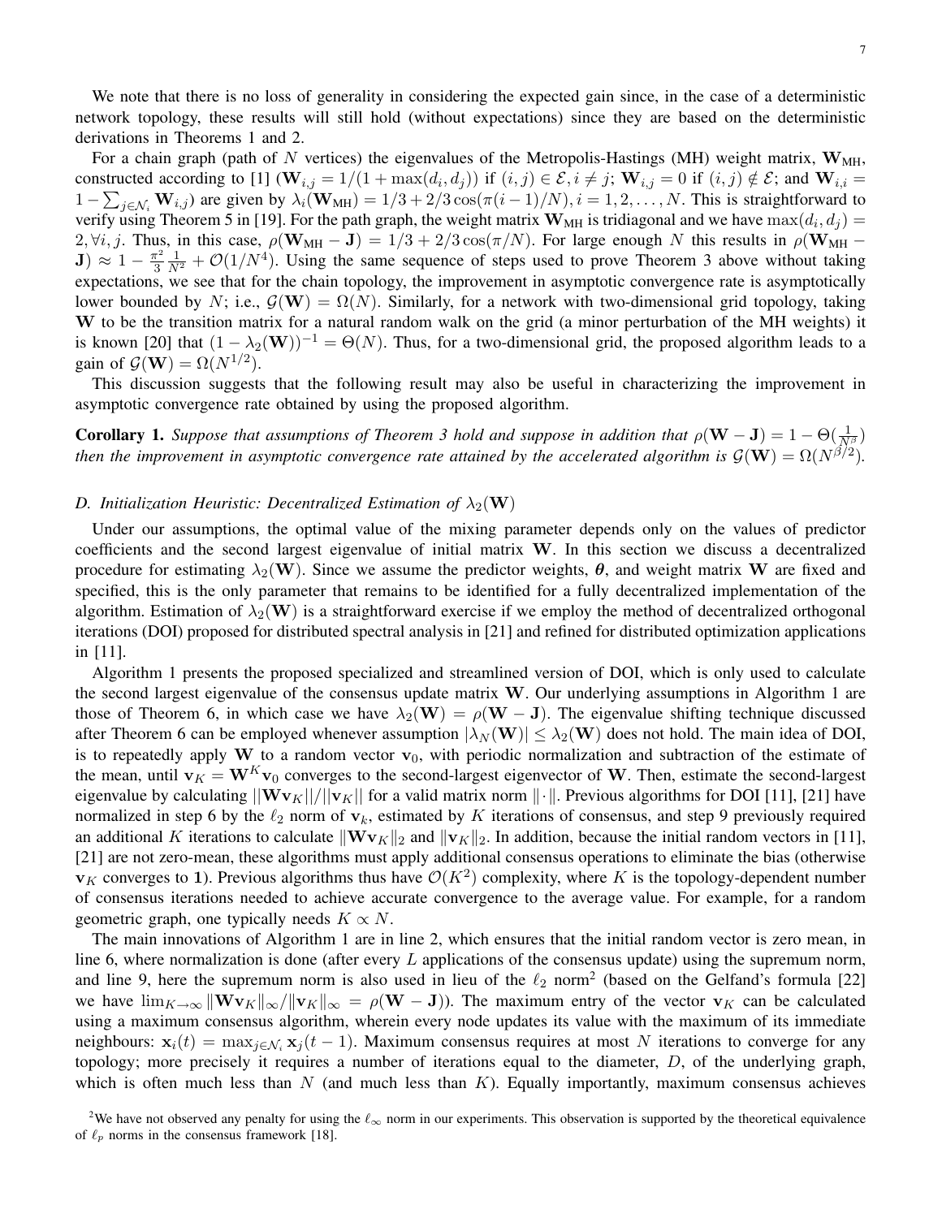We note that there is no loss of generality in considering the expected gain since, in the case of a deterministic network topology, these results will still hold (without expectations) since they are based on the deterministic derivations in Theorems 1 and 2.

For a chain graph (path of $N$ vertices) the eigenvalues of the Metropolis-Hastings (MH) weight matrix, $\mathbf{W}_{\text{MH}}$, constructed according to [1] ($\mathbf{W}_{i,j} = 1/(1+\max(d_i, d_j))$ if $(i,j) \in \mathcal{E}, i \neq j$; $\mathbf{W}_{i,j} = 0$ if $(i,j) \notin \mathcal{E}$; and $\mathbf{W}_{i,i} = 1 - \sum_{j \in \mathcal{N}_i} \mathbf{W}_{i,j}$) are given by $\lambda_i(\mathbf{W}_{\text{MH}}) = 1/3 + 2/3 \cos(\pi(i-1)/N), i = 1, 2, \ldots, N$. This is straightforward to verify using Theorem 5 in [19]. For the path graph, the weight matrix $\mathbf{W}_{\text{MH}}$ is tridiagonal and we have $\max(d_i, d_j) = 2, \forall i, j$. Thus, in this case, $\rho(\mathbf{W}_{\text{MH}} - \mathbf{J}) = 1/3 + 2/3 \cos(\pi/N)$. For large enough $N$ this results in $\rho(\mathbf{W}_{\text{MH}} - \mathbf{J}) \approx 1 - \frac{\pi^2}{3} \frac{1}{N^2} + \mathcal{O}(1/N^4)$. Using the same sequence of steps used to prove Theorem 3 above without taking expectations, we see that for the chain topology, the improvement in asymptotic convergence rate is asymptotically lower bounded by $N$; i.e., $\mathcal{G}(\mathbf{W}) = \Omega(N)$. Similarly, for a network with two-dimensional grid topology, taking $\mathbf{W}$ to be the transition matrix for a natural random walk on the grid (a minor perturbation of the MH weights) it is known [20] that $(1 - \lambda_2(\mathbf{W}))^{-1} = \Theta(N)$. Thus, for a two-dimensional grid, the proposed algorithm leads to a gain of $\mathcal{G}(\mathbf{W}) = \Omega(N^{1/2})$.

This discussion suggests that the following result may also be useful in characterizing the improvement in asymptotic convergence rate obtained by using the proposed algorithm.

**Corollary 1.** *Suppose that assumptions of Theorem 3 hold and suppose in addition that* $\rho(\mathbf{W} - \mathbf{J}) = 1 - \Theta(\frac{1}{N^\beta})$ *then the improvement in asymptotic convergence rate attained by the accelerated algorithm is* $\mathcal{G}(\mathbf{W}) = \Omega(N^{\beta/2})$.

### D. Initialization Heuristic: Decentralized Estimation of $\lambda_2(\mathbf{W})$

Under our assumptions, the optimal value of the mixing parameter depends only on the values of predictor coefficients and the second largest eigenvalue of initial matrix $\mathbf{W}$. In this section we discuss a decentralized procedure for estimating $\lambda_2(\mathbf{W})$. Since we assume the predictor weights, $\boldsymbol{\theta}$, and weight matrix $\mathbf{W}$ are fixed and specified, this is the only parameter that remains to be identified for a fully decentralized implementation of the algorithm. Estimation of $\lambda_2(\mathbf{W})$ is a straightforward exercise if we employ the method of decentralized orthogonal iterations (DOI) proposed for distributed spectral analysis in [21] and refined for distributed optimization applications in [11].

Algorithm 1 presents the proposed specialized and streamlined version of DOI, which is only used to calculate the second largest eigenvalue of the consensus update matrix $\mathbf{W}$. Our underlying assumptions in Algorithm 1 are those of Theorem 6, in which case we have $\lambda_2(\mathbf{W}) = \rho(\mathbf{W} - \mathbf{J})$. The eigenvalue shifting technique discussed after Theorem 6 can be employed whenever assumption $|\lambda_N(\mathbf{W})| \leq \lambda_2(\mathbf{W})$ does not hold. The main idea of DOI, is to repeatedly apply $\mathbf{W}$ to a random vector $\mathbf{v}_0$, with periodic normalization and subtraction of the estimate of the mean, until $\mathbf{v}_K = \mathbf{W}^K \mathbf{v}_0$ converges to the second-largest eigenvector of $\mathbf{W}$. Then, estimate the second-largest eigenvalue by calculating $||\mathbf{W}\mathbf{v}_K||/||\mathbf{v}_K||$ for a valid matrix norm $\|\cdot\|$. Previous algorithms for DOI [11], [21] have normalized in step 6 by the $\ell_2$ norm of $\mathbf{v}_k$, estimated by $K$ iterations of consensus, and step 9 previously required an additional $K$ iterations to calculate $\|\mathbf{W}\mathbf{v}_K\|_2$ and $\|\mathbf{v}_K\|_2$. In addition, because the initial random vectors in [11], [21] are not zero-mean, these algorithms must apply additional consensus operations to eliminate the bias (otherwise $\mathbf{v}_K$ converges to $\mathbf{1}$). Previous algorithms thus have $\mathcal{O}(K^2)$ complexity, where $K$ is the topology-dependent number of consensus iterations needed to achieve accurate convergence to the average value. For example, for a random geometric graph, one typically needs $K \propto N$.

The main innovations of Algorithm 1 are in line 2, which ensures that the initial random vector is zero mean, in line 6, where normalization is done (after every $L$ applications of the consensus update) using the supremum norm, and line 9, here the supremum norm is also used in lieu of the $\ell_2$ norm[2] (based on the Gelfand's formula [22] we have $\lim_{K \to \infty} \|\mathbf{W}\mathbf{v}_K\|_\infty / \|\mathbf{v}_K\|_\infty = \rho(\mathbf{W} - \mathbf{J})$). The maximum entry of the vector $\mathbf{v}_K$ can be calculated using a maximum consensus algorithm, wherein every node updates its value with the maximum of its immediate neighbours: $\mathbf{x}_i(t) = \max_{j \in \mathcal{N}_i} \mathbf{x}_j(t-1)$. Maximum consensus requires at most $N$ iterations to converge for any topology; more precisely it requires a number of iterations equal to the diameter, $D$, of the underlying graph, which is often much less than $N$ (and much less than $K$). Equally importantly, maximum consensus achieves

[2]We have not observed any penalty for using the $\ell_\infty$ norm in our experiments. This observation is supported by the theoretical equivalence of $\ell_p$ norms in the consensus framework [18].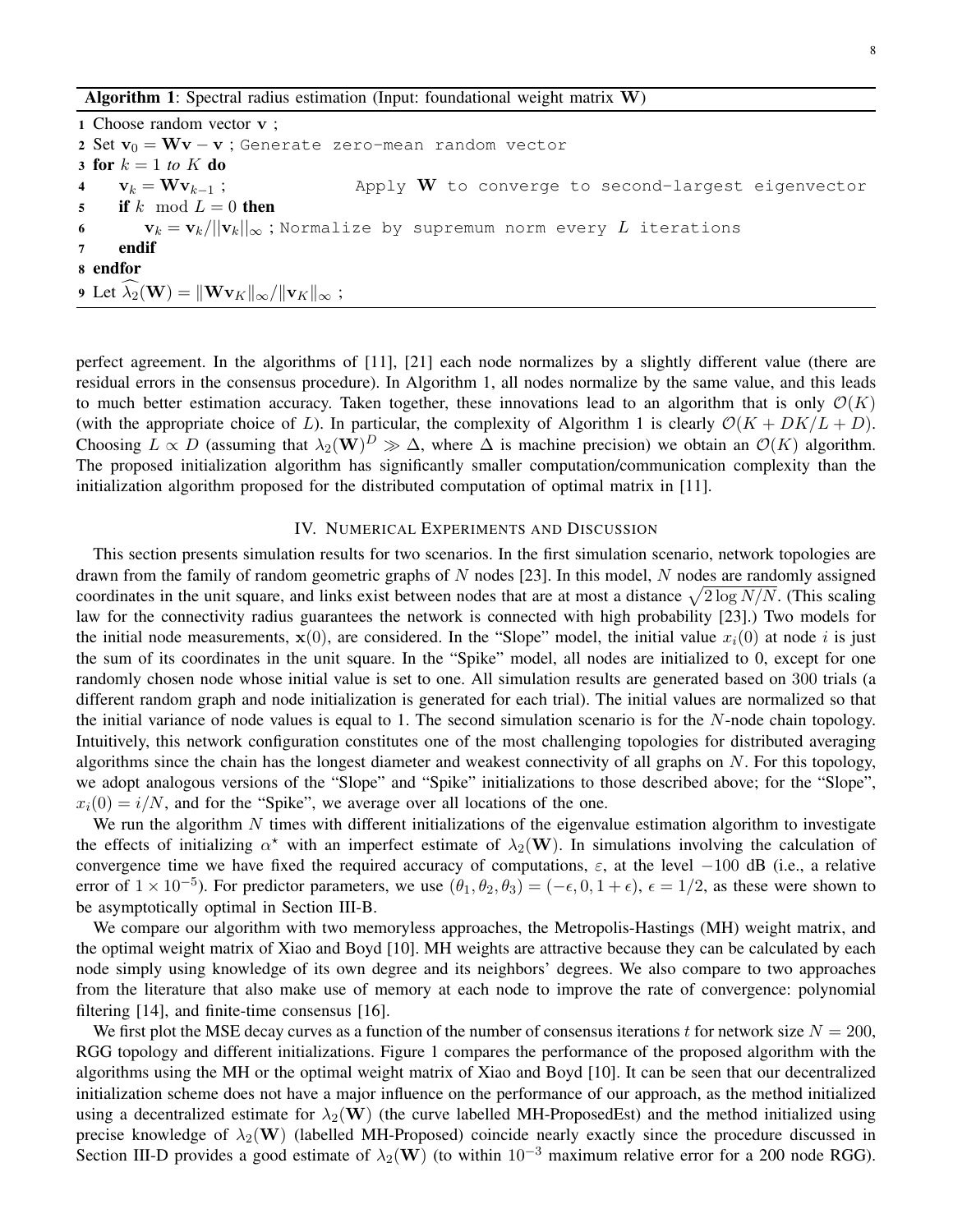**Algorithm 1**: Spectral radius estimation (Input: foundational weight matrix $\mathbf{W}$)

```
1 Choose random vector v ;
2 Set v_0 = Wv − v ; Generate zero-mean random vector
3 for k = 1 to K do
4     v_k = W v_{k−1} ;            Apply W to converge to second-largest eigenvector
5     if k mod L = 0 then
6         v_k = v_k/||v_k||_∞ ; Normalize by supremum norm every L iterations
7     endif
8 endfor
9 Let λ̂_2(W) = ||W v_K||_∞/||v_K||_∞ ;
```

perfect agreement. In the algorithms of [11], [21] each node normalizes by a slightly different value (there are residual errors in the consensus procedure). In Algorithm 1, all nodes normalize by the same value, and this leads to much better estimation accuracy. Taken together, these innovations lead to an algorithm that is only $\mathcal{O}(K)$ (with the appropriate choice of $L$). In particular, the complexity of Algorithm 1 is clearly $\mathcal{O}(K + DK/L + D)$. Choosing $L \propto D$ (assuming that $\lambda_2(\mathbf{W})^D \gg \Delta$, where $\Delta$ is machine precision) we obtain an $\mathcal{O}(K)$ algorithm. The proposed initialization algorithm has significantly smaller computation/communication complexity than the initialization algorithm proposed for the distributed computation of optimal matrix in [11].

## IV. Numerical Experiments and Discussion

This section presents simulation results for two scenarios. In the first simulation scenario, network topologies are drawn from the family of random geometric graphs of $N$ nodes [23]. In this model, $N$ nodes are randomly assigned coordinates in the unit square, and links exist between nodes that are at most a distance $\sqrt{2 \log N/N}$. (This scaling law for the connectivity radius guarantees the network is connected with high probability [23].) Two models for the initial node measurements, $\mathbf{x}(0)$, are considered. In the "Slope" model, the initial value $x_i(0)$ at node $i$ is just the sum of its coordinates in the unit square. In the "Spike" model, all nodes are initialized to 0, except for one randomly chosen node whose initial value is set to one. All simulation results are generated based on 300 trials (a different random graph and node initialization is generated for each trial). The initial values are normalized so that the initial variance of node values is equal to 1. The second simulation scenario is for the $N$-node chain topology. Intuitively, this network configuration constitutes one of the most challenging topologies for distributed averaging algorithms since the chain has the longest diameter and weakest connectivity of all graphs on $N$. For this topology, we adopt analogous versions of the "Slope" and "Spike" initializations to those described above; for the "Slope", $x_i(0) = i/N$, and for the "Spike", we average over all locations of the one.

We run the algorithm $N$ times with different initializations of the eigenvalue estimation algorithm to investigate the effects of initializing $\alpha^\star$ with an imperfect estimate of $\lambda_2(\mathbf{W})$. In simulations involving the calculation of convergence time we have fixed the required accuracy of computations, $\varepsilon$, at the level $-100$ dB (i.e., a relative error of $1 \times 10^{-5}$). For predictor parameters, we use $(\theta_1, \theta_2, \theta_3) = (-\epsilon, 0, 1 + \epsilon)$, $\epsilon = 1/2$, as these were shown to be asymptotically optimal in Section III-B.

We compare our algorithm with two memoryless approaches, the Metropolis-Hastings (MH) weight matrix, and the optimal weight matrix of Xiao and Boyd [10]. MH weights are attractive because they can be calculated by each node simply using knowledge of its own degree and its neighbors' degrees. We also compare to two approaches from the literature that also make use of memory at each node to improve the rate of convergence: polynomial filtering [14], and finite-time consensus [16].

We first plot the MSE decay curves as a function of the number of consensus iterations $t$ for network size $N = 200$, RGG topology and different initializations. Figure 1 compares the performance of the proposed algorithm with the algorithms using the MH or the optimal weight matrix of Xiao and Boyd [10]. It can be seen that our decentralized initialization scheme does not have a major influence on the performance of our approach, as the method initialized using a decentralized estimate for $\lambda_2(\mathbf{W})$ (the curve labelled MH-ProposedEst) and the method initialized using precise knowledge of $\lambda_2(\mathbf{W})$ (labelled MH-Proposed) coincide nearly exactly since the procedure discussed in Section III-D provides a good estimate of $\lambda_2(\mathbf{W})$ (to within $10^{-3}$ maximum relative error for a 200 node RGG).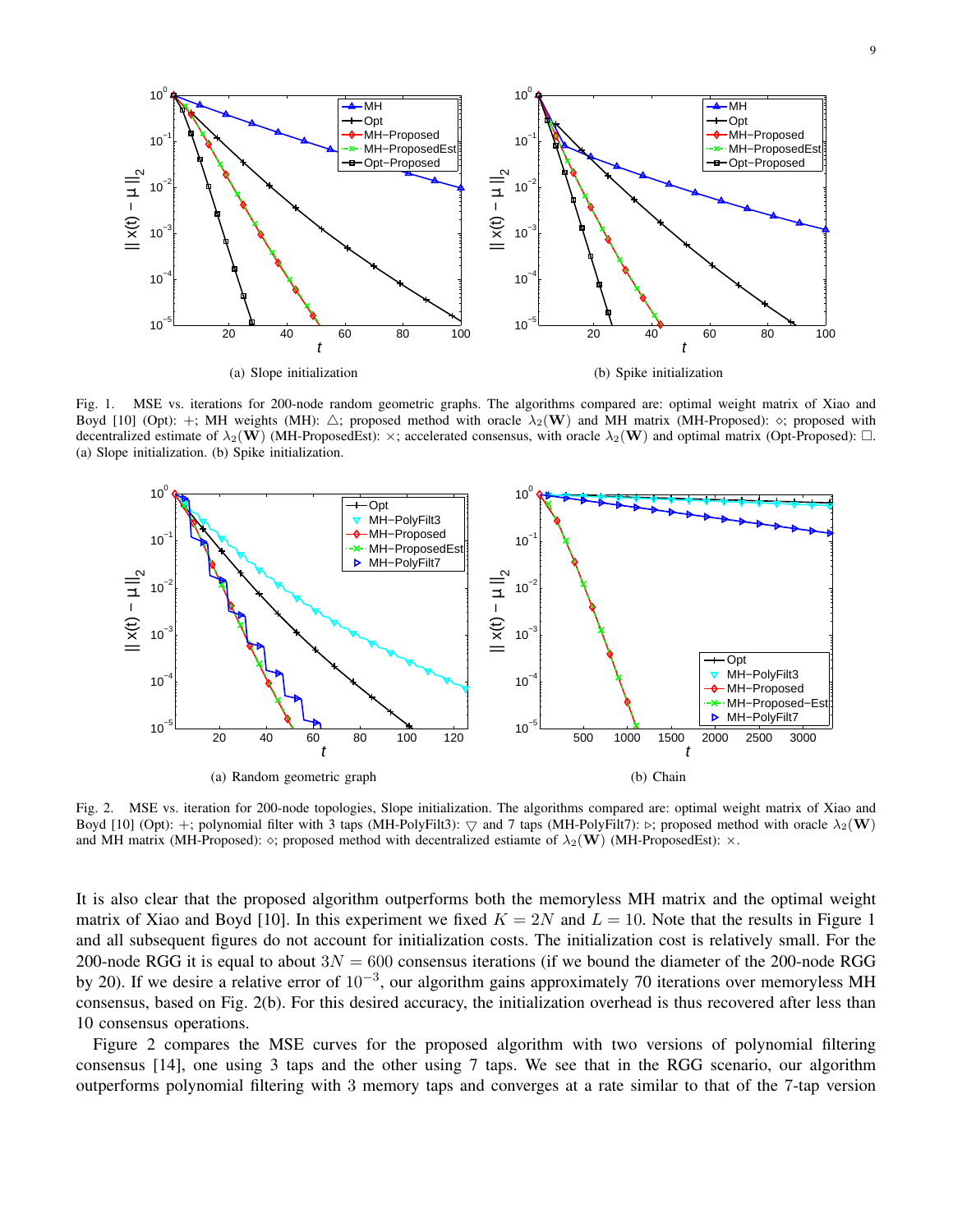(a) Slope initialization

(b) Spike initialization

Fig. 1. MSE vs. iterations for 200-node random geometric graphs. The algorithms compared are: optimal weight matrix of Xiao and Boyd [10] (Opt): $+$; MH weights (MH): $\triangle$; proposed method with oracle $\lambda_2(\mathbf{W})$ and MH matrix (MH-Proposed): $\diamond$; proposed with decentralized estimate of $\lambda_2(\mathbf{W})$ (MH-ProposedEst): $\times$; accelerated consensus, with oracle $\lambda_2(\mathbf{W})$ and optimal matrix (Opt-Proposed): $\square$. (a) Slope initialization. (b) Spike initialization.

(a) Random geometric graph

(b) Chain

Fig. 2. MSE vs. iteration for 200-node topologies, Slope initialization. The algorithms compared are: optimal weight matrix of Xiao and Boyd [10] (Opt): $+$; polynomial filter with 3 taps (MH-PolyFilt3): $\bigtriangledown$ and 7 taps (MH-PolyFilt7): $\triangleright$; proposed method with oracle $\lambda_2(\mathbf{W})$ and MH matrix (MH-Proposed): $\diamond$; proposed method with decentralized estiamte of $\lambda_2(\mathbf{W})$ (MH-ProposedEst): $\times$.

It is also clear that the proposed algorithm outperforms both the memoryless MH matrix and the optimal weight matrix of Xiao and Boyd [10]. In this experiment we fixed $K = 2N$ and $L = 10$. Note that the results in Figure 1 and all subsequent figures do not account for initialization costs. The initialization cost is relatively small. For the 200-node RGG it is equal to about $3N = 600$ consensus iterations (if we bound the diameter of the 200-node RGG by 20). If we desire a relative error of $10^{-3}$, our algorithm gains approximately 70 iterations over memoryless MH consensus, based on Fig. 2(b). For this desired accuracy, the initialization overhead is thus recovered after less than 10 consensus operations.

Figure 2 compares the MSE curves for the proposed algorithm with two versions of polynomial filtering consensus [14], one using 3 taps and the other using 7 taps. We see that in the RGG scenario, our algorithm outperforms polynomial filtering with 3 memory taps and converges at a rate similar to that of the 7-tap version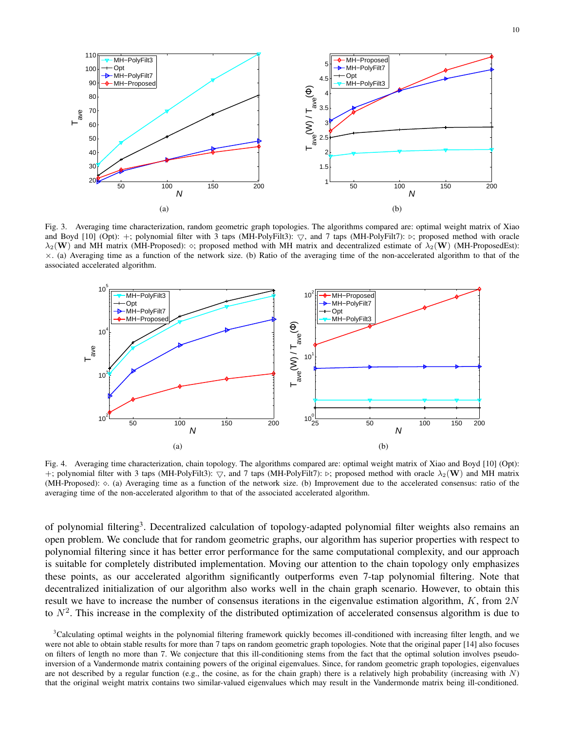Fig. 3. Averaging time characterization, random geometric graph topologies. The algorithms compared are: optimal weight matrix of Xiao and Boyd [10] (Opt): $+$; polynomial filter with 3 taps (MH-PolyFilt3): $\bigtriangledown$, and 7 taps (MH-PolyFilt7): $\triangleright$; proposed method with oracle $\lambda_2(\mathbf{W})$ and MH matrix (MH-Proposed): $\diamond$; proposed method with MH matrix and decentralized estimate of $\lambda_2(\mathbf{W})$ (MH-ProposedEst): $\times$. (a) Averaging time as a function of the network size. (b) Ratio of the averaging time of the non-accelerated algorithm to that of the associated accelerated algorithm.

Fig. 4. Averaging time characterization, chain topology. The algorithms compared are: optimal weight matrix of Xiao and Boyd [10] (Opt): $+$; polynomial filter with 3 taps (MH-PolyFilt3): $\bigtriangledown$, and 7 taps (MH-PolyFilt7): $\triangleright$; proposed method with oracle $\lambda_2(\mathbf{W})$ and MH matrix (MH-Proposed): $\diamond$. (a) Averaging time as a function of the network size. (b) Improvement due to the accelerated consensus: ratio of the averaging time of the non-accelerated algorithm to that of the associated accelerated algorithm.

of polynomial filtering[3]. Decentralized calculation of topology-adapted polynomial filter weights also remains an open problem. We conclude that for random geometric graphs, our algorithm has superior properties with respect to polynomial filtering since it has better error performance for the same computational complexity, and our approach is suitable for completely distributed implementation. Moving our attention to the chain topology only emphasizes these points, as our accelerated algorithm significantly outperforms even 7-tap polynomial filtering. Note that decentralized initialization of our algorithm also works well in the chain graph scenario. However, to obtain this result we have to increase the number of consensus iterations in the eigenvalue estimation algorithm, $K$, from $2N$ to $N^2$. This increase in the complexity of the distributed optimization of accelerated consensus algorithm is due to

[3]Calculating optimal weights in the polynomial filtering framework quickly becomes ill-conditioned with increasing filter length, and we were not able to obtain stable results for more than 7 taps on random geometric graph topologies. Note that the original paper [14] also focuses on filters of length no more than 7. We conjecture that this ill-conditioning stems from the fact that the optimal solution involves pseudo-inversion of a Vandermonde matrix containing powers of the original eigenvalues. Since, for random geometric graph topologies, eigenvalues are not described by a regular function (e.g., the cosine, as for the chain graph) there is a relatively high probability (increasing with $N$) that the original weight matrix contains two similar-valued eigenvalues which may result in the Vandermonde matrix being ill-conditioned.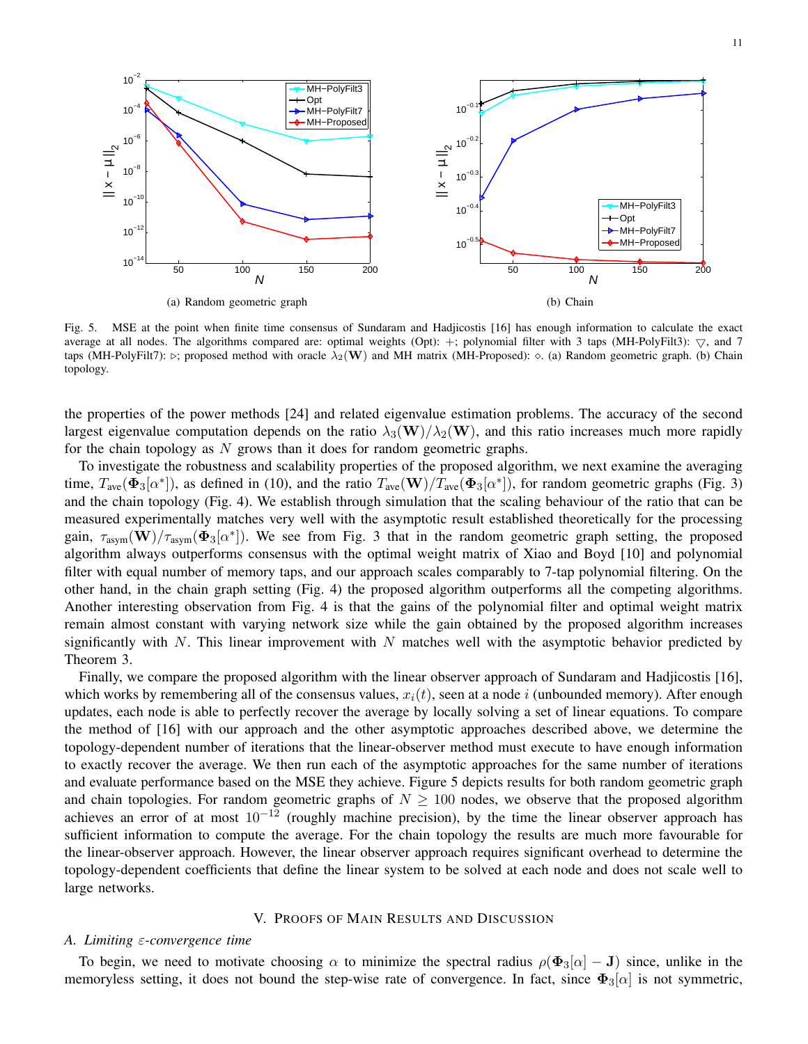(a) Random geometric graph

(b) Chain

Fig. 5. MSE at the point when finite time consensus of Sundaram and Hadjicostis [16] has enough information to calculate the exact average at all nodes. The algorithms compared are: optimal weights (Opt): +; polynomial filter with 3 taps (MH-PolyFilt3): ▽, and 7 taps (MH-PolyFilt7): ▷; proposed method with oracle $\lambda_2(\mathbf{W})$ and MH matrix (MH-Proposed): ⋄. (a) Random geometric graph. (b) Chain topology.

the properties of the power methods [24] and related eigenvalue estimation problems. The accuracy of the second largest eigenvalue computation depends on the ratio $\lambda_3(\mathbf{W})/\lambda_2(\mathbf{W})$, and this ratio increases much more rapidly for the chain topology as $N$ grows than it does for random geometric graphs.

To investigate the robustness and scalability properties of the proposed algorithm, we next examine the averaging time, $T_{\text{ave}}(\mathbf{\Phi}_3[\alpha^*])$, as defined in (10), and the ratio $T_{\text{ave}}(\mathbf{W})/T_{\text{ave}}(\mathbf{\Phi}_3[\alpha^*])$, for random geometric graphs (Fig. 3) and the chain topology (Fig. 4). We establish through simulation that the scaling behaviour of the ratio that can be measured experimentally matches very well with the asymptotic result established theoretically for the processing gain, $\tau_{\text{asym}}(\mathbf{W})/\tau_{\text{asym}}(\mathbf{\Phi}_3[\alpha^*])$. We see from Fig. 3 that in the random geometric graph setting, the proposed algorithm always outperforms consensus with the optimal weight matrix of Xiao and Boyd [10] and polynomial filter with equal number of memory taps, and our approach scales comparably to 7-tap polynomial filtering. On the other hand, in the chain graph setting (Fig. 4) the proposed algorithm outperforms all the competing algorithms. Another interesting observation from Fig. 4 is that the gains of the polynomial filter and optimal weight matrix remain almost constant with varying network size while the gain obtained by the proposed algorithm increases significantly with $N$. This linear improvement with $N$ matches well with the asymptotic behavior predicted by Theorem 3.

Finally, we compare the proposed algorithm with the linear observer approach of Sundaram and Hadjicostis [16], which works by remembering all of the consensus values, $x_i(t)$, seen at a node $i$ (unbounded memory). After enough updates, each node is able to perfectly recover the average by locally solving a set of linear equations. To compare the method of [16] with our approach and the other asymptotic approaches described above, we determine the topology-dependent number of iterations that the linear-observer method must execute to have enough information to exactly recover the average. We then run each of the asymptotic approaches for the same number of iterations and evaluate performance based on the MSE they achieve. Figure 5 depicts results for both random geometric graph and chain topologies. For random geometric graphs of $N \geq 100$ nodes, we observe that the proposed algorithm achieves an error of at most $10^{-12}$ (roughly machine precision), by the time the linear observer approach has sufficient information to compute the average. For the chain topology the results are much more favourable for the linear-observer approach. However, the linear observer approach requires significant overhead to determine the topology-dependent coefficients that define the linear system to be solved at each node and does not scale well to large networks.

## V. Proofs of Main Results and Discussion

### A. Limiting $\varepsilon$-convergence time

To begin, we need to motivate choosing $\alpha$ to minimize the spectral radius $\rho(\mathbf{\Phi}_3[\alpha] - \mathbf{J})$ since, unlike in the memoryless setting, it does not bound the step-wise rate of convergence. In fact, since $\mathbf{\Phi}_3[\alpha]$ is not symmetric,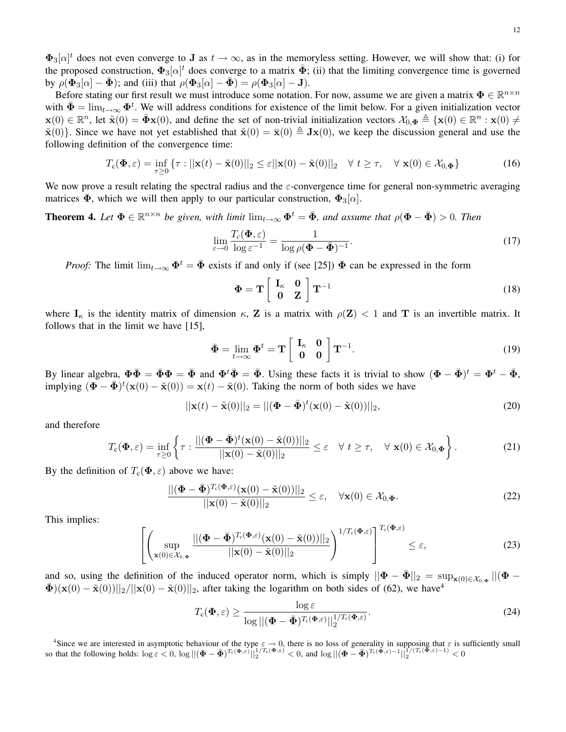$\mathbf{\Phi}_3[\alpha]^t$ does not even converge to $\mathbf{J}$ as $t \to \infty$, as in the memoryless setting. However, we will show that: (i) for the proposed construction, $\mathbf{\Phi}_3[\alpha]^t$ does converge to a matrix $\bar{\mathbf{\Phi}}$; (ii) that the limiting convergence time is governed by $\rho(\mathbf{\Phi}_3[\alpha] - \bar{\mathbf{\Phi}})$; and (iii) that $\rho(\mathbf{\Phi}_3[\alpha] - \bar{\mathbf{\Phi}}) = \rho(\mathbf{\Phi}_3[\alpha] - \mathbf{J})$.

Before stating our first result we must introduce some notation. For now, assume we are given a matrix $\mathbf{\Phi} \in \mathbb{R}^{n \times n}$ with $\bar{\mathbf{\Phi}} = \lim_{t\to\infty} \mathbf{\Phi}^t$. We will address conditions for existence of the limit below. For a given initialization vector $\mathbf{x}(0) \in \mathbb{R}^n$, let $\tilde{\mathbf{x}}(0) = \bar{\mathbf{\Phi}}\mathbf{x}(0)$, and define the set of non-trivial initialization vectors $\mathcal{X}_{0,\mathbf{\Phi}} \triangleq \{\mathbf{x}(0) \in \mathbb{R}^n : \mathbf{x}(0) \neq \tilde{\mathbf{x}}(0)\}$. Since we have not yet established that $\tilde{\mathbf{x}}(0) = \bar{\mathbf{x}}(0) \triangleq \mathbf{J}\mathbf{x}(0)$, we keep the discussion general and use the following definition of the convergence time:

$$T_{\mathrm{c}}(\mathbf{\Phi}, \varepsilon) = \inf_{\tau \geq 0} \left\{\tau : ||\mathbf{x}(t) - \tilde{\mathbf{x}}(0)||_2 \leq \varepsilon ||\mathbf{x}(0) - \tilde{\mathbf{x}}(0)||_2 \quad \forall\ t \geq \tau, \quad \forall\ \mathbf{x}(0) \in \mathcal{X}_{0,\mathbf{\Phi}}\right\} \tag{16}$$

We now prove a result relating the spectral radius and the $\varepsilon$-convergence time for general non-symmetric averaging matrices $\mathbf{\Phi}$, which we will then apply to our particular construction, $\mathbf{\Phi}_3[\alpha]$.

**Theorem 4.** *Let $\mathbf{\Phi} \in \mathbb{R}^{n\times n}$ be given, with limit $\lim_{t\to\infty} \mathbf{\Phi}^t = \bar{\mathbf{\Phi}}$, and assume that $\rho(\mathbf{\Phi} - \bar{\mathbf{\Phi}}) > 0$. Then*

$$\lim_{\varepsilon \to 0} \frac{T_c(\mathbf{\Phi}, \varepsilon)}{\log \varepsilon^{-1}} = \frac{1}{\log \rho(\mathbf{\Phi} - \bar{\mathbf{\Phi}})^{-1}}. \tag{17}$$

*Proof:* The limit $\lim_{t\to\infty} \mathbf{\Phi}^t = \bar{\mathbf{\Phi}}$ exists if and only if (see [25]) $\mathbf{\Phi}$ can be expressed in the form

$$\mathbf{\Phi} = \mathbf{T} \begin{bmatrix} \mathbf{I}_\kappa & \mathbf{0} \\ \mathbf{0} & \mathbf{Z} \end{bmatrix} \mathbf{T}^{-1} \tag{18}$$

where $\mathbf{I}_\kappa$ is the identity matrix of dimension $\kappa$, $\mathbf{Z}$ is a matrix with $\rho(\mathbf{Z}) < 1$ and $\mathbf{T}$ is an invertible matrix. It follows that in the limit we have [15],

$$\bar{\mathbf{\Phi}} = \lim_{t\to\infty} \mathbf{\Phi}^t = \mathbf{T} \begin{bmatrix} \mathbf{I}_\kappa & \mathbf{0} \\ \mathbf{0} & \mathbf{0} \end{bmatrix} \mathbf{T}^{-1}. \tag{19}$$

By linear algebra, $\mathbf{\Phi}\bar{\mathbf{\Phi}} = \bar{\mathbf{\Phi}}\mathbf{\Phi} = \bar{\mathbf{\Phi}}$ and $\mathbf{\Phi}^t\bar{\mathbf{\Phi}} = \bar{\mathbf{\Phi}}$. Using these facts it is trivial to show $(\mathbf{\Phi} - \bar{\mathbf{\Phi}})^t = \mathbf{\Phi}^t - \bar{\mathbf{\Phi}}$, implying $(\mathbf{\Phi} - \bar{\mathbf{\Phi}})^t(\mathbf{x}(0) - \tilde{\mathbf{x}}(0)) = \mathbf{x}(t) - \tilde{\mathbf{x}}(0)$. Taking the norm of both sides we have

$$||\mathbf{x}(t) - \tilde{\mathbf{x}}(0)||_2 = ||(\mathbf{\Phi} - \bar{\mathbf{\Phi}})^t(\mathbf{x}(0) - \tilde{\mathbf{x}}(0))||_2, \tag{20}$$

and therefore

$$T_{\mathrm{c}}(\mathbf{\Phi}, \varepsilon) = \inf_{\tau \geq 0} \left\{\tau : \frac{||(\mathbf{\Phi} - \bar{\mathbf{\Phi}})^t(\mathbf{x}(0) - \tilde{\mathbf{x}}(0))||_2}{||\mathbf{x}(0) - \tilde{\mathbf{x}}(0)||_2} \leq \varepsilon \quad \forall\ t \geq \tau, \quad \forall\ \mathbf{x}(0) \in \mathcal{X}_{0,\mathbf{\Phi}}\right\}. \tag{21}$$

By the definition of $T_{\mathrm{c}}(\mathbf{\Phi}, \varepsilon)$ above we have:

$$\frac{||(\mathbf{\Phi} - \bar{\mathbf{\Phi}})^{T_{\mathrm{c}}(\mathbf{\Phi},\varepsilon)}(\mathbf{x}(0) - \tilde{\mathbf{x}}(0))||_2}{||\mathbf{x}(0) - \tilde{\mathbf{x}}(0)||_2} \leq \varepsilon, \quad \forall \mathbf{x}(0) \in \mathcal{X}_{0,\mathbf{\Phi}}. \tag{22}$$

This implies:

$$\left[\left(\sup_{\mathbf{x}(0)\in\mathcal{X}_{0,\mathbf{\Phi}}} \frac{||(\mathbf{\Phi} - \bar{\mathbf{\Phi}})^{T_{\mathrm{c}}(\mathbf{\Phi},\varepsilon)}(\mathbf{x}(0) - \tilde{\mathbf{x}}(0))||_2}{||\mathbf{x}(0) - \tilde{\mathbf{x}}(0)||_2}\right)^{1/T_{\mathrm{c}}(\mathbf{\Phi},\varepsilon)}\right]^{T_{\mathrm{c}}(\mathbf{\Phi},\varepsilon)} \leq \varepsilon, \tag{23}$$

and so, using the definition of the induced operator norm, which is simply $||\mathbf{\Phi} - \bar{\mathbf{\Phi}}||_2 = \sup_{\mathbf{x}(0)\in\mathcal{X}_{0,\mathbf{\Phi}}} ||(\mathbf{\Phi} - \bar{\mathbf{\Phi}})(\mathbf{x}(0) - \tilde{\mathbf{x}}(0))||_2/||\mathbf{x}(0) - \tilde{\mathbf{x}}(0)||_2$, after taking the logarithm on both sides of (62), we have[4]

$$T_{\mathrm{c}}(\mathbf{\Phi}, \varepsilon) \geq \frac{\log \varepsilon}{\log ||(\mathbf{\Phi} - \bar{\mathbf{\Phi}})^{T_{\mathrm{c}}(\mathbf{\Phi},\varepsilon)}||_2^{1/T_{\mathrm{c}}(\mathbf{\Phi},\varepsilon)}}. \tag{24}$$

[4]Since we are interested in asymptotic behaviour of the type $\varepsilon \to 0$, there is no loss of generality in supposing that $\varepsilon$ is sufficiently small so that the following holds: $\log \varepsilon < 0$, $\log ||(\mathbf{\Phi} - \bar{\mathbf{\Phi}})^{T_{\mathrm{c}}(\mathbf{\Phi},\varepsilon)}||_2^{1/T_{\mathrm{c}}(\mathbf{\Phi},\varepsilon)} < 0$, and $\log ||(\mathbf{\Phi} - \bar{\mathbf{\Phi}})^{T_{\mathrm{c}}(\mathbf{\Phi},\varepsilon)-1}||_2^{1/(T_{\mathrm{c}}(\mathbf{\Phi},\varepsilon)-1)} < 0$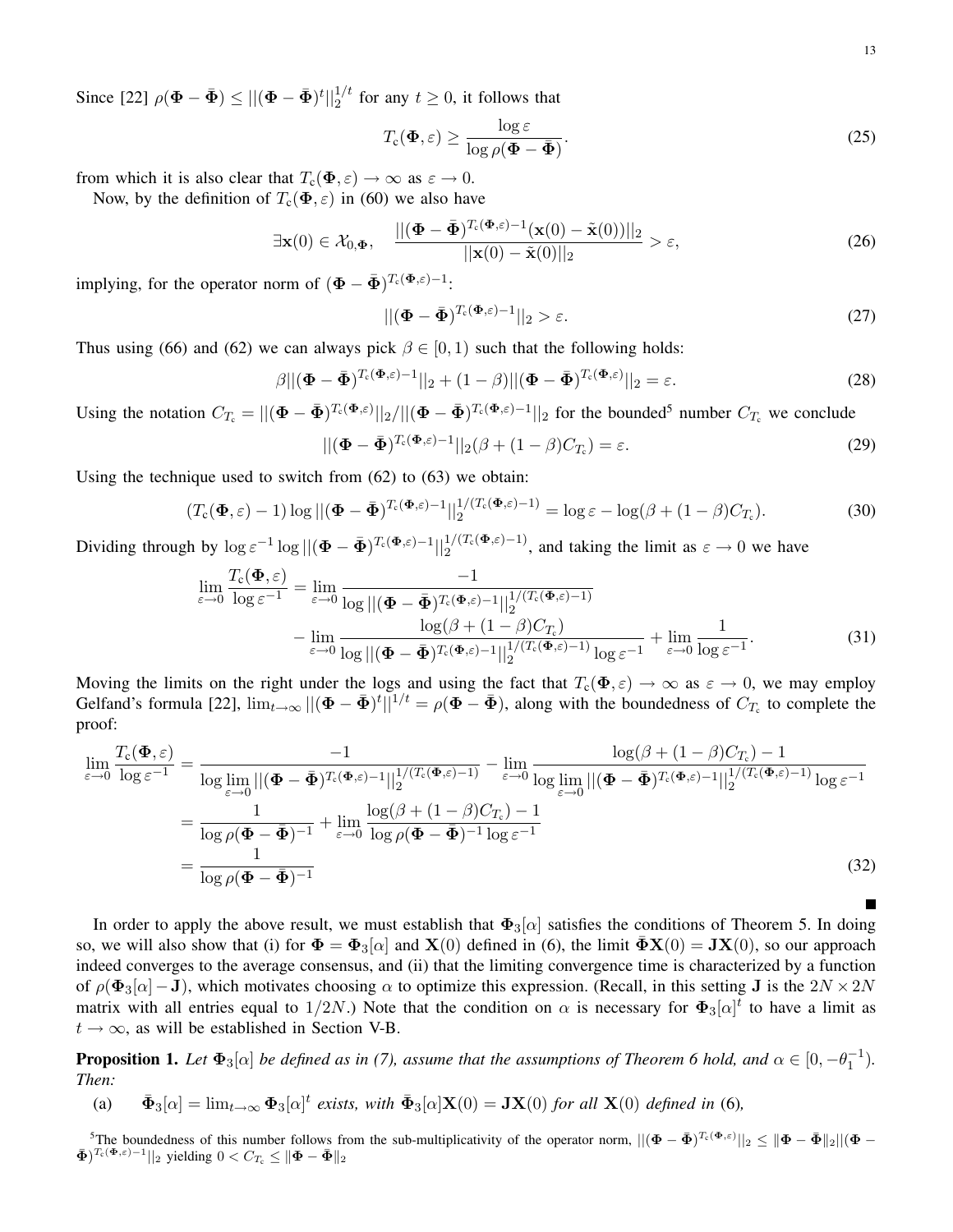Since [22] $\rho(\mathbf{\Phi} - \bar{\mathbf{\Phi}}) \leq ||(\mathbf{\Phi} - \bar{\mathbf{\Phi}})^t||_2^{1/t}$ for any $t \geq 0$, it follows that

$$T_c(\mathbf{\Phi}, \varepsilon) \geq \frac{\log \varepsilon}{\log \rho(\mathbf{\Phi} - \bar{\mathbf{\Phi}})}. \tag{25}$$

from which it is also clear that $T_c(\mathbf{\Phi}, \varepsilon) \to \infty$ as $\varepsilon \to 0$.

Now, by the definition of $T_c(\mathbf{\Phi}, \varepsilon)$ in (60) we also have

$$\exists \mathbf{x}(0) \in \mathcal{X}_{0,\mathbf{\Phi}}, \quad \frac{||(\mathbf{\Phi} - \bar{\mathbf{\Phi}})^{T_c(\mathbf{\Phi},\varepsilon)-1}(\mathbf{x}(0) - \tilde{\mathbf{x}}(0))||_2}{||\mathbf{x}(0) - \tilde{\mathbf{x}}(0)||_2} > \varepsilon, \tag{26}$$

implying, for the operator norm of $(\mathbf{\Phi} - \bar{\mathbf{\Phi}})^{T_c(\mathbf{\Phi},\varepsilon)-1}$:

$$||(\mathbf{\Phi} - \bar{\mathbf{\Phi}})^{T_c(\mathbf{\Phi},\varepsilon)-1}||_2 > \varepsilon. \tag{27}$$

Thus using (66) and (62) we can always pick $\beta \in [0, 1)$ such that the following holds:

$$\beta||(\mathbf{\Phi} - \bar{\mathbf{\Phi}})^{T_c(\mathbf{\Phi},\varepsilon)-1}||_2 + (1 - \beta)||(\mathbf{\Phi} - \bar{\mathbf{\Phi}})^{T_c(\mathbf{\Phi},\varepsilon)}||_2 = \varepsilon. \tag{28}$$

Using the notation $C_{T_c} = ||(\mathbf{\Phi} - \bar{\mathbf{\Phi}})^{T_c(\mathbf{\Phi},\varepsilon)}||_2 / ||(\mathbf{\Phi} - \bar{\mathbf{\Phi}})^{T_c(\mathbf{\Phi},\varepsilon)-1}||_2$ for the bounded[5] number $C_{T_c}$ we conclude

$$||(\mathbf{\Phi} - \bar{\mathbf{\Phi}})^{T_c(\mathbf{\Phi},\varepsilon)-1}||_2(\beta + (1 - \beta)C_{T_c}) = \varepsilon. \tag{29}$$

Using the technique used to switch from (62) to (63) we obtain:

$$(T_c(\mathbf{\Phi}, \varepsilon) - 1) \log ||(\mathbf{\Phi} - \bar{\mathbf{\Phi}})^{T_c(\mathbf{\Phi},\varepsilon)-1}||_2^{1/(T_c(\mathbf{\Phi},\varepsilon)-1)} = \log \varepsilon - \log(\beta + (1 - \beta)C_{T_c}). \tag{30}$$

Dividing through by $\log \varepsilon^{-1} \log ||(\mathbf{\Phi} - \bar{\mathbf{\Phi}})^{T_c(\mathbf{\Phi},\varepsilon)-1}||_2^{1/(T_c(\mathbf{\Phi},\varepsilon)-1)}$, and taking the limit as $\varepsilon \to 0$ we have

$$\begin{aligned}
\lim_{\varepsilon \to 0} \frac{T_c(\mathbf{\Phi}, \varepsilon)}{\log \varepsilon^{-1}} = \lim_{\varepsilon \to 0} & \frac{-1}{\log ||(\mathbf{\Phi} - \bar{\mathbf{\Phi}})^{T_c(\mathbf{\Phi},\varepsilon)-1}||_2^{1/(T_c(\mathbf{\Phi},\varepsilon)-1)}} \\
& - \lim_{\varepsilon \to 0} \frac{\log(\beta + (1 - \beta)C_{T_c})}{\log ||(\mathbf{\Phi} - \bar{\mathbf{\Phi}})^{T_c(\mathbf{\Phi},\varepsilon)-1}||_2^{1/(T_c(\mathbf{\Phi},\varepsilon)-1)} \log \varepsilon^{-1}} + \lim_{\varepsilon \to 0} \frac{1}{\log \varepsilon^{-1}}.
\end{aligned} \tag{31}$$

Moving the limits on the right under the logs and using the fact that $T_c(\mathbf{\Phi}, \varepsilon) \to \infty$ as $\varepsilon \to 0$, we may employ Gelfand's formula [22], $\lim_{t \to \infty} ||(\mathbf{\Phi} - \bar{\mathbf{\Phi}})^t||^{1/t} = \rho(\mathbf{\Phi} - \bar{\mathbf{\Phi}})$, along with the boundedness of $C_{T_c}$ to complete the proof:

$$\begin{aligned}
\lim_{\varepsilon \to 0} \frac{T_c(\mathbf{\Phi}, \varepsilon)}{\log \varepsilon^{-1}} &= \frac{-1}{\log \lim\limits_{\varepsilon \to 0} ||(\mathbf{\Phi} - \bar{\mathbf{\Phi}})^{T_c(\mathbf{\Phi},\varepsilon)-1}||_2^{1/(T_c(\mathbf{\Phi},\varepsilon)-1)}} - \lim_{\varepsilon \to 0} \frac{\log(\beta + (1 - \beta)C_{T_c}) - 1}{\log \lim\limits_{\varepsilon \to 0} ||(\mathbf{\Phi} - \bar{\mathbf{\Phi}})^{T_c(\mathbf{\Phi},\varepsilon)-1}||_2^{1/(T_c(\mathbf{\Phi},\varepsilon)-1)} \log \varepsilon^{-1}} \\
&= \frac{1}{\log \rho(\mathbf{\Phi} - \bar{\mathbf{\Phi}})^{-1}} + \lim_{\varepsilon \to 0} \frac{\log(\beta + (1 - \beta)C_{T_c}) - 1}{\log \rho(\mathbf{\Phi} - \bar{\mathbf{\Phi}})^{-1} \log \varepsilon^{-1}} \\
&= \frac{1}{\log \rho(\mathbf{\Phi} - \bar{\mathbf{\Phi}})^{-1}}
\end{aligned} \tag{32}$$

■

In order to apply the above result, we must establish that $\mathbf{\Phi}_3[\alpha]$ satisfies the conditions of Theorem 5. In doing so, we will also show that (i) for $\mathbf{\Phi} = \mathbf{\Phi}_3[\alpha]$ and $\mathbf{X}(0)$ defined in (6), the limit $\bar{\mathbf{\Phi}}\mathbf{X}(0) = \mathbf{J}\mathbf{X}(0)$, so our approach indeed converges to the average consensus, and (ii) that the limiting convergence time is characterized by a function of $\rho(\mathbf{\Phi}_3[\alpha] - \mathbf{J})$, which motivates choosing $\alpha$ to optimize this expression. (Recall, in this setting $\mathbf{J}$ is the $2N \times 2N$ matrix with all entries equal to $1/2N$.) Note that the condition on $\alpha$ is necessary for $\mathbf{\Phi}_3[\alpha]^t$ to have a limit as $t \to \infty$, as will be established in Section V-B.

**Proposition 1.** *Let $\mathbf{\Phi}_3[\alpha]$ be defined as in (7), assume that the assumptions of Theorem 6 hold, and $\alpha \in [0, -\theta_1^{-1})$. Then:*

(a) $\bar{\mathbf{\Phi}}_3[\alpha] = \lim_{t \to \infty} \mathbf{\Phi}_3[\alpha]^t$ *exists, with $\bar{\mathbf{\Phi}}_3[\alpha]\mathbf{X}(0) = \mathbf{J}\mathbf{X}(0)$ for all $\mathbf{X}(0)$ defined in* (6)*,*

[5] The boundedness of this number follows from the sub-multiplicativity of the operator norm, $||(\mathbf{\Phi} - \bar{\mathbf{\Phi}})^{T_c(\mathbf{\Phi},\varepsilon)}||_2 \leq \|\mathbf{\Phi} - \bar{\mathbf{\Phi}}\|_2||(\mathbf{\Phi} - \bar{\mathbf{\Phi}})^{T_c(\mathbf{\Phi},\varepsilon)-1}||_2$ yielding $0 < C_{T_c} \leq \|\mathbf{\Phi} - \bar{\mathbf{\Phi}}\|_2$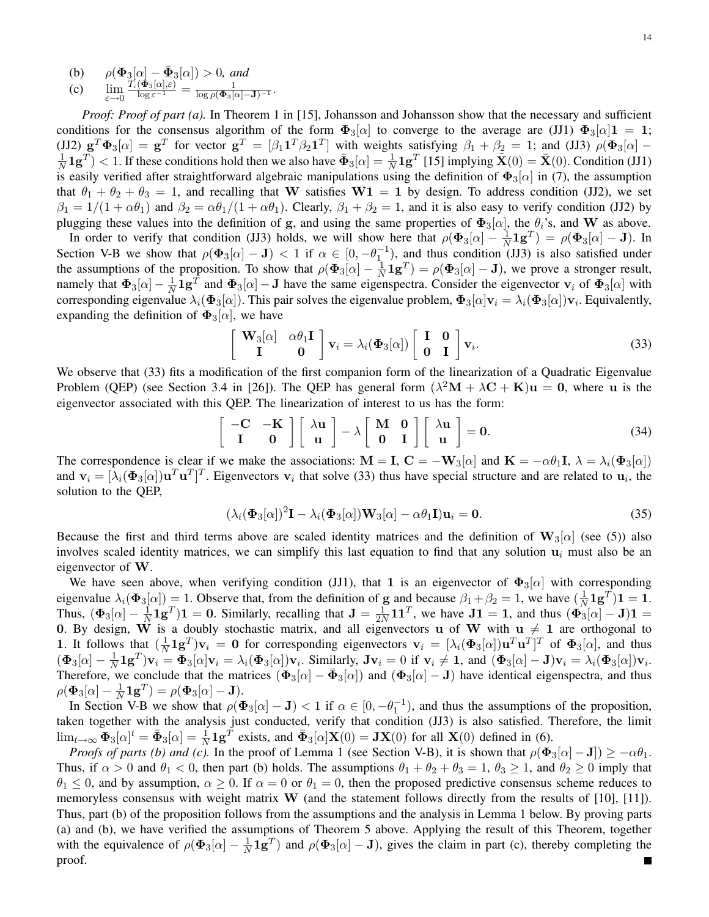(b) $\rho(\mathbf{\Phi}_3[\alpha] - \bar{\mathbf{\Phi}}_3[\alpha]) > 0$, *and*

(c) $\lim_{\varepsilon \to 0} \frac{T_c(\bar{\mathbf{\Phi}}_3[\alpha], \varepsilon)}{\log \varepsilon^{-1}} = \frac{1}{\log \rho(\mathbf{\Phi}_3[\alpha] - \mathbf{J})^{-1}}$.

*Proof: Proof of part (a).* In Theorem 1 in [15], Johansson and Johansson show that the necessary and sufficient conditions for the consensus algorithm of the form $\mathbf{\Phi}_3[\alpha]$ to converge to the average are (JJ1) $\mathbf{\Phi}_3[\alpha]\mathbf{1} = \mathbf{1}$; (JJ2) $\mathbf{g}^T \mathbf{\Phi}_3[\alpha] = \mathbf{g}^T$ for vector $\mathbf{g}^T = [\beta_1 \mathbf{1}^T \beta_2 \mathbf{1}^T]$ with weights satisfying $\beta_1 + \beta_2 = 1$; and (JJ3) $\rho(\mathbf{\Phi}_3[\alpha] - \frac{1}{N}\mathbf{1}\mathbf{g}^T) < 1$. If these conditions hold then we also have $\bar{\mathbf{\Phi}}_3[\alpha] = \frac{1}{N}\mathbf{1}\mathbf{g}^T$ [15] implying $\bar{\mathbf{X}}(0) = \bar{\mathbf{X}}(0)$. Condition (JJ1) is easily verified after straightforward algebraic manipulations using the definition of $\mathbf{\Phi}_3[\alpha]$ in (7), the assumption that $\theta_1 + \theta_2 + \theta_3 = 1$, and recalling that $\mathbf{W}$ satisfies $\mathbf{W}\mathbf{1} = \mathbf{1}$ by design. To address condition (JJ2), we set $\beta_1 = 1/(1 + \alpha\theta_1)$ and $\beta_2 = \alpha\theta_1/(1 + \alpha\theta_1)$. Clearly, $\beta_1 + \beta_2 = 1$, and it is also easy to verify condition (JJ2) by plugging these values into the definition of $\mathbf{g}$, and using the same properties of $\mathbf{\Phi}_3[\alpha]$, the $\theta_i$'s, and $\mathbf{W}$ as above.

In order to verify that condition (JJ3) holds, we will show here that $\rho(\mathbf{\Phi}_3[\alpha] - \frac{1}{N}\mathbf{1}\mathbf{g}^T) = \rho(\mathbf{\Phi}_3[\alpha] - \mathbf{J})$. In Section V-B we show that $\rho(\mathbf{\Phi}_3[\alpha] - \mathbf{J}) < 1$ if $\alpha \in [0, -\theta_1^{-1})$, and thus condition (JJ3) is also satisfied under the assumptions of the proposition. To show that $\rho(\mathbf{\Phi}_3[\alpha] - \frac{1}{N}\mathbf{1}\mathbf{g}^T) = \rho(\mathbf{\Phi}_3[\alpha] - \mathbf{J})$, we prove a stronger result, namely that $\mathbf{\Phi}_3[\alpha] - \frac{1}{N}\mathbf{1}\mathbf{g}^T$ and $\mathbf{\Phi}_3[\alpha] - \mathbf{J}$ have the same eigenspectra. Consider the eigenvector $\mathbf{v}_i$ of $\mathbf{\Phi}_3[\alpha]$ with corresponding eigenvalue $\lambda_i(\mathbf{\Phi}_3[\alpha])$. This pair solves the eigenvalue problem, $\mathbf{\Phi}_3[\alpha]\mathbf{v}_i = \lambda_i(\mathbf{\Phi}_3[\alpha])\mathbf{v}_i$. Equivalently, expanding the definition of $\mathbf{\Phi}_3[\alpha]$, we have

$$\begin{bmatrix} \mathbf{W}_3[\alpha] & \alpha\theta_1 \mathbf{I} \\ \mathbf{I} & \mathbf{0} \end{bmatrix} \mathbf{v}_i = \lambda_i(\mathbf{\Phi}_3[\alpha]) \begin{bmatrix} \mathbf{I} & \mathbf{0} \\ \mathbf{0} & \mathbf{I} \end{bmatrix} \mathbf{v}_i. \tag{33}$$

We observe that (33) fits a modification of the first companion form of the linearization of a Quadratic Eigenvalue Problem (QEP) (see Section 3.4 in [26]). The QEP has general form $(\lambda^2 \mathbf{M} + \lambda \mathbf{C} + \mathbf{K})\mathbf{u} = \mathbf{0}$, where $\mathbf{u}$ is the eigenvector associated with this QEP. The linearization of interest to us has the form:

$$\begin{bmatrix} -\mathbf{C} & -\mathbf{K} \\ \mathbf{I} & \mathbf{0} \end{bmatrix} \begin{bmatrix} \lambda \mathbf{u} \\ \mathbf{u} \end{bmatrix} - \lambda \begin{bmatrix} \mathbf{M} & \mathbf{0} \\ \mathbf{0} & \mathbf{I} \end{bmatrix} \begin{bmatrix} \lambda \mathbf{u} \\ \mathbf{u} \end{bmatrix} = \mathbf{0}. \tag{34}$$

The correspondence is clear if we make the associations: $\mathbf{M} = \mathbf{I}$, $\mathbf{C} = -\mathbf{W}_3[\alpha]$ and $\mathbf{K} = -\alpha\theta_1 \mathbf{I}$, $\lambda = \lambda_i(\mathbf{\Phi}_3[\alpha])$ and $\mathbf{v}_i = [\lambda_i(\mathbf{\Phi}_3[\alpha])\mathbf{u}^T \mathbf{u}^T]^T$. Eigenvectors $\mathbf{v}_i$ that solve (33) thus have special structure and are related to $\mathbf{u}_i$, the solution to the QEP,

$$(\lambda_i(\mathbf{\Phi}_3[\alpha])^2 \mathbf{I} - \lambda_i(\mathbf{\Phi}_3[\alpha])\mathbf{W}_3[\alpha] - \alpha\theta_1 \mathbf{I})\mathbf{u}_i = \mathbf{0}. \tag{35}$$

Because the first and third terms above are scaled identity matrices and the definition of $\mathbf{W}_3[\alpha]$ (see (5)) also involves scaled identity matrices, we can simplify this last equation to find that any solution $\mathbf{u}_i$ must also be an eigenvector of $\mathbf{W}$.

We have seen above, when verifying condition (JJ1), that $\mathbf{1}$ is an eigenvector of $\mathbf{\Phi}_3[\alpha]$ with corresponding eigenvalue $\lambda_i(\mathbf{\Phi}_3[\alpha]) = 1$. Observe that, from the definition of $\mathbf{g}$ and because $\beta_1 + \beta_2 = 1$, we have $(\frac{1}{N}\mathbf{1}\mathbf{g}^T)\mathbf{1} = \mathbf{1}$. Thus, $(\mathbf{\Phi}_3[\alpha] - \frac{1}{N}\mathbf{1}\mathbf{g}^T)\mathbf{1} = \mathbf{0}$. Similarly, recalling that $\mathbf{J} = \frac{1}{2N}\mathbf{1}\mathbf{1}^T$, we have $\mathbf{J}\mathbf{1} = \mathbf{1}$, and thus $(\mathbf{\Phi}_3[\alpha] - \mathbf{J})\mathbf{1} = \mathbf{0}$. By design, $\mathbf{W}$ is a doubly stochastic matrix, and all eigenvectors $\mathbf{u}$ of $\mathbf{W}$ with $\mathbf{u} \neq \mathbf{1}$ are orthogonal to $\mathbf{1}$. It follows that $(\frac{1}{N}\mathbf{1}\mathbf{g}^T)\mathbf{v}_i = \mathbf{0}$ for corresponding eigenvectors $\mathbf{v}_i = [\lambda_i(\mathbf{\Phi}_3[\alpha])\mathbf{u}^T \mathbf{u}^T]^T$ of $\mathbf{\Phi}_3[\alpha]$, and thus $(\mathbf{\Phi}_3[\alpha] - \frac{1}{N}\mathbf{1}\mathbf{g}^T)\mathbf{v}_i = \mathbf{\Phi}_3[\alpha]\mathbf{v}_i = \lambda_i(\mathbf{\Phi}_3[\alpha])\mathbf{v}_i$. Similarly, $\mathbf{J}\mathbf{v}_i = 0$ if $\mathbf{v}_i \neq \mathbf{1}$, and $(\mathbf{\Phi}_3[\alpha] - \mathbf{J})\mathbf{v}_i = \lambda_i(\mathbf{\Phi}_3[\alpha])\mathbf{v}_i$. Therefore, we conclude that the matrices $(\mathbf{\Phi}_3[\alpha] - \bar{\mathbf{\Phi}}_3[\alpha])$ and $(\mathbf{\Phi}_3[\alpha] - \mathbf{J})$ have identical eigenspectra, and thus $\rho(\mathbf{\Phi}_3[\alpha] - \frac{1}{N}\mathbf{1}\mathbf{g}^T) = \rho(\mathbf{\Phi}_3[\alpha] - \mathbf{J})$.

In Section V-B we show that $\rho(\mathbf{\Phi}_3[\alpha] - \mathbf{J}) < 1$ if $\alpha \in [0, -\theta_1^{-1})$, and thus the assumptions of the proposition, taken together with the analysis just conducted, verify that condition (JJ3) is also satisfied. Therefore, the limit $\lim_{t\to\infty} \mathbf{\Phi}_3[\alpha]^t = \bar{\mathbf{\Phi}}_3[\alpha] = \frac{1}{N}\mathbf{1}\mathbf{g}^T$ exists, and $\bar{\mathbf{\Phi}}_3[\alpha]\mathbf{X}(0) = \mathbf{J}\mathbf{X}(0)$ for all $\mathbf{X}(0)$ defined in (6).

*Proofs of parts (b) and (c).* In the proof of Lemma 1 (see Section V-B), it is shown that $\rho(\mathbf{\Phi}_3[\alpha] - \mathbf{J}]) \geq -\alpha\theta_1$. Thus, if $\alpha > 0$ and $\theta_1 < 0$, then part (b) holds. The assumptions $\theta_1 + \theta_2 + \theta_3 = 1$, $\theta_3 \geq 1$, and $\theta_2 \geq 0$ imply that $\theta_1 \leq 0$, and by assumption, $\alpha \geq 0$. If $\alpha = 0$ or $\theta_1 = 0$, then the proposed predictive consensus scheme reduces to memoryless consensus with weight matrix $\mathbf{W}$ (and the statement follows directly from the results of [10], [11]). Thus, part (b) of the proposition follows from the assumptions and the analysis in Lemma 1 below. By proving parts (a) and (b), we have verified the assumptions of Theorem 5 above. Applying the result of this Theorem, together with the equivalence of $\rho(\mathbf{\Phi}_3[\alpha] - \frac{1}{N}\mathbf{1}\mathbf{g}^T)$ and $\rho(\mathbf{\Phi}_3[\alpha] - \mathbf{J})$, gives the claim in part (c), thereby completing the proof. ∎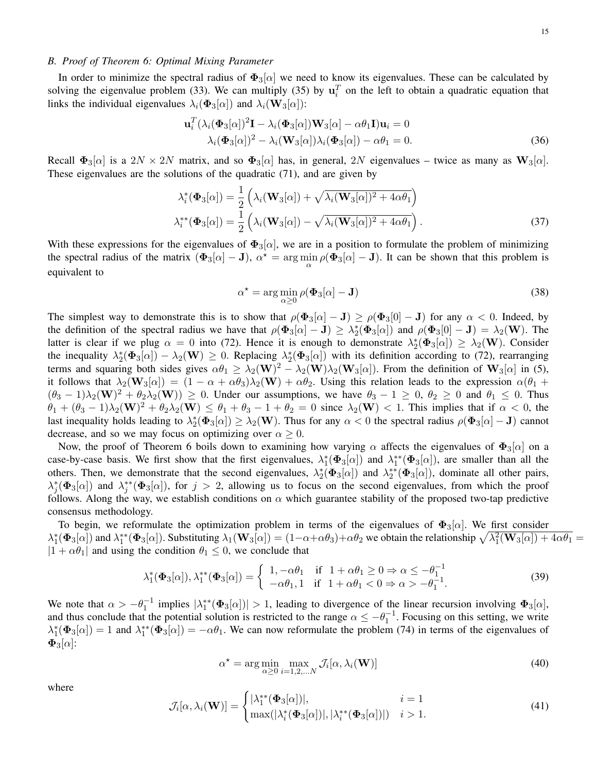### B. Proof of Theorem 6: Optimal Mixing Parameter

In order to minimize the spectral radius of $\mathbf{\Phi}_3[\alpha]$ we need to know its eigenvalues. These can be calculated by solving the eigenvalue problem (33). We can multiply (35) by $\mathbf{u}_i^T$ on the left to obtain a quadratic equation that links the individual eigenvalues $\lambda_i(\mathbf{\Phi}_3[\alpha])$ and $\lambda_i(\mathbf{W}_3[\alpha])$:

$$
\begin{aligned}
\mathbf{u}_i^T(\lambda_i(\mathbf{\Phi}_3[\alpha])^2\mathbf{I} - \lambda_i(\mathbf{\Phi}_3[\alpha])\mathbf{W}_3[\alpha] - \alpha\theta_1\mathbf{I})\mathbf{u}_i = 0 \\
\lambda_i(\mathbf{\Phi}_3[\alpha])^2 - \lambda_i(\mathbf{W}_3[\alpha])\lambda_i(\mathbf{\Phi}_3[\alpha]) - \alpha\theta_1 = 0.
\end{aligned}
\tag{36}
$$

Recall $\mathbf{\Phi}_3[\alpha]$ is a $2N \times 2N$ matrix, and so $\mathbf{\Phi}_3[\alpha]$ has, in general, $2N$ eigenvalues – twice as many as $\mathbf{W}_3[\alpha]$. These eigenvalues are the solutions of the quadratic (71), and are given by

$$
\begin{aligned}
\lambda_i^*(\mathbf{\Phi}_3[\alpha]) &= \frac{1}{2}\left(\lambda_i(\mathbf{W}_3[\alpha]) + \sqrt{\lambda_i(\mathbf{W}_3[\alpha])^2 + 4\alpha\theta_1}\right) \\
\lambda_i^{**}(\mathbf{\Phi}_3[\alpha]) &= \frac{1}{2}\left(\lambda_i(\mathbf{W}_3[\alpha]) - \sqrt{\lambda_i(\mathbf{W}_3[\alpha])^2 + 4\alpha\theta_1}\right).
\end{aligned}
\tag{37}
$$

With these expressions for the eigenvalues of $\mathbf{\Phi}_3[\alpha]$, we are in a position to formulate the problem of minimizing the spectral radius of the matrix $(\mathbf{\Phi}_3[\alpha] - \mathbf{J})$, $\alpha^\star = \arg\min_{\alpha} \rho(\mathbf{\Phi}_3[\alpha] - \mathbf{J})$. It can be shown that this problem is equivalent to

$$
\alpha^\star = \arg\min_{\alpha \geq 0} \rho(\mathbf{\Phi}_3[\alpha] - \mathbf{J}) \tag{38}
$$

The simplest way to demonstrate this is to show that $\rho(\mathbf{\Phi}_3[\alpha] - \mathbf{J}) \geq \rho(\mathbf{\Phi}_3[0] - \mathbf{J})$ for any $\alpha < 0$. Indeed, by the definition of the spectral radius we have that $\rho(\mathbf{\Phi}_3[\alpha] - \mathbf{J}) \geq \lambda_2^*(\mathbf{\Phi}_3[\alpha])$ and $\rho(\mathbf{\Phi}_3[0] - \mathbf{J}) = \lambda_2(\mathbf{W})$. The latter is clear if we plug $\alpha = 0$ into (72). Hence it is enough to demonstrate $\lambda_2^*(\mathbf{\Phi}_3[\alpha]) \geq \lambda_2(\mathbf{W})$. Consider the inequality $\lambda_2^*(\mathbf{\Phi}_3[\alpha]) - \lambda_2(\mathbf{W}) \geq 0$. Replacing $\lambda_2^*(\mathbf{\Phi}_3[\alpha])$ with its definition according to (72), rearranging terms and squaring both sides gives $\alpha\theta_1 \geq \lambda_2(\mathbf{W})^2 - \lambda_2(\mathbf{W})\lambda_2(\mathbf{W}_3[\alpha])$. From the definition of $\mathbf{W}_3[\alpha]$ in (5), it follows that $\lambda_2(\mathbf{W}_3[\alpha]) = (1 - \alpha + \alpha\theta_3)\lambda_2(\mathbf{W}) + \alpha\theta_2$. Using this relation leads to the expression $\alpha(\theta_1 + (\theta_3 - 1)\lambda_2(\mathbf{W})^2 + \theta_2\lambda_2(\mathbf{W})) \geq 0$. Under our assumptions, we have $\theta_3 - 1 \geq 0$, $\theta_2 \geq 0$ and $\theta_1 \leq 0$. Thus $\theta_1 + (\theta_3 - 1)\lambda_2(\mathbf{W})^2 + \theta_2\lambda_2(\mathbf{W}) \leq \theta_1 + \theta_3 - 1 + \theta_2 = 0$ since $\lambda_2(\mathbf{W}) < 1$. This implies that if $\alpha < 0$, the last inequality holds leading to $\lambda_2^*(\mathbf{\Phi}_3[\alpha]) \geq \lambda_2(\mathbf{W})$. Thus for any $\alpha < 0$ the spectral radius $\rho(\mathbf{\Phi}_3[\alpha] - \mathbf{J})$ cannot decrease, and so we may focus on optimizing over $\alpha \geq 0$.

Now, the proof of Theorem 6 boils down to examining how varying $\alpha$ affects the eigenvalues of $\mathbf{\Phi}_3[\alpha]$ on a case-by-case basis. We first show that the first eigenvalues, $\lambda_1^*(\mathbf{\Phi}_3[\alpha])$ and $\lambda_1^{**}(\mathbf{\Phi}_3[\alpha])$, are smaller than all the others. Then, we demonstrate that the second eigenvalues, $\lambda_2^*(\mathbf{\Phi}_3[\alpha])$ and $\lambda_2^{**}(\mathbf{\Phi}_3[\alpha])$, dominate all other pairs, $\lambda_j^*(\mathbf{\Phi}_3[\alpha])$ and $\lambda_j^{**}(\mathbf{\Phi}_3[\alpha])$, for $j > 2$, allowing us to focus on the second eigenvalues, from which the proof follows. Along the way, we establish conditions on $\alpha$ which guarantee stability of the proposed two-tap predictive consensus methodology.

To begin, we reformulate the optimization problem in terms of the eigenvalues of $\mathbf{\Phi}_3[\alpha]$. We first consider $\lambda_1^*(\mathbf{\Phi}_3[\alpha])$ and $\lambda_1^{**}(\mathbf{\Phi}_3[\alpha])$. Substituting $\lambda_1(\mathbf{W}_3[\alpha]) = (1-\alpha+\alpha\theta_3)+\alpha\theta_2$ we obtain the relationship $\sqrt{\lambda_1^2(\mathbf{W}_3[\alpha]) + 4\alpha\theta_1} = |1 + \alpha\theta_1|$ and using the condition $\theta_1 \leq 0$, we conclude that

$$
\lambda_1^*(\mathbf{\Phi}_3[\alpha]), \lambda_1^{**}(\mathbf{\Phi}_3[\alpha]) = \begin{cases} 1, -\alpha\theta_1 & \text{if } \; 1 + \alpha\theta_1 \geq 0 \Rightarrow \alpha \leq -\theta_1^{-1} \\ -\alpha\theta_1, 1 & \text{if } \; 1 + \alpha\theta_1 < 0 \Rightarrow \alpha > -\theta_1^{-1}. \end{cases} \tag{39}
$$

We note that $\alpha > -\theta_1^{-1}$ implies $|\lambda_1^{**}(\mathbf{\Phi}_3[\alpha])| > 1$, leading to divergence of the linear recursion involving $\mathbf{\Phi}_3[\alpha]$, and thus conclude that the potential solution is restricted to the range $\alpha \leq -\theta_1^{-1}$. Focusing on this setting, we write $\lambda_1^*(\mathbf{\Phi}_3[\alpha]) = 1$ and $\lambda_1^{**}(\mathbf{\Phi}_3[\alpha]) = -\alpha\theta_1$. We can now reformulate the problem (74) in terms of the eigenvalues of $\mathbf{\Phi}_3[\alpha]$:

$$
\alpha^\star = \arg\min_{\alpha \geq 0} \max_{i=1,2,\ldots,N} \mathcal{J}_i[\alpha, \lambda_i(\mathbf{W})] \tag{40}
$$

where

$$
\mathcal{J}_i[\alpha, \lambda_i(\mathbf{W})] = \begin{cases} |\lambda_1^{**}(\mathbf{\Phi}_3[\alpha])|, & i = 1 \\ \max(|\lambda_i^*(\mathbf{\Phi}_3[\alpha])|, |\lambda_i^{**}(\mathbf{\Phi}_3[\alpha])|) & i > 1. \end{cases} \tag{41}
$$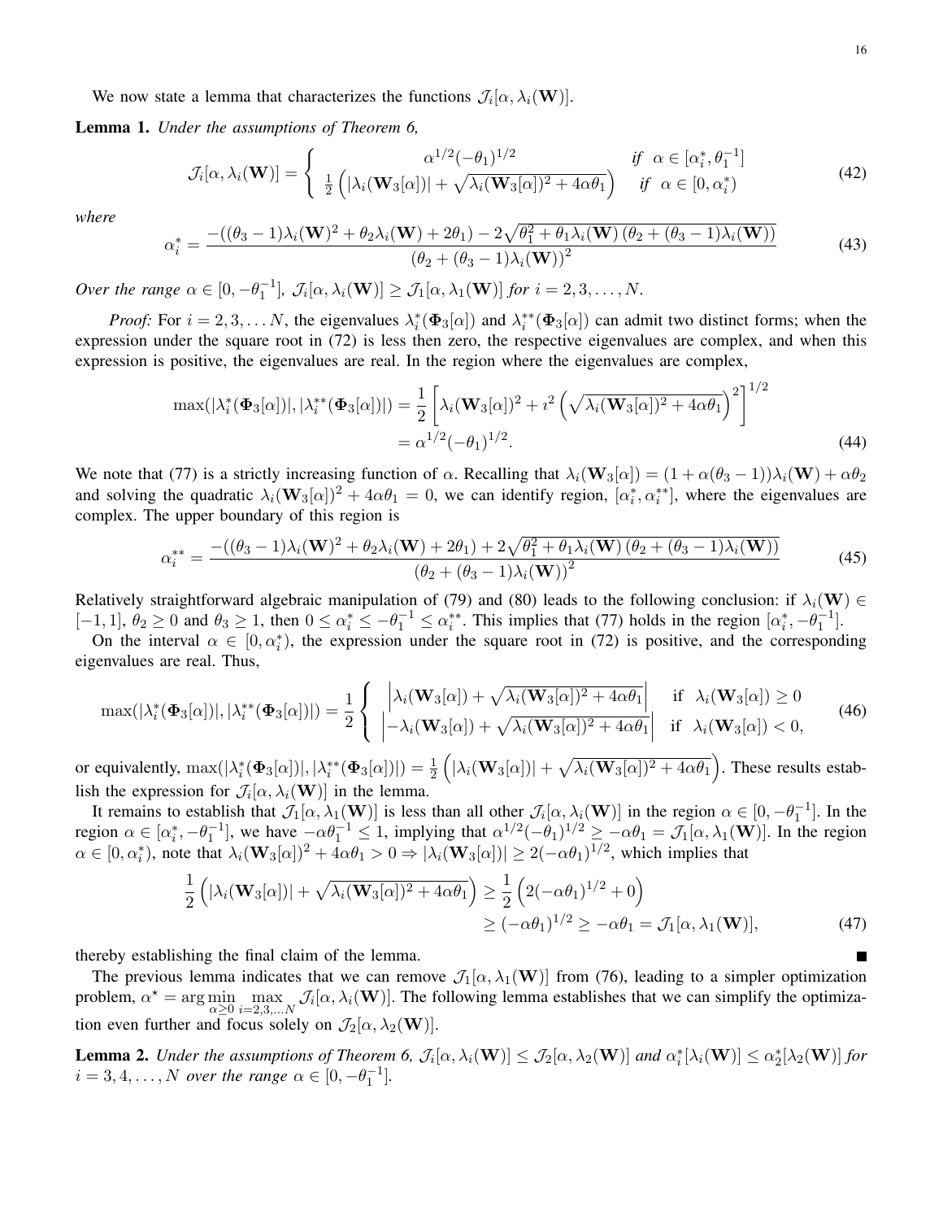We now state a lemma that characterizes the functions $\mathcal{J}_i[\alpha, \lambda_i(\mathbf{W})]$.

**Lemma 1.** *Under the assumptions of Theorem 6,*

$$\mathcal{J}_i[\alpha, \lambda_i(\mathbf{W})] = \begin{cases} \alpha^{1/2}(-\theta_1)^{1/2} & \text{if } \alpha \in [\alpha_i^*, \theta_1^{-1}] \\ \frac{1}{2}\left(|\lambda_i(\mathbf{W}_3[\alpha])| + \sqrt{\lambda_i(\mathbf{W}_3[\alpha])^2 + 4\alpha\theta_1}\right) & \text{if } \alpha \in [0, \alpha_i^*) \end{cases} \tag{42}$$

*where*

$$\alpha_i^* = \frac{-((\theta_3 - 1)\lambda_i(\mathbf{W})^2 + \theta_2\lambda_i(\mathbf{W}) + 2\theta_1) - 2\sqrt{\theta_1^2 + \theta_1\lambda_i(\mathbf{W})\left(\theta_2 + (\theta_3 - 1)\lambda_i(\mathbf{W})\right)}}{\left(\theta_2 + (\theta_3 - 1)\lambda_i(\mathbf{W})\right)^2} \tag{43}$$

*Over the range $\alpha \in [0, -\theta_1^{-1}]$, $\mathcal{J}_i[\alpha, \lambda_i(\mathbf{W})] \geq \mathcal{J}_1[\alpha, \lambda_1(\mathbf{W})]$ for $i = 2, 3, \ldots, N$.*

*Proof:* For $i = 2, 3, \ldots N$, the eigenvalues $\lambda_i^*(\mathbf{\Phi}_3[\alpha])$ and $\lambda_i^{**}(\mathbf{\Phi}_3[\alpha])$ can admit two distinct forms; when the expression under the square root in (72) is less then zero, the respective eigenvalues are complex, and when this expression is positive, the eigenvalues are real. In the region where the eigenvalues are complex,

$$\begin{aligned} \max(|\lambda_i^*(\mathbf{\Phi}_3[\alpha])|, |\lambda_i^{**}(\mathbf{\Phi}_3[\alpha])|) &= \frac{1}{2}\left[\lambda_i(\mathbf{W}_3[\alpha])^2 + i^2\left(\sqrt{\lambda_i(\mathbf{W}_3[\alpha])^2 + 4\alpha\theta_1}\right)^2\right]^{1/2} \\ &= \alpha^{1/2}(-\theta_1)^{1/2}. \end{aligned} \tag{44}$$

We note that (77) is a strictly increasing function of $\alpha$. Recalling that $\lambda_i(\mathbf{W}_3[\alpha]) = (1 + \alpha(\theta_3 - 1))\lambda_i(\mathbf{W}) + \alpha\theta_2$ and solving the quadratic $\lambda_i(\mathbf{W}_3[\alpha])^2 + 4\alpha\theta_1 = 0$, we can identify region, $[\alpha_i^*, \alpha_i^{**}]$, where the eigenvalues are complex. The upper boundary of this region is

$$\alpha_i^{**} = \frac{-((\theta_3 - 1)\lambda_i(\mathbf{W})^2 + \theta_2\lambda_i(\mathbf{W}) + 2\theta_1) + 2\sqrt{\theta_1^2 + \theta_1\lambda_i(\mathbf{W})\left(\theta_2 + (\theta_3 - 1)\lambda_i(\mathbf{W})\right)}}{\left(\theta_2 + (\theta_3 - 1)\lambda_i(\mathbf{W})\right)^2} \tag{45}$$

Relatively straightforward algebraic manipulation of (79) and (80) leads to the following conclusion: if $\lambda_i(\mathbf{W}) \in [-1, 1]$, $\theta_2 \geq 0$ and $\theta_3 \geq 1$, then $0 \leq \alpha_i^* \leq -\theta_1^{-1} \leq \alpha_i^{**}$. This implies that (77) holds in the region $[\alpha_i^*, -\theta_1^{-1}]$.

On the interval $\alpha \in [0, \alpha_i^*)$, the expression under the square root in (72) is positive, and the corresponding eigenvalues are real. Thus,

$$\max(|\lambda_i^*(\mathbf{\Phi}_3[\alpha])|, |\lambda_i^{**}(\mathbf{\Phi}_3[\alpha])|) = \frac{1}{2}\begin{cases} \left|\lambda_i(\mathbf{W}_3[\alpha]) + \sqrt{\lambda_i(\mathbf{W}_3[\alpha])^2 + 4\alpha\theta_1}\right| & \text{if } \lambda_i(\mathbf{W}_3[\alpha]) \geq 0 \\ \left|-\lambda_i(\mathbf{W}_3[\alpha]) + \sqrt{\lambda_i(\mathbf{W}_3[\alpha])^2 + 4\alpha\theta_1}\right| & \text{if } \lambda_i(\mathbf{W}_3[\alpha]) < 0, \end{cases} \tag{46}$$

or equivalently, $\max(|\lambda_i^*(\mathbf{\Phi}_3[\alpha])|, |\lambda_i^{**}(\mathbf{\Phi}_3[\alpha])|) = \frac{1}{2}\left(|\lambda_i(\mathbf{W}_3[\alpha])| + \sqrt{\lambda_i(\mathbf{W}_3[\alpha])^2 + 4\alpha\theta_1}\right)$. These results establish the expression for $\mathcal{J}_i[\alpha, \lambda_i(\mathbf{W})]$ in the lemma.

It remains to establish that $\mathcal{J}_1[\alpha, \lambda_1(\mathbf{W})]$ is less than all other $\mathcal{J}_i[\alpha, \lambda_i(\mathbf{W})]$ in the region $\alpha \in [0, -\theta_1^{-1}]$. In the region $\alpha \in [\alpha_i^*, -\theta_1^{-1}]$, we have $-\alpha\theta_1^{-1} \leq 1$, implying that $\alpha^{1/2}(-\theta_1)^{1/2} \geq -\alpha\theta_1 = \mathcal{J}_1[\alpha, \lambda_1(\mathbf{W})]$. In the region $\alpha \in [0, \alpha_i^*)$, note that $\lambda_i(\mathbf{W}_3[\alpha])^2 + 4\alpha\theta_1 > 0 \Rightarrow |\lambda_i(\mathbf{W}_3[\alpha])| \geq 2(-\alpha\theta_1)^{1/2}$, which implies that

$$\begin{aligned} \frac{1}{2}\left(|\lambda_i(\mathbf{W}_3[\alpha])| + \sqrt{\lambda_i(\mathbf{W}_3[\alpha])^2 + 4\alpha\theta_1}\right) &\geq \frac{1}{2}\left(2(-\alpha\theta_1)^{1/2} + 0\right) \\ &\geq (-\alpha\theta_1)^{1/2} \geq -\alpha\theta_1 = \mathcal{J}_1[\alpha, \lambda_1(\mathbf{W})], \end{aligned} \tag{47}$$

thereby establishing the final claim of the lemma. ∎

The previous lemma indicates that we can remove $\mathcal{J}_1[\alpha, \lambda_1(\mathbf{W})]$ from (76), leading to a simpler optimization problem, $\alpha^\star = \arg\min_{\alpha \geq 0} \max_{i=2,3,\ldots N} \mathcal{J}_i[\alpha, \lambda_i(\mathbf{W})]$. The following lemma establishes that we can simplify the optimization even further and focus solely on $\mathcal{J}_2[\alpha, \lambda_2(\mathbf{W})]$.

**Lemma 2.** *Under the assumptions of Theorem 6, $\mathcal{J}_i[\alpha, \lambda_i(\mathbf{W})] \leq \mathcal{J}_2[\alpha, \lambda_2(\mathbf{W})]$ and $\alpha_i^*[\lambda_i(\mathbf{W})] \leq \alpha_2^*[\lambda_2(\mathbf{W})]$ for $i = 3, 4, \ldots, N$ over the range $\alpha \in [0, -\theta_1^{-1}]$.*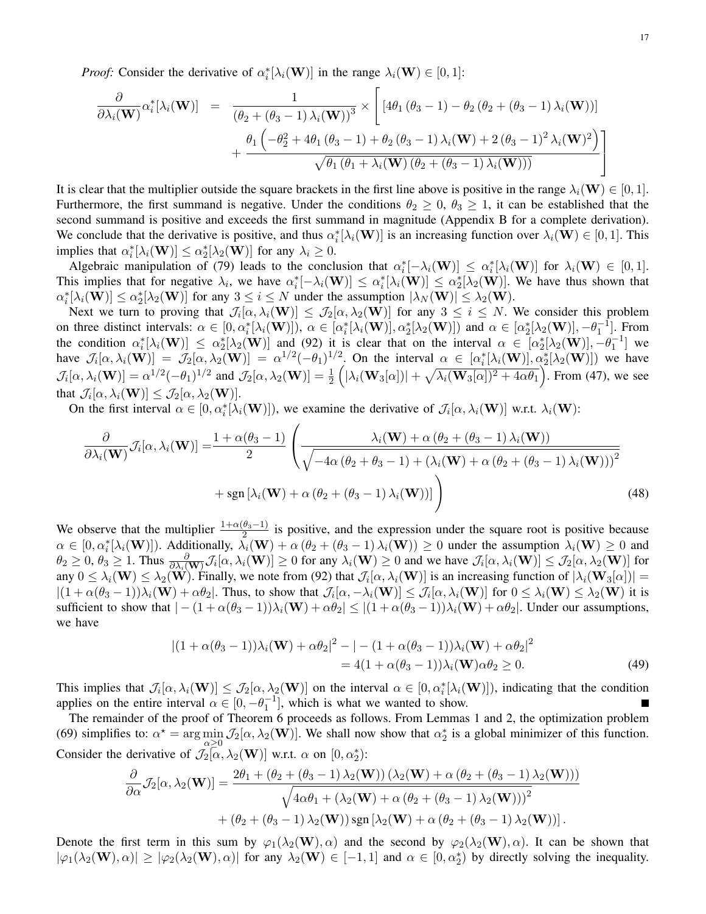*Proof:* Consider the derivative of $\alpha_i^*[\lambda_i(\mathbf{W})]$ in the range $\lambda_i(\mathbf{W}) \in [0,1]$:

$$
\begin{aligned}
\frac{\partial}{\partial \lambda_i(\mathbf{W})} \alpha_i^*[\lambda_i(\mathbf{W})] \;=\; & \frac{1}{\left(\theta_2 + (\theta_3 - 1)\lambda_i(\mathbf{W})\right)^3} \times \Bigg[ \left[4\theta_1 (\theta_3 - 1) - \theta_2 \left(\theta_2 + (\theta_3 - 1)\lambda_i(\mathbf{W})\right)\right] \\
& + \frac{\theta_1 \left(-\theta_2^2 + 4\theta_1(\theta_3 - 1) + \theta_2(\theta_3 - 1)\lambda_i(\mathbf{W}) + 2(\theta_3 - 1)^2 \lambda_i(\mathbf{W})^2\right)}{\sqrt{\theta_1 \left(\theta_1 + \lambda_i(\mathbf{W})\left(\theta_2 + (\theta_3 - 1)\lambda_i(\mathbf{W})\right)\right)}} \Bigg]
\end{aligned}
$$

It is clear that the multiplier outside the square brackets in the first line above is positive in the range $\lambda_i(\mathbf{W}) \in [0,1]$. Furthermore, the first summand is negative. Under the conditions $\theta_2 \geq 0$, $\theta_3 \geq 1$, it can be established that the second summand is positive and exceeds the first summand in magnitude (Appendix B for a complete derivation). We conclude that the derivative is positive, and thus $\alpha_i^*[\lambda_i(\mathbf{W})]$ is an increasing function over $\lambda_i(\mathbf{W}) \in [0,1]$. This implies that $\alpha_i^*[\lambda_i(\mathbf{W})] \leq \alpha_2^*[\lambda_2(\mathbf{W})]$ for any $\lambda_i \geq 0$.

Algebraic manipulation of (79) leads to the conclusion that $\alpha_i^*[-\lambda_i(\mathbf{W})] \leq \alpha_i^*[\lambda_i(\mathbf{W})]$ for $\lambda_i(\mathbf{W}) \in [0,1]$. This implies that for negative $\lambda_i$, we have $\alpha_i^*[-\lambda_i(\mathbf{W})] \leq \alpha_i^*[\lambda_i(\mathbf{W})] \leq \alpha_2^*[\lambda_2(\mathbf{W})]$. We have thus shown that $\alpha_i^*[\lambda_i(\mathbf{W})] \leq \alpha_2^*[\lambda_2(\mathbf{W})]$ for any $3 \leq i \leq N$ under the assumption $|\lambda_N(\mathbf{W})| \leq \lambda_2(\mathbf{W})$.

Next we turn to proving that $\mathcal{J}_i[\alpha, \lambda_i(\mathbf{W})] \leq \mathcal{J}_2[\alpha, \lambda_2(\mathbf{W})]$ for any $3 \leq i \leq N$. We consider this problem on three distinct intervals: $\alpha \in [0, \alpha_i^*[\lambda_i(\mathbf{W})])$, $\alpha \in [\alpha_i^*[\lambda_i(\mathbf{W})], \alpha_2^*[\lambda_2(\mathbf{W})])$ and $\alpha \in [\alpha_2^*[\lambda_2(\mathbf{W})], -\theta_1^{-1}]$. From the condition $\alpha_i^*[\lambda_i(\mathbf{W})] \leq \alpha_2^*[\lambda_2(\mathbf{W})]$ and (92) it is clear that on the interval $\alpha \in [\alpha_2^*[\lambda_2(\mathbf{W})], -\theta_1^{-1}]$ we have $\mathcal{J}_i[\alpha, \lambda_i(\mathbf{W})] = \mathcal{J}_2[\alpha, \lambda_2(\mathbf{W})] = \alpha^{1/2}(-\theta_1)^{1/2}$. On the interval $\alpha \in [\alpha_i^*[\lambda_i(\mathbf{W})], \alpha_2^*[\lambda_2(\mathbf{W})])$ we have $\mathcal{J}_i[\alpha, \lambda_i(\mathbf{W})] = \alpha^{1/2}(-\theta_1)^{1/2}$ and $\mathcal{J}_2[\alpha, \lambda_2(\mathbf{W})] = \frac{1}{2}\left(|\lambda_i(\mathbf{W}_3[\alpha])| + \sqrt{\lambda_i(\mathbf{W}_3[\alpha])^2 + 4\alpha\theta_1}\right)$. From (47), we see that $\mathcal{J}_i[\alpha, \lambda_i(\mathbf{W})] \leq \mathcal{J}_2[\alpha, \lambda_2(\mathbf{W})]$.

On the first interval $\alpha \in [0, \alpha_i^*[\lambda_i(\mathbf{W})])$, we examine the derivative of $\mathcal{J}_i[\alpha, \lambda_i(\mathbf{W})]$ w.r.t. $\lambda_i(\mathbf{W})$:

$$
\begin{aligned}
\frac{\partial}{\partial \lambda_i(\mathbf{W})} \mathcal{J}_i[\alpha, \lambda_i(\mathbf{W})] = & \frac{1 + \alpha(\theta_3 - 1)}{2} \Bigg( \frac{\lambda_i(\mathbf{W}) + \alpha\left(\theta_2 + (\theta_3 - 1)\lambda_i(\mathbf{W})\right)}{\sqrt{-4\alpha(\theta_2 + \theta_3 - 1) + \left(\lambda_i(\mathbf{W}) + \alpha\left(\theta_2 + (\theta_3 - 1)\lambda_i(\mathbf{W})\right)\right)^2}} \\
& + \operatorname{sgn}\left[\lambda_i(\mathbf{W}) + \alpha\left(\theta_2 + (\theta_3 - 1)\lambda_i(\mathbf{W})\right)\right] \Bigg)
\end{aligned} \tag{48}
$$

We observe that the multiplier $\frac{1+\alpha(\theta_3-1)}{2}$ is positive, and the expression under the square root is positive because $\alpha \in [0, \alpha_i^*[\lambda_i(\mathbf{W})])$. Additionally, $\lambda_i(\mathbf{W}) + \alpha\left(\theta_2 + (\theta_3 - 1)\lambda_i(\mathbf{W})\right) \geq 0$ under the assumption $\lambda_i(\mathbf{W}) \geq 0$ and $\theta_2 \geq 0$, $\theta_3 \geq 1$. Thus $\frac{\partial}{\partial \lambda_i(\mathbf{W})} \mathcal{J}_i[\alpha, \lambda_i(\mathbf{W})] \geq 0$ for any $\lambda_i(\mathbf{W}) \geq 0$ and we have $\mathcal{J}_i[\alpha, \lambda_i(\mathbf{W})] \leq \mathcal{J}_2[\alpha, \lambda_2(\mathbf{W})]$ for any $0 \leq \lambda_i(\mathbf{W}) \leq \lambda_2(\mathbf{W})$. Finally, we note from (92) that $\mathcal{J}_i[\alpha, \lambda_i(\mathbf{W})]$ is an increasing function of $|\lambda_i(\mathbf{W}_3[\alpha])| = |(1 + \alpha(\theta_3 - 1))\lambda_i(\mathbf{W}) + \alpha\theta_2|$. Thus, to show that $\mathcal{J}_i[\alpha, -\lambda_i(\mathbf{W})] \leq \mathcal{J}_i[\alpha, \lambda_i(\mathbf{W})]$ for $0 \leq \lambda_i(\mathbf{W}) \leq \lambda_2(\mathbf{W})$ it is sufficient to show that $|-(1 + \alpha(\theta_3 - 1))\lambda_i(\mathbf{W}) + \alpha\theta_2| \leq |(1 + \alpha(\theta_3 - 1))\lambda_i(\mathbf{W}) + \alpha\theta_2|$. Under our assumptions, we have

$$
\begin{aligned}
|(1 + \alpha(\theta_3 - 1))\lambda_i(\mathbf{W}) + \alpha\theta_2|^2 - |-(1 + \alpha(\theta_3 - 1))\lambda_i(\mathbf{W}) + \alpha\theta_2|^2 \\
= 4(1 + \alpha(\theta_3 - 1))\lambda_i(\mathbf{W})\alpha\theta_2 \geq 0.
\end{aligned} \tag{49}
$$

This implies that $\mathcal{J}_i[\alpha, \lambda_i(\mathbf{W})] \leq \mathcal{J}_2[\alpha, \lambda_2(\mathbf{W})]$ on the interval $\alpha \in [0, \alpha_i^*[\lambda_i(\mathbf{W})])$, indicating that the condition applies on the entire interval $\alpha \in [0, -\theta_1^{-1}]$, which is what we wanted to show. ∎

The remainder of the proof of Theorem 6 proceeds as follows. From Lemmas 1 and 2, the optimization problem (69) simplifies to: $\alpha^\star = \arg\min_{\alpha \geq 0} \mathcal{J}_2[\alpha, \lambda_2(\mathbf{W})]$. We shall now show that $\alpha_2^*$ is a global minimizer of this function. Consider the derivative of $\mathcal{J}_2[\alpha, \lambda_2(\mathbf{W})]$ w.r.t. $\alpha$ on $[0, \alpha_2^*)$:

$$
\begin{aligned}
\frac{\partial}{\partial \alpha} \mathcal{J}_2[\alpha, \lambda_2(\mathbf{W})] = & \frac{2\theta_1 + \left(\theta_2 + (\theta_3 - 1)\lambda_2(\mathbf{W})\right)\left(\lambda_2(\mathbf{W}) + \alpha\left(\theta_2 + (\theta_3 - 1)\lambda_2(\mathbf{W})\right)\right)}{\sqrt{4\alpha\theta_1 + \left(\lambda_2(\mathbf{W}) + \alpha\left(\theta_2 + (\theta_3 - 1)\lambda_2(\mathbf{W})\right)\right)^2}} \\
& + \left(\theta_2 + (\theta_3 - 1)\lambda_2(\mathbf{W})\right) \operatorname{sgn}\left[\lambda_2(\mathbf{W}) + \alpha\left(\theta_2 + (\theta_3 - 1)\lambda_2(\mathbf{W})\right)\right].
\end{aligned}
$$

Denote the first term in this sum by $\varphi_1(\lambda_2(\mathbf{W}), \alpha)$ and the second by $\varphi_2(\lambda_2(\mathbf{W}), \alpha)$. It can be shown that $|\varphi_1(\lambda_2(\mathbf{W}), \alpha)| \geq |\varphi_2(\lambda_2(\mathbf{W}), \alpha)|$ for any $\lambda_2(\mathbf{W}) \in [-1, 1]$ and $\alpha \in [0, \alpha_2^*)$ by directly solving the inequality.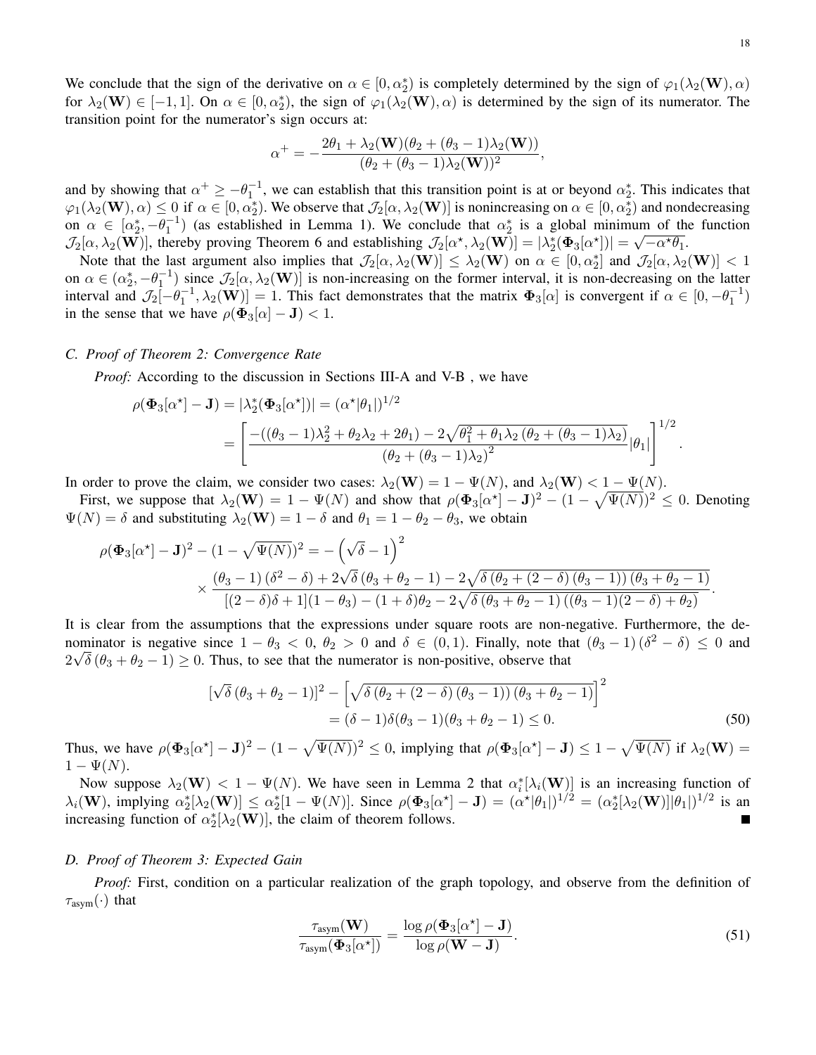We conclude that the sign of the derivative on $\alpha \in [0, \alpha_2^*)$ is completely determined by the sign of $\varphi_1(\lambda_2(\mathbf{W}), \alpha)$ for $\lambda_2(\mathbf{W}) \in [-1, 1]$. On $\alpha \in [0, \alpha_2^*)$, the sign of $\varphi_1(\lambda_2(\mathbf{W}), \alpha)$ is determined by the sign of its numerator. The transition point for the numerator's sign occurs at:

$$\alpha^+ = -\frac{2\theta_1 + \lambda_2(\mathbf{W})(\theta_2 + (\theta_3 - 1)\lambda_2(\mathbf{W}))}{(\theta_2 + (\theta_3 - 1)\lambda_2(\mathbf{W}))^2},$$

and by showing that $\alpha^+ \geq -\theta_1^{-1}$, we can establish that this transition point is at or beyond $\alpha_2^*$. This indicates that $\varphi_1(\lambda_2(\mathbf{W}), \alpha) \leq 0$ if $\alpha \in [0, \alpha_2^*)$. We observe that $\mathcal{J}_2[\alpha, \lambda_2(\mathbf{W})]$ is nonincreasing on $\alpha \in [0, \alpha_2^*)$ and nondecreasing on $\alpha \in [\alpha_2^*, -\theta_1^{-1})$ (as established in Lemma 1). We conclude that $\alpha_2^*$ is a global minimum of the function $\mathcal{J}_2[\alpha, \lambda_2(\mathbf{W})]$, thereby proving Theorem 6 and establishing $\mathcal{J}_2[\alpha^\star, \lambda_2(\mathbf{W})] = |\lambda_2^*(\mathbf{\Phi}_3[\alpha^\star])| = \sqrt{-\alpha^\star\theta_1}$.

Note that the last argument also implies that $\mathcal{J}_2[\alpha, \lambda_2(\mathbf{W})] \leq \lambda_2(\mathbf{W})$ on $\alpha \in [0, \alpha_2^*]$ and $\mathcal{J}_2[\alpha, \lambda_2(\mathbf{W})] < 1$ on $\alpha \in (\alpha_2^*, -\theta_1^{-1})$ since $\mathcal{J}_2[\alpha, \lambda_2(\mathbf{W})]$ is non-increasing on the former interval, it is non-decreasing on the latter interval and $\mathcal{J}_2[-\theta_1^{-1}, \lambda_2(\mathbf{W})] = 1$. This fact demonstrates that the matrix $\mathbf{\Phi}_3[\alpha]$ is convergent if $\alpha \in [0, -\theta_1^{-1})$ in the sense that we have $\rho(\mathbf{\Phi}_3[\alpha] - \mathbf{J}) < 1$.

### *C. Proof of Theorem 2: Convergence Rate*

*Proof:* According to the discussion in Sections III-A and V-B , we have

$$\begin{aligned}
\rho(\mathbf{\Phi}_3[\alpha^\star] - \mathbf{J}) &= |\lambda_2^*(\mathbf{\Phi}_3[\alpha^\star])| = (\alpha^\star|\theta_1|)^{1/2} \\
&= \left[\frac{-((\theta_3 - 1)\lambda_2^2 + \theta_2\lambda_2 + 2\theta_1) - 2\sqrt{\theta_1^2 + \theta_1\lambda_2\left(\theta_2 + (\theta_3 - 1)\lambda_2\right)}}{\left(\theta_2 + (\theta_3 - 1)\lambda_2\right)^2}|\theta_1|\right]^{1/2}.
\end{aligned}$$

In order to prove the claim, we consider two cases: $\lambda_2(\mathbf{W}) = 1 - \Psi(N)$, and $\lambda_2(\mathbf{W}) < 1 - \Psi(N)$.

First, we suppose that $\lambda_2(\mathbf{W}) = 1 - \Psi(N)$ and show that $\rho(\mathbf{\Phi}_3[\alpha^\star] - \mathbf{J})^2 - (1 - \sqrt{\Psi(N)})^2 \leq 0$. Denoting $\Psi(N) = \delta$ and substituting $\lambda_2(\mathbf{W}) = 1 - \delta$ and $\theta_1 = 1 - \theta_2 - \theta_3$, we obtain

$$\begin{aligned}
\rho(\mathbf{\Phi}_3[\alpha^\star] - \mathbf{J})^2 - (1 - \sqrt{\Psi(N)})^2 &= -\left(\sqrt{\delta} - 1\right)^2 \\
&\times \frac{(\theta_3 - 1)\left(\delta^2 - \delta\right) + 2\sqrt{\delta}\left(\theta_3 + \theta_2 - 1\right) - 2\sqrt{\delta\left(\theta_2 + (2 - \delta)\left(\theta_3 - 1\right)\right)\left(\theta_3 + \theta_2 - 1\right)}}{[(2 - \delta)\delta + 1](1 - \theta_3) - (1 + \delta)\theta_2 - 2\sqrt{\delta\left(\theta_3 + \theta_2 - 1\right)\left((\theta_3 - 1)(2 - \delta) + \theta_2\right)}}.
\end{aligned}$$

It is clear from the assumptions that the expressions under square roots are non-negative. Furthermore, the denominator is negative since $1 - \theta_3 < 0$, $\theta_2 > 0$ and $\delta \in (0, 1)$. Finally, note that $(\theta_3 - 1)\left(\delta^2 - \delta\right) \leq 0$ and $2\sqrt{\delta}\left(\theta_3 + \theta_2 - 1\right) \geq 0$. Thus, to see that the numerator is non-positive, observe that

$$\begin{aligned}
&[\sqrt{\delta}\left(\theta_3 + \theta_2 - 1\right)]^2 - \left[\sqrt{\delta\left(\theta_2 + (2 - \delta)\left(\theta_3 - 1\right)\right)\left(\theta_3 + \theta_2 - 1\right)}\right]^2 \\
&\quad = (\delta - 1)\delta(\theta_3 - 1)(\theta_3 + \theta_2 - 1) \leq 0. \qquad (50)
\end{aligned}$$

Thus, we have $\rho(\mathbf{\Phi}_3[\alpha^\star] - \mathbf{J})^2 - (1 - \sqrt{\Psi(N)})^2 \leq 0$, implying that $\rho(\mathbf{\Phi}_3[\alpha^\star] - \mathbf{J}) \leq 1 - \sqrt{\Psi(N)}$ if $\lambda_2(\mathbf{W}) = 1 - \Psi(N)$.

Now suppose $\lambda_2(\mathbf{W}) < 1 - \Psi(N)$. We have seen in Lemma 2 that $\alpha_i^*[\lambda_i(\mathbf{W})]$ is an increasing function of $\lambda_i(\mathbf{W})$, implying $\alpha_2^*[\lambda_2(\mathbf{W})] \leq \alpha_2^*[1 - \Psi(N)]$. Since $\rho(\mathbf{\Phi}_3[\alpha^\star] - \mathbf{J}) = (\alpha^\star|\theta_1|)^{1/2} = (\alpha_2^*[\lambda_2(\mathbf{W})]|\theta_1|)^{1/2}$ is an increasing function of $\alpha_2^*[\lambda_2(\mathbf{W})]$, the claim of theorem follows. ∎

### *D. Proof of Theorem 3: Expected Gain*

*Proof:* First, condition on a particular realization of the graph topology, and observe from the definition of $\tau_{\text{asym}}(\cdot)$ that

$$\frac{\tau_{\text{asym}}(\mathbf{W})}{\tau_{\text{asym}}(\mathbf{\Phi}_3[\alpha^\star])} = \frac{\log \rho(\mathbf{\Phi}_3[\alpha^\star] - \mathbf{J})}{\log \rho(\mathbf{W} - \mathbf{J})}. \qquad (51)$$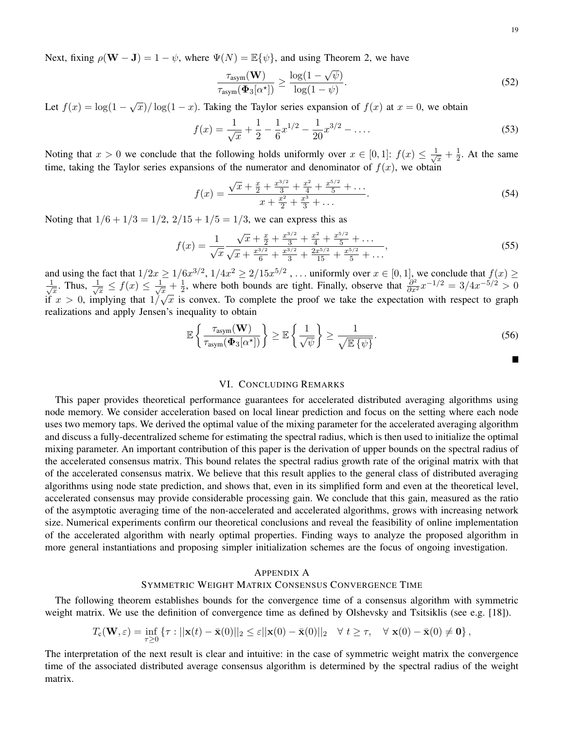Next, fixing $\rho(\mathbf{W} - \mathbf{J}) = 1 - \psi$, where $\Psi(N) = \mathbb{E}\{\psi\}$, and using Theorem 2, we have

$$\frac{\tau_{\text{asym}}(\mathbf{W})}{\tau_{\text{asym}}(\mathbf{\Phi}_3[\alpha^\star])} \geq \frac{\log(1 - \sqrt{\psi})}{\log(1 - \psi)}. \tag{52}$$

Let $f(x) = \log(1 - \sqrt{x})/\log(1 - x)$. Taking the Taylor series expansion of $f(x)$ at $x = 0$, we obtain

$$f(x) = \frac{1}{\sqrt{x}} + \frac{1}{2} - \frac{1}{6}x^{1/2} - \frac{1}{20}x^{3/2} - \dots. \tag{53}$$

Noting that $x > 0$ we conclude that the following holds uniformly over $x \in [0, 1]$: $f(x) \leq \frac{1}{\sqrt{x}} + \frac{1}{2}$. At the same time, taking the Taylor series expansions of the numerator and denominator of $f(x)$, we obtain

$$f(x) = \frac{\sqrt{x} + \frac{x}{2} + \frac{x^{3/2}}{3} + \frac{x^2}{4} + \frac{x^{5/2}}{5} + \dots}{x + \frac{x^2}{2} + \frac{x^3}{3} + \dots}. \tag{54}$$

Noting that $1/6 + 1/3 = 1/2$, $2/15 + 1/5 = 1/3$, we can express this as

$$f(x) = \frac{1}{\sqrt{x}} \frac{\sqrt{x} + \frac{x}{2} + \frac{x^{3/2}}{3} + \frac{x^2}{4} + \frac{x^{5/2}}{5} + \dots}{\sqrt{x} + \frac{x^{3/2}}{6} + \frac{x^{3/2}}{3} + \frac{2x^{5/2}}{15} + \frac{x^{5/2}}{5} + \dots}, \tag{55}$$

and using the fact that $1/2x \geq 1/6x^{3/2}$, $1/4x^2 \geq 2/15x^{5/2}$ , ... uniformly over $x \in [0, 1]$, we conclude that $f(x) \geq \frac{1}{\sqrt{x}}$. Thus, $\frac{1}{\sqrt{x}} \leq f(x) \leq \frac{1}{\sqrt{x}} + \frac{1}{2}$, where both bounds are tight. Finally, observe that $\frac{\partial^2}{\partial x^2} x^{-1/2} = 3/4x^{-5/2} > 0$ if $x > 0$, implying that $1/\sqrt{x}$ is convex. To complete the proof we take the expectation with respect to graph realizations and apply Jensen's inequality to obtain

$$\mathbb{E}\left\{\frac{\tau_{\text{asym}}(\mathbf{W})}{\tau_{\text{asym}}(\mathbf{\Phi}_3[\alpha^\star])}\right\} \geq \mathbb{E}\left\{\frac{1}{\sqrt{\psi}}\right\} \geq \frac{1}{\sqrt{\mathbb{E}\{\psi\}}}. \tag{56}$$

■

## VI. Concluding Remarks

This paper provides theoretical performance guarantees for accelerated distributed averaging algorithms using node memory. We consider acceleration based on local linear prediction and focus on the setting where each node uses two memory taps. We derived the optimal value of the mixing parameter for the accelerated averaging algorithm and discuss a fully-decentralized scheme for estimating the spectral radius, which is then used to initialize the optimal mixing parameter. An important contribution of this paper is the derivation of upper bounds on the spectral radius of the accelerated consensus matrix. This bound relates the spectral radius growth rate of the original matrix with that of the accelerated consensus matrix. We believe that this result applies to the general class of distributed averaging algorithms using node state prediction, and shows that, even in its simplified form and even at the theoretical level, accelerated consensus may provide considerable processing gain. We conclude that this gain, measured as the ratio of the asymptotic averaging time of the non-accelerated and accelerated algorithms, grows with increasing network size. Numerical experiments confirm our theoretical conclusions and reveal the feasibility of online implementation of the accelerated algorithm with nearly optimal properties. Finding ways to analyze the proposed algorithm in more general instantiations and proposing simpler initialization schemes are the focus of ongoing investigation.

## Appendix A
## Symmetric Weight Matrix Consensus Convergence Time

The following theorem establishes bounds for the convergence time of a consensus algorithm with symmetric weight matrix. We use the definition of convergence time as defined by Olshevsky and Tsitsiklis (see e.g. [18]).

$$T_{\text{c}}(\mathbf{W}, \varepsilon) = \inf_{\tau \geq 0} \left\{\tau : ||\mathbf{x}(t) - \bar{\mathbf{x}}(0)||_2 \leq \varepsilon ||\mathbf{x}(0) - \bar{\mathbf{x}}(0)||_2 \quad \forall\ t \geq \tau, \quad \forall\ \mathbf{x}(0) - \bar{\mathbf{x}}(0) \neq \mathbf{0}\right\},$$

The interpretation of the next result is clear and intuitive: in the case of symmetric weight matrix the convergence time of the associated distributed average consensus algorithm is determined by the spectral radius of the weight matrix.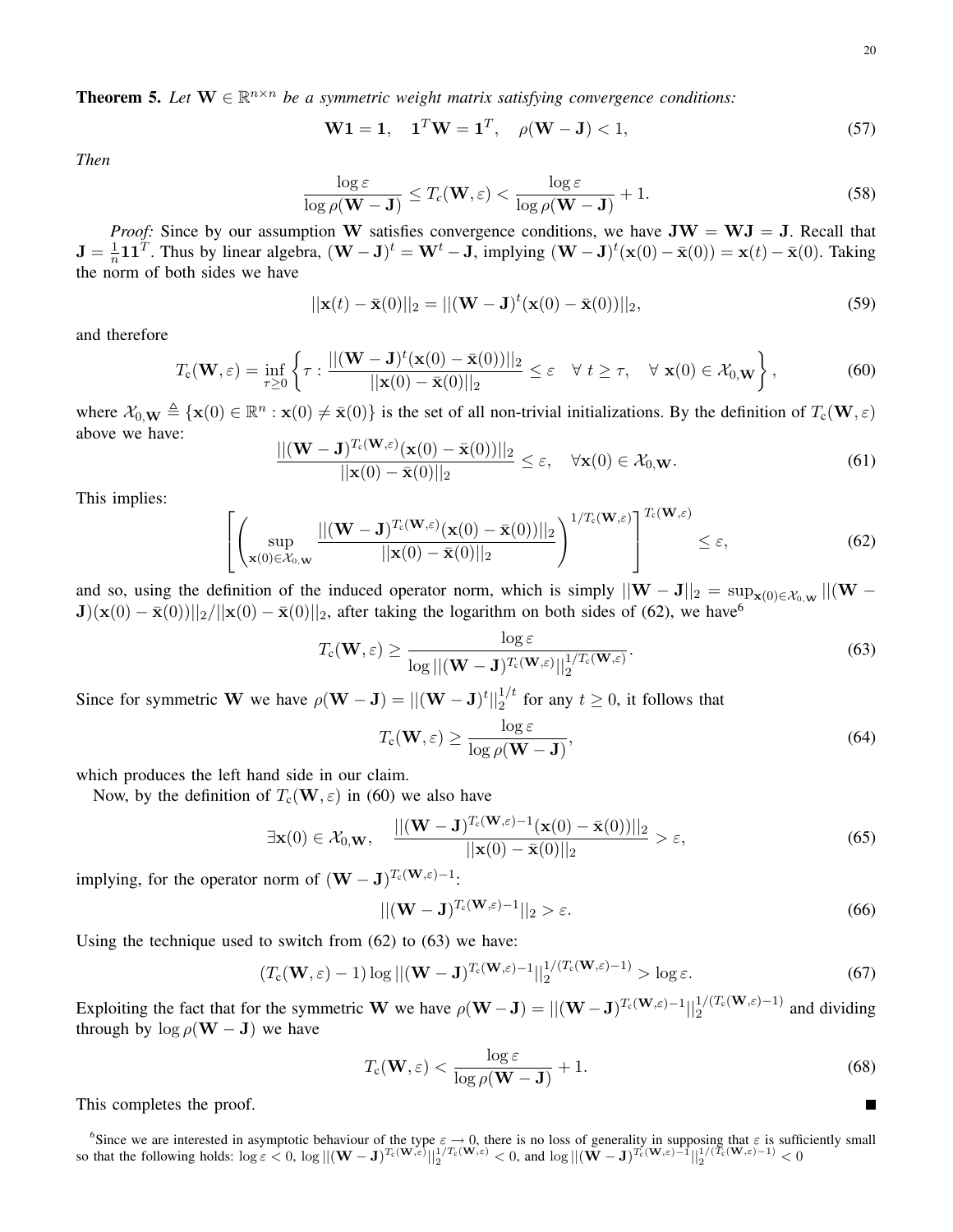**Theorem 5.** *Let $\mathbf{W} \in \mathbb{R}^{n\times n}$ be a symmetric weight matrix satisfying convergence conditions:*

$$\mathbf{W}\mathbf{1} = \mathbf{1}, \quad \mathbf{1}^T\mathbf{W} = \mathbf{1}^T, \quad \rho(\mathbf{W} - \mathbf{J}) < 1, \tag{57}$$

*Then*

$$\frac{\log \varepsilon}{\log \rho(\mathbf{W} - \mathbf{J})} \leq T_c(\mathbf{W}, \varepsilon) < \frac{\log \varepsilon}{\log \rho(\mathbf{W} - \mathbf{J})} + 1. \tag{58}$$

*Proof:* Since by our assumption $\mathbf{W}$ satisfies convergence conditions, we have $\mathbf{J}\mathbf{W} = \mathbf{W}\mathbf{J} = \mathbf{J}$. Recall that $\mathbf{J} = \frac{1}{n}\mathbf{1}\mathbf{1}^T$. Thus by linear algebra, $(\mathbf{W} - \mathbf{J})^t = \mathbf{W}^t - \mathbf{J}$, implying $(\mathbf{W} - \mathbf{J})^t(\mathbf{x}(0) - \bar{\mathbf{x}}(0)) = \mathbf{x}(t) - \bar{\mathbf{x}}(0)$. Taking the norm of both sides we have

$$||\mathbf{x}(t) - \bar{\mathbf{x}}(0)||_2 = ||(\mathbf{W} - \mathbf{J})^t(\mathbf{x}(0) - \bar{\mathbf{x}}(0))||_2, \tag{59}$$

and therefore

$$T_{\mathrm{c}}(\mathbf{W}, \varepsilon) = \inf_{\tau \geq 0} \left\{ \tau : \frac{||(\mathbf{W} - \mathbf{J})^t(\mathbf{x}(0) - \bar{\mathbf{x}}(0))||_2}{||\mathbf{x}(0) - \bar{\mathbf{x}}(0)||_2} \leq \varepsilon \quad \forall\ t \geq \tau, \quad \forall\ \mathbf{x}(0) \in \mathcal{X}_{0,\mathbf{W}} \right\}, \tag{60}$$

where $\mathcal{X}_{0,\mathbf{W}} \triangleq \{\mathbf{x}(0) \in \mathbb{R}^n : \mathbf{x}(0) \neq \bar{\mathbf{x}}(0)\}$ is the set of all non-trivial initializations. By the definition of $T_{\mathrm{c}}(\mathbf{W}, \varepsilon)$ above we have:

$$\frac{||(\mathbf{W} - \mathbf{J})^{T_{\mathrm{c}}(\mathbf{W},\varepsilon)}(\mathbf{x}(0) - \bar{\mathbf{x}}(0))||_2}{||\mathbf{x}(0) - \bar{\mathbf{x}}(0)||_2} \leq \varepsilon, \quad \forall \mathbf{x}(0) \in \mathcal{X}_{0,\mathbf{W}}. \tag{61}$$

This implies:

$$\left[ \left( \sup_{\mathbf{x}(0) \in \mathcal{X}_{0,\mathbf{W}}} \frac{||(\mathbf{W} - \mathbf{J})^{T_{\mathrm{c}}(\mathbf{W},\varepsilon)}(\mathbf{x}(0) - \bar{\mathbf{x}}(0))||_2}{||\mathbf{x}(0) - \bar{\mathbf{x}}(0)||_2} \right)^{1/T_{\mathrm{c}}(\mathbf{W},\varepsilon)} \right]^{T_{\mathrm{c}}(\mathbf{W},\varepsilon)} \leq \varepsilon, \tag{62}$$

and so, using the definition of the induced operator norm, which is simply $||\mathbf{W} - \mathbf{J}||_2 = \sup_{\mathbf{x}(0) \in \mathcal{X}_{0,\mathbf{W}}} ||(\mathbf{W} - \mathbf{J})(\mathbf{x}(0) - \bar{\mathbf{x}}(0))||_2 / ||\mathbf{x}(0) - \bar{\mathbf{x}}(0)||_2$, after taking the logarithm on both sides of (62), we have[6]

$$T_{\mathrm{c}}(\mathbf{W}, \varepsilon) \geq \frac{\log \varepsilon}{\log ||(\mathbf{W} - \mathbf{J})^{T_{\mathrm{c}}(\mathbf{W},\varepsilon)}||_2^{1/T_{\mathrm{c}}(\mathbf{W},\varepsilon)}}. \tag{63}$$

Since for symmetric $\mathbf{W}$ we have $\rho(\mathbf{W} - \mathbf{J}) = ||(\mathbf{W} - \mathbf{J})^t||_2^{1/t}$ for any $t \geq 0$, it follows that

$$T_{\mathrm{c}}(\mathbf{W}, \varepsilon) \geq \frac{\log \varepsilon}{\log \rho(\mathbf{W} - \mathbf{J})}, \tag{64}$$

which produces the left hand side in our claim.

Now, by the definition of $T_{\mathrm{c}}(\mathbf{W}, \varepsilon)$ in (60) we also have

$$\exists \mathbf{x}(0) \in \mathcal{X}_{0,\mathbf{W}}, \quad \frac{||(\mathbf{W} - \mathbf{J})^{T_{\mathrm{c}}(\mathbf{W},\varepsilon)-1}(\mathbf{x}(0) - \bar{\mathbf{x}}(0))||_2}{||\mathbf{x}(0) - \bar{\mathbf{x}}(0)||_2} > \varepsilon, \tag{65}$$

implying, for the operator norm of $(\mathbf{W} - \mathbf{J})^{T_{\mathrm{c}}(\mathbf{W},\varepsilon)-1}$:

$$||(\mathbf{W} - \mathbf{J})^{T_{\mathrm{c}}(\mathbf{W},\varepsilon)-1}||_2 > \varepsilon. \tag{66}$$

Using the technique used to switch from (62) to (63) we have:

$$(T_{\mathrm{c}}(\mathbf{W}, \varepsilon) - 1) \log ||(\mathbf{W} - \mathbf{J})^{T_{\mathrm{c}}(\mathbf{W},\varepsilon)-1}||_2^{1/(T_{\mathrm{c}}(\mathbf{W},\varepsilon)-1)} > \log \varepsilon. \tag{67}$$

Exploiting the fact that for the symmetric $\mathbf{W}$ we have $\rho(\mathbf{W} - \mathbf{J}) = ||(\mathbf{W} - \mathbf{J})^{T_{\mathrm{c}}(\mathbf{W},\varepsilon)-1}||_2^{1/(T_{\mathrm{c}}(\mathbf{W},\varepsilon)-1)}$ and dividing through by $\log \rho(\mathbf{W} - \mathbf{J})$ we have

$$T_{\mathrm{c}}(\mathbf{W}, \varepsilon) < \frac{\log \varepsilon}{\log \rho(\mathbf{W} - \mathbf{J})} + 1. \tag{68}$$

This completes the proof. ■

[6] Since we are interested in asymptotic behaviour of the type $\varepsilon \to 0$, there is no loss of generality in supposing that $\varepsilon$ is sufficiently small so that the following holds: $\log \varepsilon < 0$, $\log ||(\mathbf{W} - \mathbf{J})^{T_{\mathrm{c}}(\mathbf{W},\varepsilon)}||_2^{1/T_{\mathrm{c}}(\mathbf{W},\varepsilon)} < 0$, and $\log ||(\mathbf{W} - \mathbf{J})^{T_{\mathrm{c}}(\mathbf{W},\varepsilon)-1}||_2^{1/(T_{\mathrm{c}}(\mathbf{W},\varepsilon)-1)} < 0$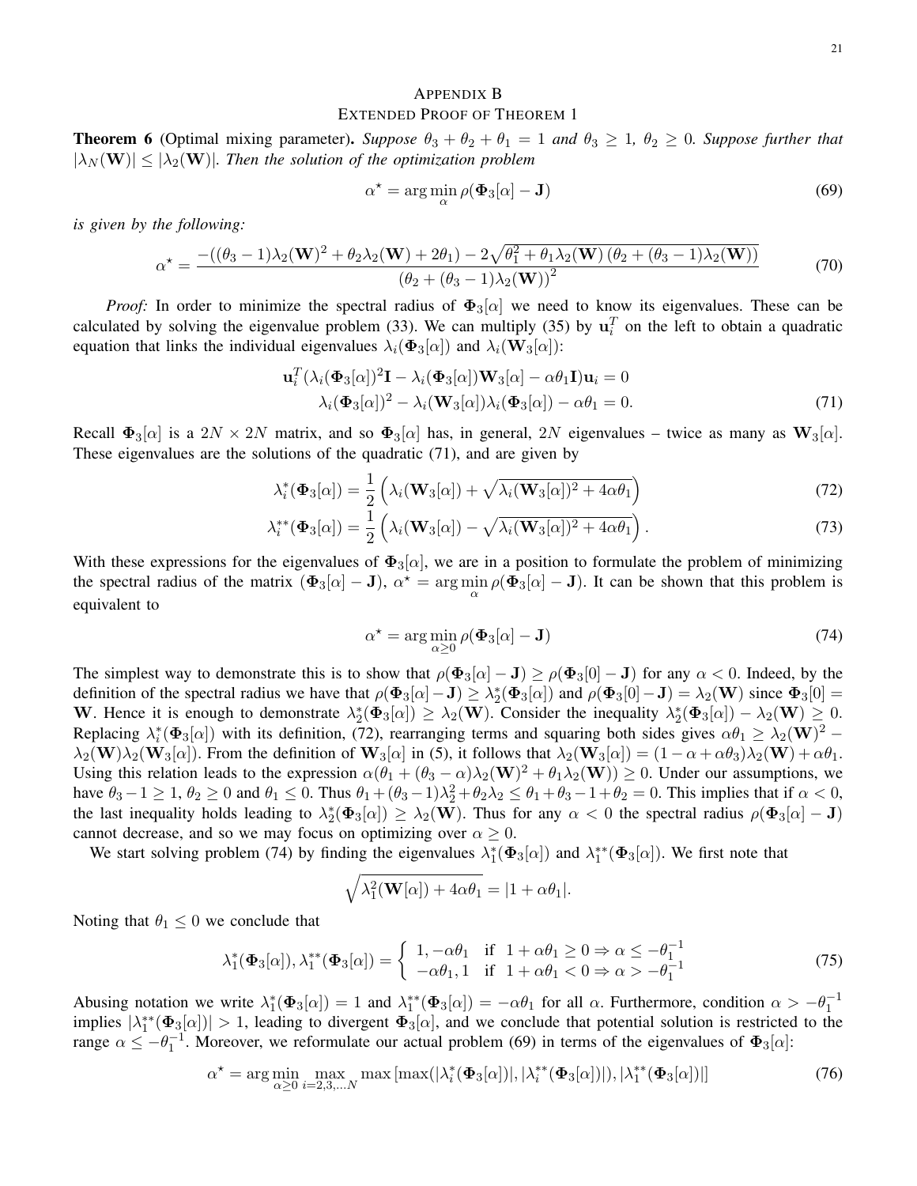## APPENDIX B
## EXTENDED PROOF OF THEOREM 1

**Theorem 6** (Optimal mixing parameter)**.** *Suppose $\theta_3 + \theta_2 + \theta_1 = 1$ and $\theta_3 \geq 1$, $\theta_2 \geq 0$. Suppose further that $|\lambda_N(\mathbf{W})| \leq |\lambda_2(\mathbf{W})|$. Then the solution of the optimization problem*

$$\alpha^\star = \arg\min_{\alpha} \rho(\mathbf{\Phi}_3[\alpha] - \mathbf{J}) \tag{69}$$

*is given by the following:*

$$\alpha^\star = \frac{-((\theta_3-1)\lambda_2(\mathbf{W})^2 + \theta_2\lambda_2(\mathbf{W}) + 2\theta_1) - 2\sqrt{\theta_1^2 + \theta_1\lambda_2(\mathbf{W})\left(\theta_2 + (\theta_3-1)\lambda_2(\mathbf{W})\right)}}{\left(\theta_2 + (\theta_3-1)\lambda_2(\mathbf{W})\right)^2} \tag{70}$$

*Proof:* In order to minimize the spectral radius of $\mathbf{\Phi}_3[\alpha]$ we need to know its eigenvalues. These can be calculated by solving the eigenvalue problem (33). We can multiply (35) by $\mathbf{u}_i^T$ on the left to obtain a quadratic equation that links the individual eigenvalues $\lambda_i(\mathbf{\Phi}_3[\alpha])$ and $\lambda_i(\mathbf{W}_3[\alpha])$:

$$\begin{aligned} \mathbf{u}_i^T(\lambda_i(\mathbf{\Phi}_3[\alpha])^2\mathbf{I} - \lambda_i(\mathbf{\Phi}_3[\alpha])\mathbf{W}_3[\alpha] - \alpha\theta_1\mathbf{I})\mathbf{u}_i = 0 \\ \lambda_i(\mathbf{\Phi}_3[\alpha])^2 - \lambda_i(\mathbf{W}_3[\alpha])\lambda_i(\mathbf{\Phi}_3[\alpha]) - \alpha\theta_1 = 0. \end{aligned} \tag{71}$$

Recall $\mathbf{\Phi}_3[\alpha]$ is a $2N \times 2N$ matrix, and so $\mathbf{\Phi}_3[\alpha]$ has, in general, $2N$ eigenvalues – twice as many as $\mathbf{W}_3[\alpha]$. These eigenvalues are the solutions of the quadratic (71), and are given by

$$\lambda_i^*(\mathbf{\Phi}_3[\alpha]) = \frac{1}{2}\left(\lambda_i(\mathbf{W}_3[\alpha]) + \sqrt{\lambda_i(\mathbf{W}_3[\alpha])^2 + 4\alpha\theta_1}\right) \tag{72}$$

$$\lambda_i^{**}(\mathbf{\Phi}_3[\alpha]) = \frac{1}{2}\left(\lambda_i(\mathbf{W}_3[\alpha]) - \sqrt{\lambda_i(\mathbf{W}_3[\alpha])^2 + 4\alpha\theta_1}\right). \tag{73}$$

With these expressions for the eigenvalues of $\mathbf{\Phi}_3[\alpha]$, we are in a position to formulate the problem of minimizing the spectral radius of the matrix $(\mathbf{\Phi}_3[\alpha] - \mathbf{J})$, $\alpha^\star = \arg\min_{\alpha} \rho(\mathbf{\Phi}_3[\alpha] - \mathbf{J})$. It can be shown that this problem is equivalent to

$$\alpha^\star = \arg\min_{\alpha \geq 0} \rho(\mathbf{\Phi}_3[\alpha] - \mathbf{J}) \tag{74}$$

The simplest way to demonstrate this is to show that $\rho(\mathbf{\Phi}_3[\alpha] - \mathbf{J}) \geq \rho(\mathbf{\Phi}_3[0] - \mathbf{J})$ for any $\alpha < 0$. Indeed, by the definition of the spectral radius we have that $\rho(\mathbf{\Phi}_3[\alpha] - \mathbf{J}) \geq \lambda_2^*(\mathbf{\Phi}_3[\alpha])$ and $\rho(\mathbf{\Phi}_3[0] - \mathbf{J}) = \lambda_2(\mathbf{W})$ since $\mathbf{\Phi}_3[0] = \mathbf{W}$. Hence it is enough to demonstrate $\lambda_2^*(\mathbf{\Phi}_3[\alpha]) \geq \lambda_2(\mathbf{W})$. Consider the inequality $\lambda_2^*(\mathbf{\Phi}_3[\alpha]) - \lambda_2(\mathbf{W}) \geq 0$. Replacing $\lambda_i^*(\mathbf{\Phi}_3[\alpha])$ with its definition, (72), rearranging terms and squaring both sides gives $\alpha\theta_1 \geq \lambda_2(\mathbf{W})^2 - \lambda_2(\mathbf{W})\lambda_2(\mathbf{W}_3[\alpha])$. From the definition of $\mathbf{W}_3[\alpha]$ in (5), it follows that $\lambda_2(\mathbf{W}_3[\alpha]) = (1 - \alpha + \alpha\theta_3)\lambda_2(\mathbf{W}) + \alpha\theta_1$. Using this relation leads to the expression $\alpha(\theta_1 + (\theta_3 - \alpha)\lambda_2(\mathbf{W})^2 + \theta_1\lambda_2(\mathbf{W})) \geq 0$. Under our assumptions, we have $\theta_3 - 1 \geq 1$, $\theta_2 \geq 0$ and $\theta_1 \leq 0$. Thus $\theta_1 + (\theta_3 - 1)\lambda_2^2 + \theta_2\lambda_2 \leq \theta_1 + \theta_3 - 1 + \theta_2 = 0$. This implies that if $\alpha < 0$, the last inequality holds leading to $\lambda_2^*(\mathbf{\Phi}_3[\alpha]) \geq \lambda_2(\mathbf{W})$. Thus for any $\alpha < 0$ the spectral radius $\rho(\mathbf{\Phi}_3[\alpha] - \mathbf{J})$ cannot decrease, and so we may focus on optimizing over $\alpha \geq 0$.

We start solving problem (74) by finding the eigenvalues $\lambda_1^*(\mathbf{\Phi}_3[\alpha])$ and $\lambda_1^{**}(\mathbf{\Phi}_3[\alpha])$. We first note that

$$\sqrt{\lambda_1^2(\mathbf{W}[\alpha]) + 4\alpha\theta_1} = |1 + \alpha\theta_1|.$$

Noting that $\theta_1 \leq 0$ we conclude that

$$\lambda_1^*(\mathbf{\Phi}_3[\alpha]), \lambda_1^{**}(\mathbf{\Phi}_3[\alpha]) = \begin{cases} 1, -\alpha\theta_1 & \text{if } \ 1 + \alpha\theta_1 \geq 0 \Rightarrow \alpha \leq -\theta_1^{-1} \\ -\alpha\theta_1, 1 & \text{if } \ 1 + \alpha\theta_1 < 0 \Rightarrow \alpha > -\theta_1^{-1} \end{cases} \tag{75}$$

Abusing notation we write $\lambda_1^*(\mathbf{\Phi}_3[\alpha]) = 1$ and $\lambda_1^{**}(\mathbf{\Phi}_3[\alpha]) = -\alpha\theta_1$ for all $\alpha$. Furthermore, condition $\alpha > -\theta_1^{-1}$ implies $|\lambda_1^{**}(\mathbf{\Phi}_3[\alpha])| > 1$, leading to divergent $\mathbf{\Phi}_3[\alpha]$, and we conclude that potential solution is restricted to the range $\alpha \leq -\theta_1^{-1}$. Moreover, we reformulate our actual problem (69) in terms of the eigenvalues of $\mathbf{\Phi}_3[\alpha]$:

$$\alpha^\star = \arg\min_{\alpha \geq 0} \max_{i=2,3,\ldots N} \max\left[\max(|\lambda_i^*(\mathbf{\Phi}_3[\alpha])|, |\lambda_i^{**}(\mathbf{\Phi}_3[\alpha])|), |\lambda_1^{**}(\mathbf{\Phi}_3[\alpha])|\right] \tag{76}$$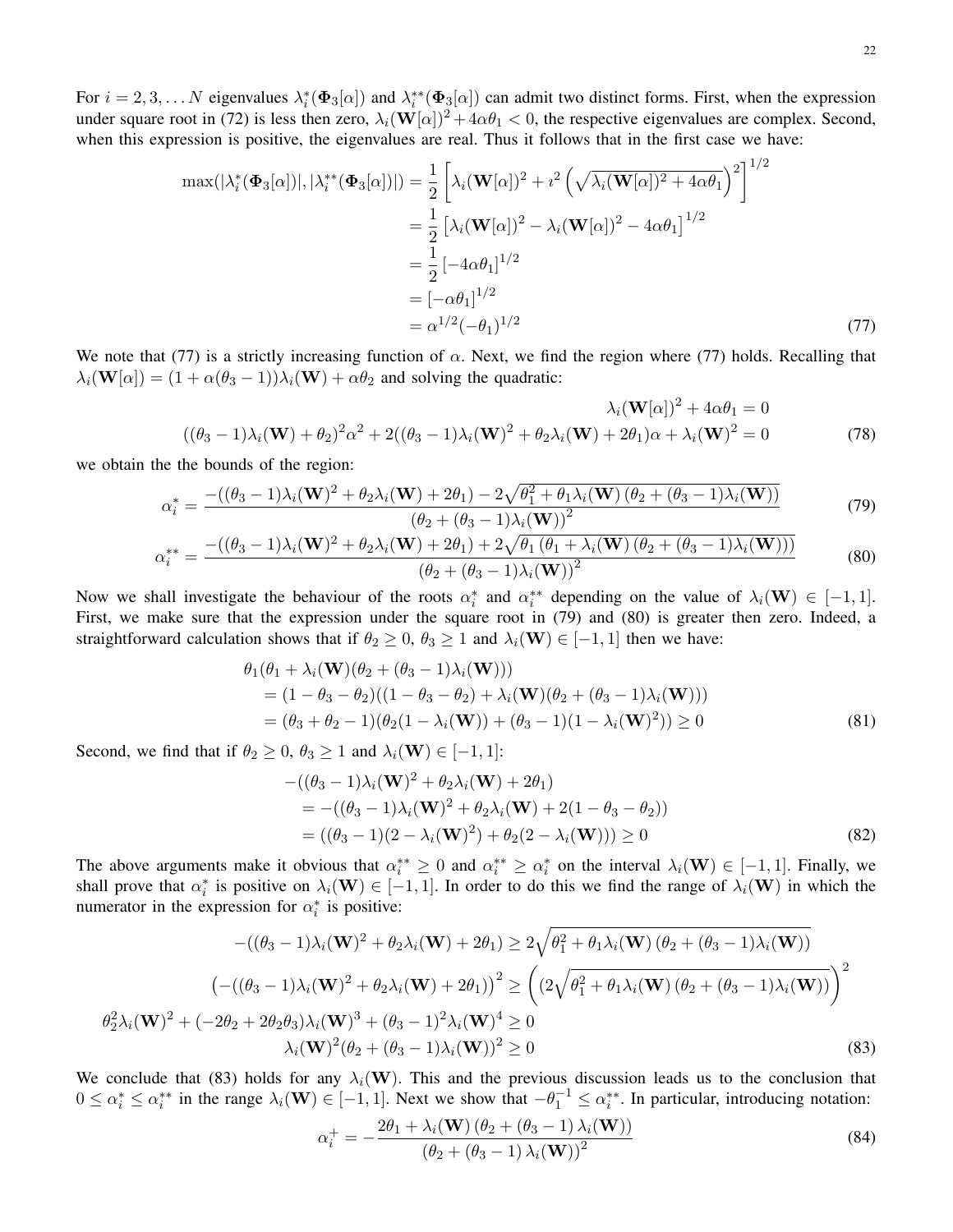For $i = 2, 3, \dots N$ eigenvalues $\lambda_i^*(\mathbf{\Phi}_3[\alpha])$ and $\lambda_i^{**}(\mathbf{\Phi}_3[\alpha])$ can admit two distinct forms. First, when the expression under square root in (72) is less then zero, $\lambda_i(\mathbf{W}[\alpha])^2 + 4\alpha\theta_1 < 0$, the respective eigenvalues are complex. Second, when this expression is positive, the eigenvalues are real. Thus it follows that in the first case we have:

$$
\begin{aligned}
\max(|\lambda_i^*(\mathbf{\Phi}_3[\alpha])|, |\lambda_i^{**}(\mathbf{\Phi}_3[\alpha])|) &= \frac{1}{2}\left[\lambda_i(\mathbf{W}[\alpha])^2 + i^2\left(\sqrt{\lambda_i(\mathbf{W}[\alpha])^2 + 4\alpha\theta_1}\right)^2\right]^{1/2} \\
&= \frac{1}{2}\left[\lambda_i(\mathbf{W}[\alpha])^2 - \lambda_i(\mathbf{W}[\alpha])^2 - 4\alpha\theta_1\right]^{1/2} \\
&= \frac{1}{2}\left[-4\alpha\theta_1\right]^{1/2} \\
&= \left[-\alpha\theta_1\right]^{1/2} \\
&= \alpha^{1/2}(-\theta_1)^{1/2}
\end{aligned} \tag{77}
$$

We note that (77) is a strictly increasing function of $\alpha$. Next, we find the region where (77) holds. Recalling that $\lambda_i(\mathbf{W}[\alpha]) = (1 + \alpha(\theta_3 - 1))\lambda_i(\mathbf{W}) + \alpha\theta_2$ and solving the quadratic:

$$
\begin{aligned}
\lambda_i(\mathbf{W}[\alpha])^2 + 4\alpha\theta_1 &= 0 \\
((\theta_3 - 1)\lambda_i(\mathbf{W}) + \theta_2)^2\alpha^2 + 2((\theta_3 - 1)\lambda_i(\mathbf{W})^2 + \theta_2\lambda_i(\mathbf{W}) + 2\theta_1)\alpha + \lambda_i(\mathbf{W})^2 &= 0
\end{aligned} \tag{78}
$$

we obtain the the bounds of the region:

$$
\alpha_i^* = \frac{-((\theta_3 - 1)\lambda_i(\mathbf{W})^2 + \theta_2\lambda_i(\mathbf{W}) + 2\theta_1) - 2\sqrt{\theta_1^2 + \theta_1\lambda_i(\mathbf{W})\left(\theta_2 + (\theta_3 - 1)\lambda_i(\mathbf{W})\right)}}{\left(\theta_2 + (\theta_3 - 1)\lambda_i(\mathbf{W})\right)^2} \tag{79}
$$

$$
\alpha_i^{**} = \frac{-((\theta_3 - 1)\lambda_i(\mathbf{W})^2 + \theta_2\lambda_i(\mathbf{W}) + 2\theta_1) + 2\sqrt{\theta_1\left(\theta_1 + \lambda_i(\mathbf{W})\left(\theta_2 + (\theta_3 - 1)\lambda_i(\mathbf{W})\right)\right)}}{\left(\theta_2 + (\theta_3 - 1)\lambda_i(\mathbf{W})\right)^2} \tag{80}
$$

Now we shall investigate the behaviour of the roots $\alpha_i^*$ and $\alpha_i^{**}$ depending on the value of $\lambda_i(\mathbf{W}) \in [-1, 1]$. First, we make sure that the expression under the square root in (79) and (80) is greater then zero. Indeed, a straightforward calculation shows that if $\theta_2 \geq 0$, $\theta_3 \geq 1$ and $\lambda_i(\mathbf{W}) \in [-1, 1]$ then we have:

$$
\begin{aligned}
&\theta_1(\theta_1 + \lambda_i(\mathbf{W})(\theta_2 + (\theta_3 - 1)\lambda_i(\mathbf{W}))) \\
&\quad = (1 - \theta_3 - \theta_2)((1 - \theta_3 - \theta_2) + \lambda_i(\mathbf{W})(\theta_2 + (\theta_3 - 1)\lambda_i(\mathbf{W}))) \\
&\quad = (\theta_3 + \theta_2 - 1)(\theta_2(1 - \lambda_i(\mathbf{W})) + (\theta_3 - 1)(1 - \lambda_i(\mathbf{W})^2)) \geq 0
\end{aligned} \tag{81}
$$

Second, we find that if $\theta_2 \geq 0$, $\theta_3 \geq 1$ and $\lambda_i(\mathbf{W}) \in [-1, 1]$:

$$
\begin{aligned}
&-((\theta_3 - 1)\lambda_i(\mathbf{W})^2 + \theta_2\lambda_i(\mathbf{W}) + 2\theta_1) \\
&\quad = -((\theta_3 - 1)\lambda_i(\mathbf{W})^2 + \theta_2\lambda_i(\mathbf{W}) + 2(1 - \theta_3 - \theta_2)) \\
&\quad = ((\theta_3 - 1)(2 - \lambda_i(\mathbf{W})^2) + \theta_2(2 - \lambda_i(\mathbf{W}))) \geq 0
\end{aligned} \tag{82}
$$

The above arguments make it obvious that $\alpha_i^{**} \geq 0$ and $\alpha_i^{**} \geq \alpha_i^*$ on the interval $\lambda_i(\mathbf{W}) \in [-1, 1]$. Finally, we shall prove that $\alpha_i^*$ is positive on $\lambda_i(\mathbf{W}) \in [-1, 1]$. In order to do this we find the range of $\lambda_i(\mathbf{W})$ in which the numerator in the expression for $\alpha_i^*$ is positive:

$$
\begin{aligned}
-((\theta_3 - 1)\lambda_i(\mathbf{W})^2 + \theta_2\lambda_i(\mathbf{W}) + 2\theta_1) &\geq 2\sqrt{\theta_1^2 + \theta_1\lambda_i(\mathbf{W})\left(\theta_2 + (\theta_3 - 1)\lambda_i(\mathbf{W})\right)} \\
\left(-((\theta_3 - 1)\lambda_i(\mathbf{W})^2 + \theta_2\lambda_i(\mathbf{W}) + 2\theta_1)\right)^2 &\geq \left((2\sqrt{\theta_1^2 + \theta_1\lambda_i(\mathbf{W})\left(\theta_2 + (\theta_3 - 1)\lambda_i(\mathbf{W})\right)}\right)^2 \\
\theta_2^2\lambda_i(\mathbf{W})^2 + (-2\theta_2 + 2\theta_2\theta_3)\lambda_i(\mathbf{W})^3 + (\theta_3 - 1)^2\lambda_i(\mathbf{W})^4 &\geq 0 \\
\lambda_i(\mathbf{W})^2(\theta_2 + (\theta_3 - 1)\lambda_i(\mathbf{W}))^2 &\geq 0
\end{aligned} \tag{83}
$$

We conclude that (83) holds for any $\lambda_i(\mathbf{W})$. This and the previous discussion leads us to the conclusion that $0 \leq \alpha_i^* \leq \alpha_i^{**}$ in the range $\lambda_i(\mathbf{W}) \in [-1, 1]$. Next we show that $-\theta_1^{-1} \leq \alpha_i^{**}$. In particular, introducing notation:

$$
\alpha_i^+ = -\frac{2\theta_1 + \lambda_i(\mathbf{W})\left(\theta_2 + (\theta_3 - 1)\lambda_i(\mathbf{W})\right)}{\left(\theta_2 + (\theta_3 - 1)\lambda_i(\mathbf{W})\right)^2} \tag{84}
$$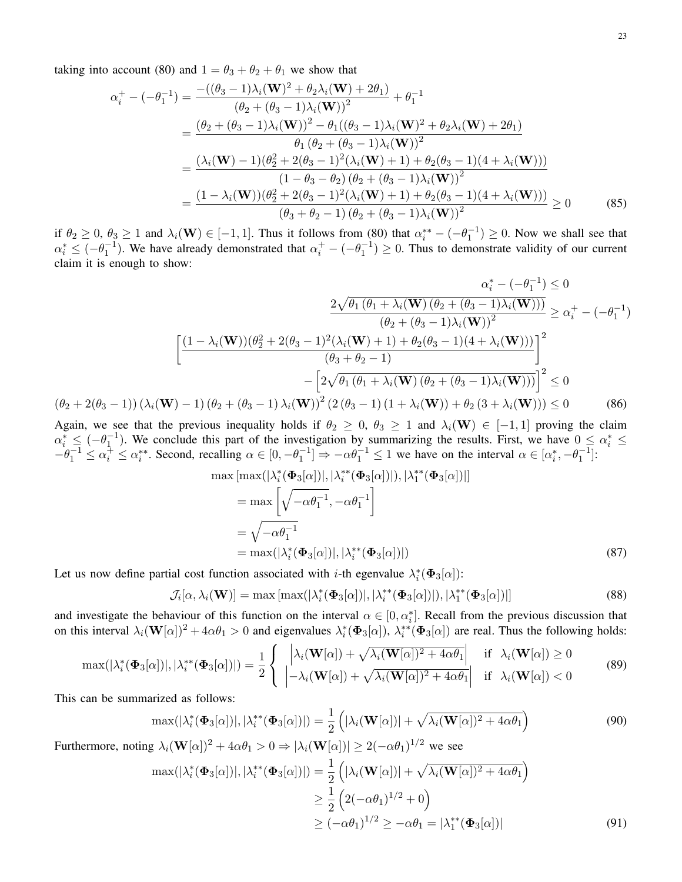taking into account (80) and $1 = \theta_3 + \theta_2 + \theta_1$ we show that

$$
\begin{aligned}
\alpha_i^+ - (-\theta_1^{-1}) &= \frac{-((\theta_3-1)\lambda_i(\mathbf{W})^2 + \theta_2\lambda_i(\mathbf{W}) + 2\theta_1)}{(\theta_2 + (\theta_3-1)\lambda_i(\mathbf{W}))^2} + \theta_1^{-1} \\
&= \frac{(\theta_2 + (\theta_3-1)\lambda_i(\mathbf{W}))^2 - \theta_1((\theta_3-1)\lambda_i(\mathbf{W})^2 + \theta_2\lambda_i(\mathbf{W}) + 2\theta_1)}{\theta_1(\theta_2 + (\theta_3-1)\lambda_i(\mathbf{W}))^2} \\
&= \frac{(\lambda_i(\mathbf{W})-1)(\theta_2^2 + 2(\theta_3-1)^2(\lambda_i(\mathbf{W})+1) + \theta_2(\theta_3-1)(4+\lambda_i(\mathbf{W})))}{(1-\theta_3-\theta_2)(\theta_2 + (\theta_3-1)\lambda_i(\mathbf{W}))^2} \\
&= \frac{(1-\lambda_i(\mathbf{W}))(\theta_2^2 + 2(\theta_3-1)^2(\lambda_i(\mathbf{W})+1) + \theta_2(\theta_3-1)(4+\lambda_i(\mathbf{W})))}{(\theta_3+\theta_2-1)(\theta_2 + (\theta_3-1)\lambda_i(\mathbf{W}))^2} \geq 0 \qquad (85)
\end{aligned}
$$

if $\theta_2 \geq 0$, $\theta_3 \geq 1$ and $\lambda_i(\mathbf{W}) \in [-1, 1]$. Thus it follows from (80) that $\alpha_i^{**} - (-\theta_1^{-1}) \geq 0$. Now we shall see that $\alpha_i^* \leq (-\theta_1^{-1})$. We have already demonstrated that $\alpha_i^+ - (-\theta_1^{-1}) \geq 0$. Thus to demonstrate validity of our current claim it is enough to show:

$$
\begin{aligned}
\alpha_i^* - (-\theta_1^{-1}) &\leq 0 \\
\frac{2\sqrt{\theta_1(\theta_1 + \lambda_i(\mathbf{W})(\theta_2 + (\theta_3-1)\lambda_i(\mathbf{W})))}}{(\theta_2 + (\theta_3-1)\lambda_i(\mathbf{W}))^2} &\geq \alpha_i^+ - (-\theta_1^{-1}) \\
\left[\frac{(1-\lambda_i(\mathbf{W}))(\theta_2^2 + 2(\theta_3-1)^2(\lambda_i(\mathbf{W})+1) + \theta_2(\theta_3-1)(4+\lambda_i(\mathbf{W})))}{(\theta_3+\theta_2-1)}\right]^2 & \\
- \left[2\sqrt{\theta_1(\theta_1 + \lambda_i(\mathbf{W})(\theta_2 + (\theta_3-1)\lambda_i(\mathbf{W})))}\right]^2 &\leq 0 \\
(\theta_2 + 2(\theta_3-1))(\lambda_i(\mathbf{W})-1)(\theta_2 + (\theta_3-1)\lambda_i(\mathbf{W}))^2 (2(\theta_3-1)(1+\lambda_i(\mathbf{W})) + \theta_2(3+\lambda_i(\mathbf{W}))) &\leq 0 \qquad (86)
\end{aligned}
$$

Again, we see that the previous inequality holds if $\theta_2 \geq 0$, $\theta_3 \geq 1$ and $\lambda_i(\mathbf{W}) \in [-1, 1]$ proving the claim $\alpha_i^* \leq (-\theta_1^{-1})$. We conclude this part of the investigation by summarizing the results. First, we have $0 \leq \alpha_i^* \leq -\theta_1^{-1} \leq \alpha_i^+ \leq \alpha_i^{**}$. Second, recalling $\alpha \in [0, -\theta_1^{-1}] \Rightarrow -\alpha\theta_1^{-1} \leq 1$ we have on the interval $\alpha \in [\alpha_i^*, -\theta_1^{-1}]$:

$$
\begin{aligned}
&\max\left[\max(|\lambda_i^*(\mathbf{\Phi}_3[\alpha])|, |\lambda_i^{**}(\mathbf{\Phi}_3[\alpha])|), |\lambda_1^{**}(\mathbf{\Phi}_3[\alpha])|\right] \\
&= \max\left[\sqrt{-\alpha\theta_1^{-1}}, -\alpha\theta_1^{-1}\right] \\
&= \sqrt{-\alpha\theta_1^{-1}} \\
&= \max(|\lambda_i^*(\mathbf{\Phi}_3[\alpha])|, |\lambda_i^{**}(\mathbf{\Phi}_3[\alpha])|) \qquad (87)
\end{aligned}
$$

Let us now define partial cost function associated with $i$-th egenvalue $\lambda_i^*(\mathbf{\Phi}_3[\alpha])$:

$$
\mathcal{J}_i[\alpha, \lambda_i(\mathbf{W})] = \max\left[\max(|\lambda_i^*(\mathbf{\Phi}_3[\alpha])|, |\lambda_i^{**}(\mathbf{\Phi}_3[\alpha])|), |\lambda_1^{**}(\mathbf{\Phi}_3[\alpha])|\right] \qquad (88)
$$

and investigate the behaviour of this function on the interval $\alpha \in [0, \alpha_i^*]$. Recall from the previous discussion that on this interval $\lambda_i(\mathbf{W}[\alpha])^2 + 4\alpha\theta_1 > 0$ and eigenvalues $\lambda_i^*(\mathbf{\Phi}_3[\alpha])$, $\lambda_i^{**}(\mathbf{\Phi}_3[\alpha])$ are real. Thus the following holds:

$$
\max(|\lambda_i^*(\mathbf{\Phi}_3[\alpha])|, |\lambda_i^{**}(\mathbf{\Phi}_3[\alpha])|) = \frac{1}{2}\begin{cases} \left|\lambda_i(\mathbf{W}[\alpha]) + \sqrt{\lambda_i(\mathbf{W}[\alpha])^2 + 4\alpha\theta_1}\right| & \text{if } \lambda_i(\mathbf{W}[\alpha]) \geq 0 \\ \left|-\lambda_i(\mathbf{W}[\alpha]) + \sqrt{\lambda_i(\mathbf{W}[\alpha])^2 + 4\alpha\theta_1}\right| & \text{if } \lambda_i(\mathbf{W}[\alpha]) < 0 \end{cases} \qquad (89)
$$

This can be summarized as follows:

$$
\max(|\lambda_i^*(\mathbf{\Phi}_3[\alpha])|, |\lambda_i^{**}(\mathbf{\Phi}_3[\alpha])|) = \frac{1}{2}\left(|\lambda_i(\mathbf{W}[\alpha])| + \sqrt{\lambda_i(\mathbf{W}[\alpha])^2 + 4\alpha\theta_1}\right) \qquad (90)
$$

Furthermore, noting $\lambda_i(\mathbf{W}[\alpha])^2 + 4\alpha\theta_1 > 0 \Rightarrow |\lambda_i(\mathbf{W}[\alpha])| \geq 2(-\alpha\theta_1)^{1/2}$ we see

$$
\begin{aligned}
\max(|\lambda_i^*(\mathbf{\Phi}_3[\alpha])|, |\lambda_i^{**}(\mathbf{\Phi}_3[\alpha])|) &= \frac{1}{2}\left(|\lambda_i(\mathbf{W}[\alpha])| + \sqrt{\lambda_i(\mathbf{W}[\alpha])^2 + 4\alpha\theta_1}\right) \\
&\geq \frac{1}{2}\left(2(-\alpha\theta_1)^{1/2} + 0\right) \\
&\geq (-\alpha\theta_1)^{1/2} \geq -\alpha\theta_1 = |\lambda_1^{**}(\mathbf{\Phi}_3[\alpha])| \qquad (91)
\end{aligned}
$$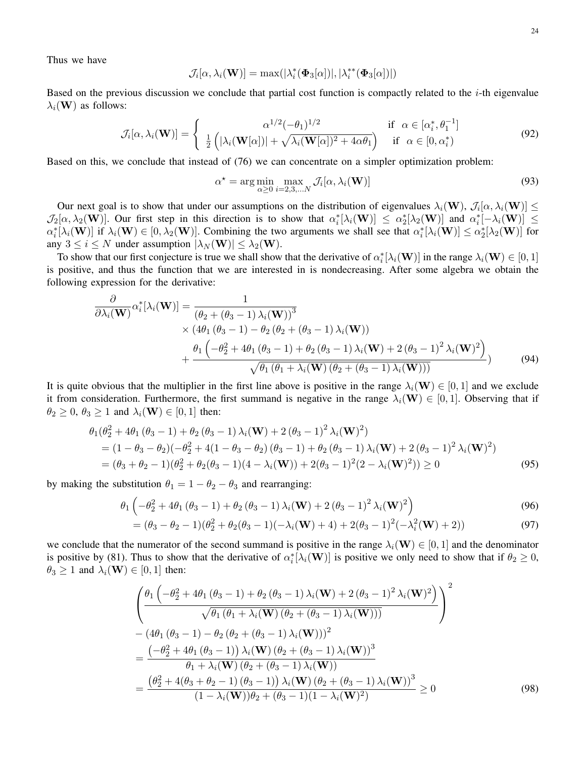Thus we have

$$\mathcal{J}_i[\alpha, \lambda_i(\mathbf{W})] = \max(|\lambda_i^*(\mathbf{\Phi}_3[\alpha])|, |\lambda_i^{**}(\mathbf{\Phi}_3[\alpha])|)$$

Based on the previous discussion we conclude that partial cost function is compactly related to the $i$-th eigenvalue $\lambda_i(\mathbf{W})$ as follows:

$$\mathcal{J}_i[\alpha, \lambda_i(\mathbf{W})] = \begin{cases} \alpha^{1/2}(-\theta_1)^{1/2} & \text{if } \alpha \in [\alpha_i^*, \theta_1^{-1}] \\ \frac{1}{2}\left(|\lambda_i(\mathbf{W}[\alpha])| + \sqrt{\lambda_i(\mathbf{W}[\alpha])^2 + 4\alpha\theta_1}\right) & \text{if } \alpha \in [0, \alpha_i^*) \end{cases} \tag{92}$$

Based on this, we conclude that instead of (76) we can concentrate on a simpler optimization problem:

$$\alpha^\star = \arg\min_{\alpha \geq 0} \max_{i=2,3,\ldots N} \mathcal{J}_i[\alpha, \lambda_i(\mathbf{W})] \tag{93}$$

Our next goal is to show that under our assumptions on the distribution of eigenvalues $\lambda_i(\mathbf{W})$, $\mathcal{J}_i[\alpha, \lambda_i(\mathbf{W})] \leq \mathcal{J}_2[\alpha, \lambda_2(\mathbf{W})]$. Our first step in this direction is to show that $\alpha_i^*[\lambda_i(\mathbf{W})] \leq \alpha_2^*[\lambda_2(\mathbf{W})]$ and $\alpha_i^*[-\lambda_i(\mathbf{W})] \leq \alpha_i^*[\lambda_i(\mathbf{W})]$ if $\lambda_i(\mathbf{W}) \in [0, \lambda_2(\mathbf{W})]$. Combining the two arguments we shall see that $\alpha_i^*[\lambda_i(\mathbf{W})] \leq \alpha_2^*[\lambda_2(\mathbf{W})]$ for any $3 \leq i \leq N$ under assumption $|\lambda_N(\mathbf{W})| \leq \lambda_2(\mathbf{W})$.

To show that our first conjecture is true we shall show that the derivative of $\alpha_i^*[\lambda_i(\mathbf{W})]$ in the range $\lambda_i(\mathbf{W}) \in [0, 1]$ is positive, and thus the function that we are interested in is nondecreasing. After some algebra we obtain the following expression for the derivative:

$$\begin{aligned}\frac{\partial}{\partial \lambda_i(\mathbf{W})} \alpha_i^*[\lambda_i(\mathbf{W})] = &\frac{1}{(\theta_2 + (\theta_3 - 1)\lambda_i(\mathbf{W}))^3} \\ &\times (4\theta_1(\theta_3 - 1) - \theta_2(\theta_2 + (\theta_3 - 1)\lambda_i(\mathbf{W})) \\ &+ \frac{\theta_1\left(-\theta_2^2 + 4\theta_1(\theta_3 - 1) + \theta_2(\theta_3 - 1)\lambda_i(\mathbf{W}) + 2(\theta_3 - 1)^2 \lambda_i(\mathbf{W})^2\right)}{\sqrt{\theta_1(\theta_1 + \lambda_i(\mathbf{W})(\theta_2 + (\theta_3 - 1)\lambda_i(\mathbf{W})))}})\end{aligned} \tag{94}$$

It is quite obvious that the multiplier in the first line above is positive in the range $\lambda_i(\mathbf{W}) \in [0, 1]$ and we exclude it from consideration. Furthermore, the first summand is negative in the range $\lambda_i(\mathbf{W}) \in [0, 1]$. Observing that if $\theta_2 \geq 0$, $\theta_3 \geq 1$ and $\lambda_i(\mathbf{W}) \in [0, 1]$ then:

$$\begin{aligned}&\theta_1(\theta_2^2 + 4\theta_1(\theta_3 - 1) + \theta_2(\theta_3 - 1)\lambda_i(\mathbf{W}) + 2(\theta_3 - 1)^2 \lambda_i(\mathbf{W})^2) \\ &= (1 - \theta_3 - \theta_2)(-\theta_2^2 + 4(1 - \theta_3 - \theta_2)(\theta_3 - 1) + \theta_2(\theta_3 - 1)\lambda_i(\mathbf{W}) + 2(\theta_3 - 1)^2 \lambda_i(\mathbf{W})^2) \\ &= (\theta_3 + \theta_2 - 1)(\theta_2^2 + \theta_2(\theta_3 - 1)(4 - \lambda_i(\mathbf{W})) + 2(\theta_3 - 1)^2(2 - \lambda_i(\mathbf{W})^2)) \geq 0\end{aligned} \tag{95}$$

by making the substitution $\theta_1 = 1 - \theta_2 - \theta_3$ and rearranging:

$$\theta_1\left(-\theta_2^2 + 4\theta_1(\theta_3 - 1) + \theta_2(\theta_3 - 1)\lambda_i(\mathbf{W}) + 2(\theta_3 - 1)^2 \lambda_i(\mathbf{W})^2\right) \tag{96}$$

$$= (\theta_3 - \theta_2 - 1)(\theta_2^2 + \theta_2(\theta_3 - 1)(-\lambda_i(\mathbf{W}) + 4) + 2(\theta_3 - 1)^2(-\lambda_i^2(\mathbf{W}) + 2)) \tag{97}$$

we conclude that the numerator of the second summand is positive in the range $\lambda_i(\mathbf{W}) \in [0, 1]$ and the denominator is positive by (81). Thus to show that the derivative of $\alpha_i^*[\lambda_i(\mathbf{W})]$ is positive we only need to show that if $\theta_2 \geq 0$, $\theta_3 \geq 1$ and $\lambda_i(\mathbf{W}) \in [0, 1]$ then:

$$\begin{aligned}&\left(\frac{\theta_1\left(-\theta_2^2 + 4\theta_1(\theta_3 - 1) + \theta_2(\theta_3 - 1)\lambda_i(\mathbf{W}) + 2(\theta_3 - 1)^2 \lambda_i(\mathbf{W})^2\right)}{\sqrt{\theta_1(\theta_1 + \lambda_i(\mathbf{W})(\theta_2 + (\theta_3 - 1)\lambda_i(\mathbf{W})))}}\right)^2 \\ &- (4\theta_1(\theta_3 - 1) - \theta_2(\theta_2 + (\theta_3 - 1)\lambda_i(\mathbf{W})))^2 \\ &= \frac{\left(-\theta_2^2 + 4\theta_1(\theta_3 - 1)\right)\lambda_i(\mathbf{W})(\theta_2 + (\theta_3 - 1)\lambda_i(\mathbf{W}))^3}{\theta_1 + \lambda_i(\mathbf{W})(\theta_2 + (\theta_3 - 1)\lambda_i(\mathbf{W}))} \\ &= \frac{\left(\theta_2^2 + 4(\theta_3 + \theta_2 - 1)(\theta_3 - 1)\right)\lambda_i(\mathbf{W})(\theta_2 + (\theta_3 - 1)\lambda_i(\mathbf{W}))^3}{(1 - \lambda_i(\mathbf{W}))\theta_2 + (\theta_3 - 1)(1 - \lambda_i(\mathbf{W})^2)} \geq 0\end{aligned} \tag{98}$$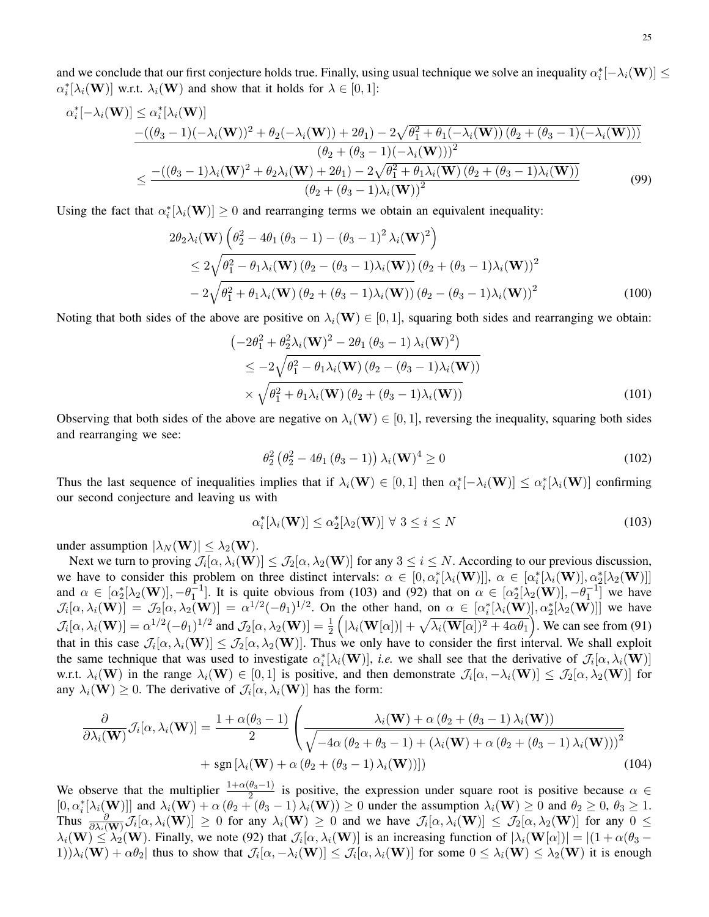and we conclude that our first conjecture holds true. Finally, using usual technique we solve an inequality $\alpha_i^*[-\lambda_i(\mathbf{W})] \leq \alpha_i^*[\lambda_i(\mathbf{W})]$ w.r.t. $\lambda_i(\mathbf{W})$ and show that it holds for $\lambda \in [0,1]$:

$$
\begin{aligned}
\alpha_i^*[-\lambda_i(\mathbf{W})] &\leq \alpha_i^*[\lambda_i(\mathbf{W})] \\
&\frac{-((\theta_3-1)(-\lambda_i(\mathbf{W}))^2+\theta_2(-\lambda_i(\mathbf{W}))+2\theta_1)-2\sqrt{\theta_1^2+\theta_1(-\lambda_i(\mathbf{W}))\left(\theta_2+(\theta_3-1)(-\lambda_i(\mathbf{W}))\right)}}{\left(\theta_2+(\theta_3-1)(-\lambda_i(\mathbf{W}))\right)^2} \\
&\leq \frac{-((\theta_3-1)\lambda_i(\mathbf{W})^2+\theta_2\lambda_i(\mathbf{W})+2\theta_1)-2\sqrt{\theta_1^2+\theta_1\lambda_i(\mathbf{W})\left(\theta_2+(\theta_3-1)\lambda_i(\mathbf{W})\right)}}{\left(\theta_2+(\theta_3-1)\lambda_i(\mathbf{W})\right)^2}
\end{aligned} \tag{99}
$$

Using the fact that $\alpha_i^*[\lambda_i(\mathbf{W})] \geq 0$ and rearranging terms we obtain an equivalent inequality:

$$
\begin{aligned}
2\theta_2\lambda_i(\mathbf{W})&\left(\theta_2^2-4\theta_1(\theta_3-1)-(\theta_3-1)^2\lambda_i(\mathbf{W})^2\right) \\
&\leq 2\sqrt{\theta_1^2-\theta_1\lambda_i(\mathbf{W})\left(\theta_2-(\theta_3-1)\lambda_i(\mathbf{W})\right)}\left(\theta_2+(\theta_3-1)\lambda_i(\mathbf{W})\right)^2 \\
&-2\sqrt{\theta_1^2+\theta_1\lambda_i(\mathbf{W})\left(\theta_2+(\theta_3-1)\lambda_i(\mathbf{W})\right)}\left(\theta_2-(\theta_3-1)\lambda_i(\mathbf{W})\right)^2
\end{aligned} \tag{100}
$$

Noting that both sides of the above are positive on $\lambda_i(\mathbf{W}) \in [0,1]$, squaring both sides and rearranging we obtain:

$$
\begin{aligned}
&\left(-2\theta_1^2+\theta_2^2\lambda_i(\mathbf{W})^2-2\theta_1(\theta_3-1)\lambda_i(\mathbf{W})^2\right) \\
&\quad\leq -2\sqrt{\theta_1^2-\theta_1\lambda_i(\mathbf{W})\left(\theta_2-(\theta_3-1)\lambda_i(\mathbf{W})\right)} \\
&\quad\times\sqrt{\theta_1^2+\theta_1\lambda_i(\mathbf{W})\left(\theta_2+(\theta_3-1)\lambda_i(\mathbf{W})\right)}
\end{aligned} \tag{101}
$$

Observing that both sides of the above are negative on $\lambda_i(\mathbf{W}) \in [0,1]$, reversing the inequality, squaring both sides and rearranging we see:

$$
\theta_2^2\left(\theta_2^2-4\theta_1(\theta_3-1)\right)\lambda_i(\mathbf{W})^4 \geq 0 \tag{102}
$$

Thus the last sequence of inequalities implies that if $\lambda_i(\mathbf{W}) \in [0,1]$ then $\alpha_i^*[-\lambda_i(\mathbf{W})] \leq \alpha_i^*[\lambda_i(\mathbf{W})]$ confirming our second conjecture and leaving us with

$$
\alpha_i^*[\lambda_i(\mathbf{W})] \leq \alpha_2^*[\lambda_2(\mathbf{W})] \;\forall\; 3 \leq i \leq N \tag{103}
$$

under assumption $|\lambda_N(\mathbf{W})| \leq \lambda_2(\mathbf{W})$.

Next we turn to proving $\mathcal{J}_i[\alpha,\lambda_i(\mathbf{W})] \leq \mathcal{J}_2[\alpha,\lambda_2(\mathbf{W})]$ for any $3 \leq i \leq N$. According to our previous discussion, we have to consider this problem on three distinct intervals: $\alpha \in [0,\alpha_i^*[\lambda_i(\mathbf{W})]]$, $\alpha \in [\alpha_i^*[\lambda_i(\mathbf{W})],\alpha_2^*[\lambda_2(\mathbf{W})]]$ and $\alpha \in [\alpha_2^*[\lambda_2(\mathbf{W})],-\theta_1^{-1}]$. It is quite obvious from (103) and (92) that on $\alpha \in [\alpha_2^*[\lambda_2(\mathbf{W})],-\theta_1^{-1}]$ we have $\mathcal{J}_i[\alpha,\lambda_i(\mathbf{W})] = \mathcal{J}_2[\alpha,\lambda_2(\mathbf{W})] = \alpha^{1/2}(-\theta_1)^{1/2}$. On the other hand, on $\alpha \in [\alpha_i^*[\lambda_i(\mathbf{W})],\alpha_2^*[\lambda_2(\mathbf{W})]]$ we have $\mathcal{J}_i[\alpha,\lambda_i(\mathbf{W})] = \alpha^{1/2}(-\theta_1)^{1/2}$ and $\mathcal{J}_2[\alpha,\lambda_2(\mathbf{W})] = \frac{1}{2}\left(|\lambda_i(\mathbf{W}[\alpha])| + \sqrt{\lambda_i(\mathbf{W}[\alpha])^2+4\alpha\theta_1}\right)$. We can see from (91) that in this case $\mathcal{J}_i[\alpha,\lambda_i(\mathbf{W})] \leq \mathcal{J}_2[\alpha,\lambda_2(\mathbf{W})]$. Thus we only have to consider the first interval. We shall exploit the same technique that was used to investigate $\alpha_i^*[\lambda_i(\mathbf{W})]$, *i.e.* we shall see that the derivative of $\mathcal{J}_i[\alpha,\lambda_i(\mathbf{W})]$ w.r.t. $\lambda_i(\mathbf{W})$ in the range $\lambda_i(\mathbf{W}) \in [0,1]$ is positive, and then demonstrate $\mathcal{J}_i[\alpha,-\lambda_i(\mathbf{W})] \leq \mathcal{J}_2[\alpha,\lambda_2(\mathbf{W})]$ for any $\lambda_i(\mathbf{W}) \geq 0$. The derivative of $\mathcal{J}_i[\alpha,\lambda_i(\mathbf{W})]$ has the form:

$$
\begin{aligned}
\frac{\partial}{\partial\lambda_i(\mathbf{W})}\mathcal{J}_i[\alpha,\lambda_i(\mathbf{W})] = \frac{1+\alpha(\theta_3-1)}{2}&\left(\frac{\lambda_i(\mathbf{W})+\alpha\left(\theta_2+(\theta_3-1)\lambda_i(\mathbf{W})\right)}{\sqrt{-4\alpha\left(\theta_2+\theta_3-1\right)+\left(\lambda_i(\mathbf{W})+\alpha\left(\theta_2+(\theta_3-1)\lambda_i(\mathbf{W})\right)\right)^2}}\right. \\
&\left.+\;\mathrm{sgn}\left[\lambda_i(\mathbf{W})+\alpha\left(\theta_2+(\theta_3-1)\lambda_i(\mathbf{W})\right)\right]\right)
\end{aligned} \tag{104}
$$

We observe that the multiplier $\frac{1+\alpha(\theta_3-1)}{2}$ is positive, the expression under square root is positive because $\alpha \in [0,\alpha_i^*[\lambda_i(\mathbf{W})]]$ and $\lambda_i(\mathbf{W})+\alpha\left(\theta_2+(\theta_3-1)\lambda_i(\mathbf{W})\right) \geq 0$ under the assumption $\lambda_i(\mathbf{W}) \geq 0$ and $\theta_2 \geq 0$, $\theta_3 \geq 1$. Thus $\frac{\partial}{\partial\lambda_i(\mathbf{W})}\mathcal{J}_i[\alpha,\lambda_i(\mathbf{W})] \geq 0$ for any $\lambda_i(\mathbf{W}) \geq 0$ and we have $\mathcal{J}_i[\alpha,\lambda_i(\mathbf{W})] \leq \mathcal{J}_2[\alpha,\lambda_2(\mathbf{W})]$ for any $0 \leq \lambda_i(\mathbf{W}) \leq \lambda_2(\mathbf{W})$. Finally, we note (92) that $\mathcal{J}_i[\alpha,\lambda_i(\mathbf{W})]$ is an increasing function of $|\lambda_i(\mathbf{W}[\alpha])| = |(1+\alpha(\theta_3-1))\lambda_i(\mathbf{W})+\alpha\theta_2|$ thus to show that $\mathcal{J}_i[\alpha,-\lambda_i(\mathbf{W})] \leq \mathcal{J}_i[\alpha,\lambda_i(\mathbf{W})]$ for some $0 \leq \lambda_i(\mathbf{W}) \leq \lambda_2(\mathbf{W})$ it is enough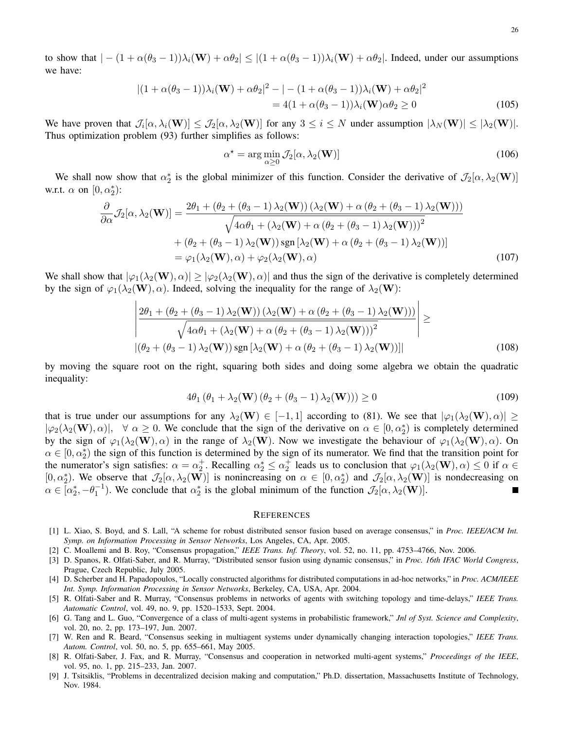to show that $|-(1+\alpha(\theta_3-1))\lambda_i(\mathbf{W})+\alpha\theta_2| \leq |(1+\alpha(\theta_3-1))\lambda_i(\mathbf{W})+\alpha\theta_2|$. Indeed, under our assumptions we have:

$$
\begin{aligned}
|(1+\alpha(\theta_3-1))\lambda_i(\mathbf{W})+\alpha\theta_2|^2 - |-(1+\alpha(\theta_3-1))\lambda_i(\mathbf{W})+\alpha\theta_2|^2 \\
= 4(1+\alpha(\theta_3-1))\lambda_i(\mathbf{W})\alpha\theta_2 \geq 0
\end{aligned} \tag{105}
$$

We have proven that $\mathcal{J}_i[\alpha, \lambda_i(\mathbf{W})] \leq \mathcal{J}_2[\alpha, \lambda_2(\mathbf{W})]$ for any $3 \leq i \leq N$ under assumption $|\lambda_N(\mathbf{W})| \leq |\lambda_2(\mathbf{W})|$. Thus optimization problem (93) further simplifies as follows:

$$
\alpha^\star = \arg\min_{\alpha \geq 0} \mathcal{J}_2[\alpha, \lambda_2(\mathbf{W})] \tag{106}
$$

We shall now show that $\alpha_2^*$ is the global minimizer of this function. Consider the derivative of $\mathcal{J}_2[\alpha, \lambda_2(\mathbf{W})]$ w.r.t. $\alpha$ on $[0, \alpha_2^*)$:

$$
\begin{aligned}
\frac{\partial}{\partial \alpha}\mathcal{J}_2[\alpha, \lambda_2(\mathbf{W})] &= \frac{2\theta_1 + (\theta_2 + (\theta_3-1)\lambda_2(\mathbf{W}))\left(\lambda_2(\mathbf{W}) + \alpha\left(\theta_2 + (\theta_3-1)\lambda_2(\mathbf{W})\right)\right)}{\sqrt{4\alpha\theta_1 + \left(\lambda_2(\mathbf{W}) + \alpha\left(\theta_2 + (\theta_3-1)\lambda_2(\mathbf{W})\right)\right)^2}} \\
&\quad + (\theta_2 + (\theta_3-1)\lambda_2(\mathbf{W}))\operatorname{sgn}\left[\lambda_2(\mathbf{W}) + \alpha\left(\theta_2 + (\theta_3-1)\lambda_2(\mathbf{W})\right)\right] \\
&= \varphi_1(\lambda_2(\mathbf{W}), \alpha) + \varphi_2(\lambda_2(\mathbf{W}), \alpha)
\end{aligned} \tag{107}
$$

We shall show that $|\varphi_1(\lambda_2(\mathbf{W}), \alpha)| \geq |\varphi_2(\lambda_2(\mathbf{W}), \alpha)|$ and thus the sign of the derivative is completely determined by the sign of $\varphi_1(\lambda_2(\mathbf{W}), \alpha)$. Indeed, solving the inequality for the range of $\lambda_2(\mathbf{W})$:

$$
\begin{aligned}
&\left|\frac{2\theta_1 + (\theta_2 + (\theta_3-1)\lambda_2(\mathbf{W}))\left(\lambda_2(\mathbf{W}) + \alpha\left(\theta_2 + (\theta_3-1)\lambda_2(\mathbf{W})\right)\right)}{\sqrt{4\alpha\theta_1 + \left(\lambda_2(\mathbf{W}) + \alpha\left(\theta_2 + (\theta_3-1)\lambda_2(\mathbf{W})\right)\right)^2}}\right| \geq \\
&|(\theta_2 + (\theta_3-1)\lambda_2(\mathbf{W}))\operatorname{sgn}\left[\lambda_2(\mathbf{W}) + \alpha\left(\theta_2 + (\theta_3-1)\lambda_2(\mathbf{W})\right)\right]|
\end{aligned} \tag{108}
$$

by moving the square root on the right, squaring both sides and doing some algebra we obtain the quadratic inequality:

$$
4\theta_1\left(\theta_1 + \lambda_2(\mathbf{W})\left(\theta_2 + (\theta_3-1)\lambda_2(\mathbf{W})\right)\right) \geq 0 \tag{109}
$$

that is true under our assumptions for any $\lambda_2(\mathbf{W}) \in [-1, 1]$ according to (81). We see that $|\varphi_1(\lambda_2(\mathbf{W}), \alpha)| \geq |\varphi_2(\lambda_2(\mathbf{W}), \alpha)|, \ \ \forall\ \alpha \geq 0$. We conclude that the sign of the derivative on $\alpha \in [0, \alpha_2^*)$ is completely determined by the sign of $\varphi_1(\lambda_2(\mathbf{W}), \alpha)$ in the range of $\lambda_2(\mathbf{W})$. Now we investigate the behaviour of $\varphi_1(\lambda_2(\mathbf{W}), \alpha)$. On $\alpha \in [0, \alpha_2^*)$ the sign of this function is determined by the sign of its numerator. We find that the transition point for the numerator's sign satisfies: $\alpha = \alpha_2^+$. Recalling $\alpha_2^* \leq \alpha_2^+$ leads us to conclusion that $\varphi_1(\lambda_2(\mathbf{W}), \alpha) \leq 0$ if $\alpha \in [0, \alpha_2^*)$. We observe that $\mathcal{J}_2[\alpha, \lambda_2(\mathbf{W})]$ is nonincreasing on $\alpha \in [0, \alpha_2^*)$ and $\mathcal{J}_2[\alpha, \lambda_2(\mathbf{W})]$ is nondecreasing on $\alpha \in [\alpha_2^*, -\theta_1^{-1})$. We conclude that $\alpha_2^*$ is the global minimum of the function $\mathcal{J}_2[\alpha, \lambda_2(\mathbf{W})]$. ∎

# REFERENCES

[1] L. Xiao, S. Boyd, and S. Lall, "A scheme for robust distributed sensor fusion based on average consensus," in *Proc. IEEE/ACM Int. Symp. on Information Processing in Sensor Networks*, Los Angeles, CA, Apr. 2005.

[2] C. Moallemi and B. Roy, "Consensus propagation," *IEEE Trans. Inf. Theory*, vol. 52, no. 11, pp. 4753–4766, Nov. 2006.

[3] D. Spanos, R. Olfati-Saber, and R. Murray, "Distributed sensor fusion using dynamic consensus," in *Proc. 16th IFAC World Congress*, Prague, Czech Republic, July 2005.

[4] D. Scherber and H. Papadopoulos, "Locally constructed algorithms for distributed computations in ad-hoc networks," in *Proc. ACM/IEEE Int. Symp. Information Processing in Sensor Networks*, Berkeley, CA, USA, Apr. 2004.

[5] R. Olfati-Saber and R. Murray, "Consensus problems in networks of agents with switching topology and time-delays," *IEEE Trans. Automatic Control*, vol. 49, no. 9, pp. 1520–1533, Sept. 2004.

[6] G. Tang and L. Guo, "Convergence of a class of multi-agent systems in probabilistic framework," *Jnl of Syst. Science and Complexity*, vol. 20, no. 2, pp. 173–197, Jun. 2007.

[7] W. Ren and R. Beard, "Consensus seeking in multiagent systems under dynamically changing interaction topologies," *IEEE Trans. Autom. Control*, vol. 50, no. 5, pp. 655–661, May 2005.

[8] R. Olfati-Saber, J. Fax, and R. Murray, "Consensus and cooperation in networked multi-agent systems," *Proceedings of the IEEE*, vol. 95, no. 1, pp. 215–233, Jan. 2007.

[9] J. Tsitsiklis, "Problems in decentralized decision making and computation," Ph.D. dissertation, Massachusetts Institute of Technology, Nov. 1984.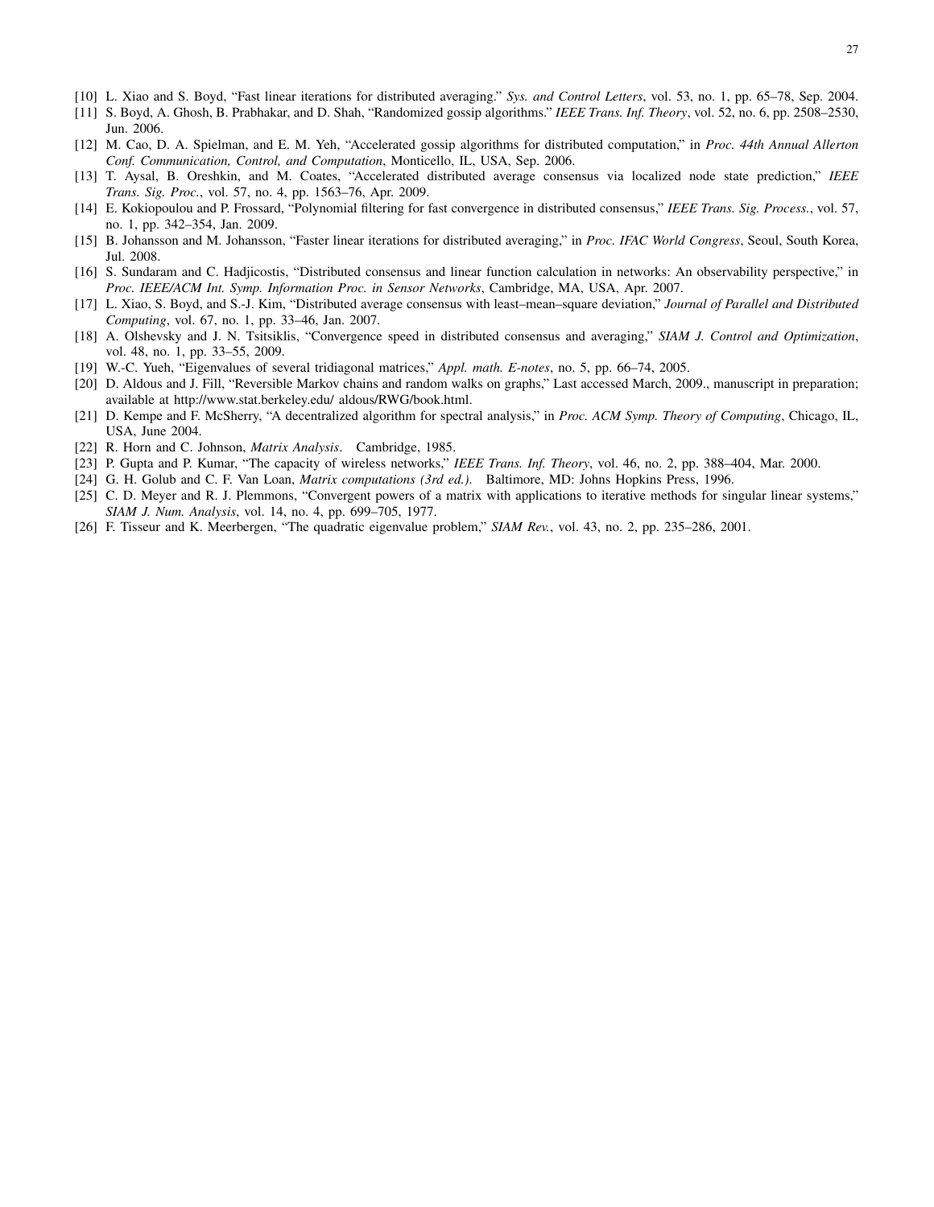[10] L. Xiao and S. Boyd, "Fast linear iterations for distributed averaging." *Sys. and Control Letters*, vol. 53, no. 1, pp. 65–78, Sep. 2004.

[11] S. Boyd, A. Ghosh, B. Prabhakar, and D. Shah, "Randomized gossip algorithms." *IEEE Trans. Inf. Theory*, vol. 52, no. 6, pp. 2508–2530, Jun. 2006.

[12] M. Cao, D. A. Spielman, and E. M. Yeh, "Accelerated gossip algorithms for distributed computation," in *Proc. 44th Annual Allerton Conf. Communication, Control, and Computation*, Monticello, IL, USA, Sep. 2006.

[13] T. Aysal, B. Oreshkin, and M. Coates, "Accelerated distributed average consensus via localized node state prediction," *IEEE Trans. Sig. Proc.*, vol. 57, no. 4, pp. 1563–76, Apr. 2009.

[14] E. Kokiopoulou and P. Frossard, "Polynomial filtering for fast convergence in distributed consensus," *IEEE Trans. Sig. Process.*, vol. 57, no. 1, pp. 342–354, Jan. 2009.

[15] B. Johansson and M. Johansson, "Faster linear iterations for distributed averaging," in *Proc. IFAC World Congress*, Seoul, South Korea, Jul. 2008.

[16] S. Sundaram and C. Hadjicostis, "Distributed consensus and linear function calculation in networks: An observability perspective," in *Proc. IEEE/ACM Int. Symp. Information Proc. in Sensor Networks*, Cambridge, MA, USA, Apr. 2007.

[17] L. Xiao, S. Boyd, and S.-J. Kim, "Distributed average consensus with least–mean–square deviation," *Journal of Parallel and Distributed Computing*, vol. 67, no. 1, pp. 33–46, Jan. 2007.

[18] A. Olshevsky and J. N. Tsitsiklis, "Convergence speed in distributed consensus and averaging," *SIAM J. Control and Optimization*, vol. 48, no. 1, pp. 33–55, 2009.

[19] W.-C. Yueh, "Eigenvalues of several tridiagonal matrices," *Appl. math. E-notes*, no. 5, pp. 66–74, 2005.

[20] D. Aldous and J. Fill, "Reversible Markov chains and random walks on graphs," Last accessed March, 2009., manuscript in preparation; available at http://www.stat.berkeley.edu/ aldous/RWG/book.html.

[21] D. Kempe and F. McSherry, "A decentralized algorithm for spectral analysis," in *Proc. ACM Symp. Theory of Computing*, Chicago, IL, USA, June 2004.

[22] R. Horn and C. Johnson, *Matrix Analysis*. Cambridge, 1985.

[23] P. Gupta and P. Kumar, "The capacity of wireless networks," *IEEE Trans. Inf. Theory*, vol. 46, no. 2, pp. 388–404, Mar. 2000.

[24] G. H. Golub and C. F. Van Loan, *Matrix computations (3rd ed.)*. Baltimore, MD: Johns Hopkins Press, 1996.

[25] C. D. Meyer and R. J. Plemmons, "Convergent powers of a matrix with applications to iterative methods for singular linear systems," *SIAM J. Num. Analysis*, vol. 14, no. 4, pp. 699–705, 1977.

[26] F. Tisseur and K. Meerbergen, "The quadratic eigenvalue problem," *SIAM Rev.*, vol. 43, no. 2, pp. 235–286, 2001.